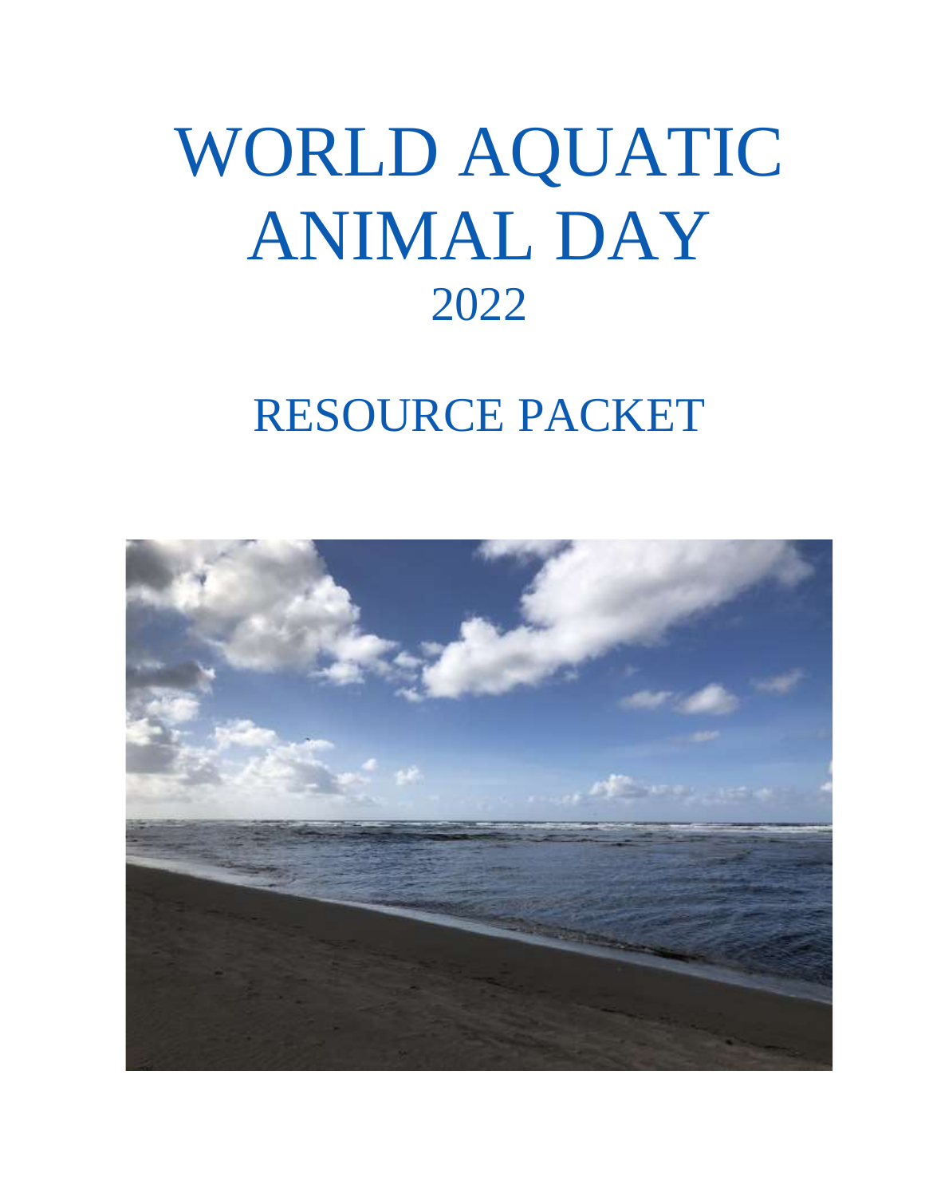# WORLD AQUATIC ANIMAL DAY

## 2022

## RESOURCE PACKET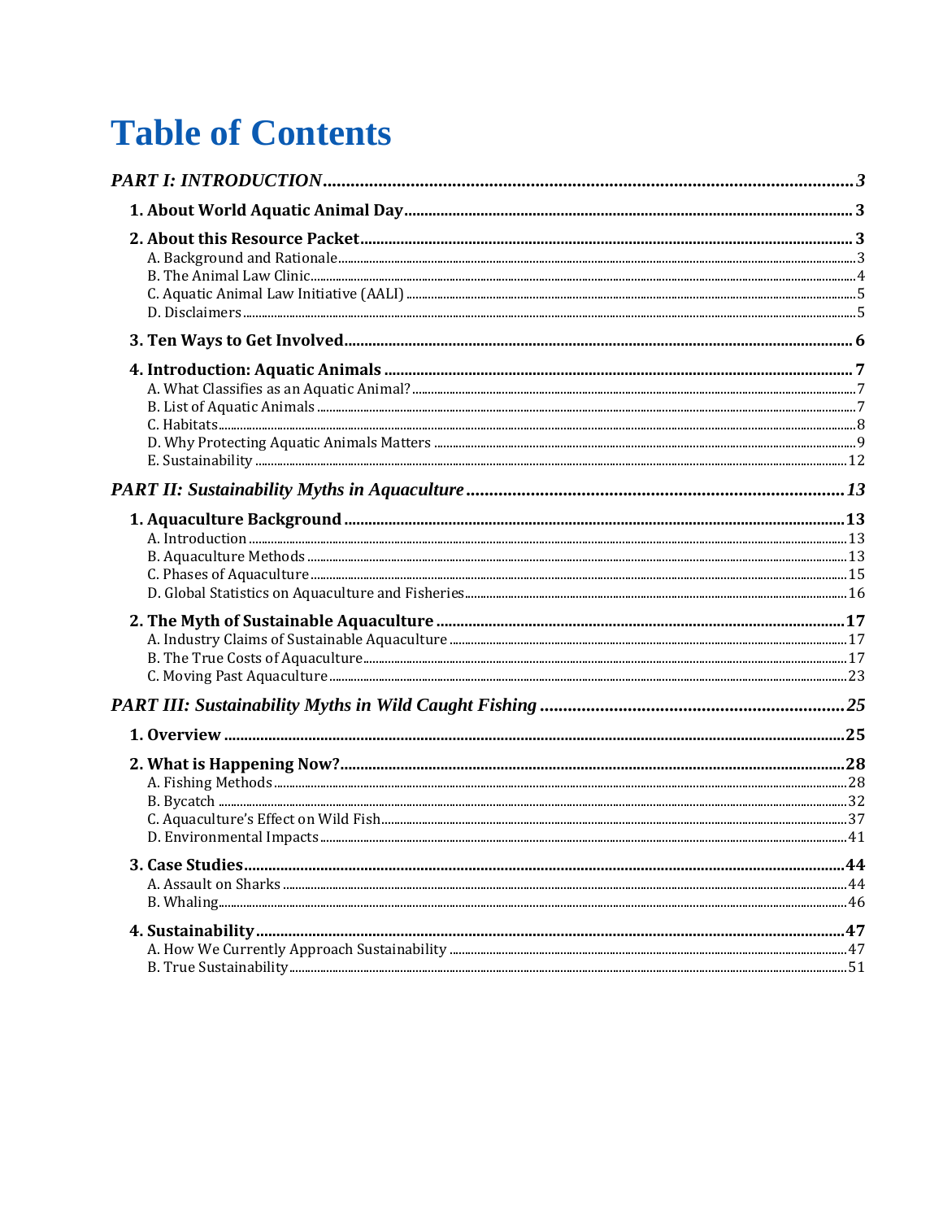# Table of Contents

*PART I: INTRODUCTION* ..... 3

**1. About World Aquatic Animal Day** ..... 3

**2. About this Resource Packet** ..... 3
- A. Background and Rationale ..... 3
- B. The Animal Law Clinic ..... 4
- C. Aquatic Animal Law Initiative (AALI) ..... 5
- D. Disclaimers ..... 5

**3. Ten Ways to Get Involved** ..... 6

**4. Introduction: Aquatic Animals** ..... 7
- A. What Classifies as an Aquatic Animal? ..... 7
- B. List of Aquatic Animals ..... 7
- C. Habitats ..... 8
- D. Why Protecting Aquatic Animals Matters ..... 9
- E. Sustainability ..... 12

*PART II: Sustainability Myths in Aquaculture* ..... 13

**1. Aquaculture Background** ..... 13
- A. Introduction ..... 13
- B. Aquaculture Methods ..... 13
- C. Phases of Aquaculture ..... 15
- D. Global Statistics on Aquaculture and Fisheries ..... 16

**2. The Myth of Sustainable Aquaculture** ..... 17
- A. Industry Claims of Sustainable Aquaculture ..... 17
- B. The True Costs of Aquaculture ..... 17
- C. Moving Past Aquaculture ..... 23

*PART III: Sustainability Myths in Wild Caught Fishing* ..... 25

**1. Overview** ..... 25

**2. What is Happening Now?** ..... 28
- A. Fishing Methods ..... 28
- B. Bycatch ..... 32
- C. Aquaculture's Effect on Wild Fish ..... 37
- D. Environmental Impacts ..... 41

**3. Case Studies** ..... 44
- A. Assault on Sharks ..... 44
- B. Whaling ..... 46

**4. Sustainability** ..... 47
- A. How We Currently Approach Sustainability ..... 47
- B. True Sustainability ..... 51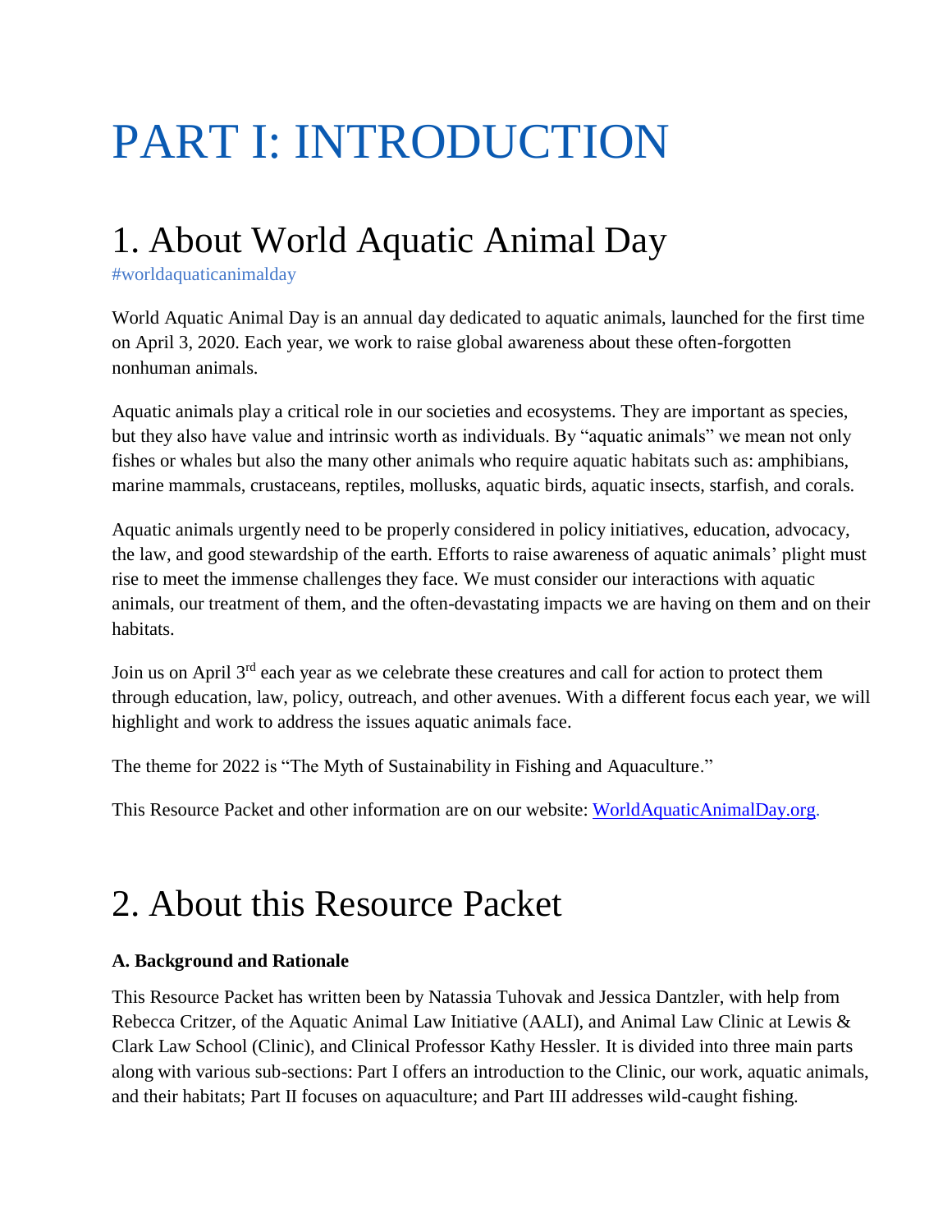# PART I: INTRODUCTION

## 1. About World Aquatic Animal Day

#worldaquaticanimalday

World Aquatic Animal Day is an annual day dedicated to aquatic animals, launched for the first time on April 3, 2020. Each year, we work to raise global awareness about these often-forgotten nonhuman animals.

Aquatic animals play a critical role in our societies and ecosystems. They are important as species, but they also have value and intrinsic worth as individuals. By "aquatic animals" we mean not only fishes or whales but also the many other animals who require aquatic habitats such as: amphibians, marine mammals, crustaceans, reptiles, mollusks, aquatic birds, aquatic insects, starfish, and corals.

Aquatic animals urgently need to be properly considered in policy initiatives, education, advocacy, the law, and good stewardship of the earth. Efforts to raise awareness of aquatic animals' plight must rise to meet the immense challenges they face. We must consider our interactions with aquatic animals, our treatment of them, and the often-devastating impacts we are having on them and on their habitats.

Join us on April 3rd each year as we celebrate these creatures and call for action to protect them through education, law, policy, outreach, and other avenues. With a different focus each year, we will highlight and work to address the issues aquatic animals face.

The theme for 2022 is "The Myth of Sustainability in Fishing and Aquaculture."

This Resource Packet and other information are on our website: [WorldAquaticAnimalDay.org](WorldAquaticAnimalDay.org).

## 2. About this Resource Packet

**A. Background and Rationale**

This Resource Packet has written been by Natassia Tuhovak and Jessica Dantzler, with help from Rebecca Critzer, of the Aquatic Animal Law Initiative (AALI), and Animal Law Clinic at Lewis & Clark Law School (Clinic), and Clinical Professor Kathy Hessler. It is divided into three main parts along with various sub-sections: Part I offers an introduction to the Clinic, our work, aquatic animals, and their habitats; Part II focuses on aquaculture; and Part III addresses wild-caught fishing.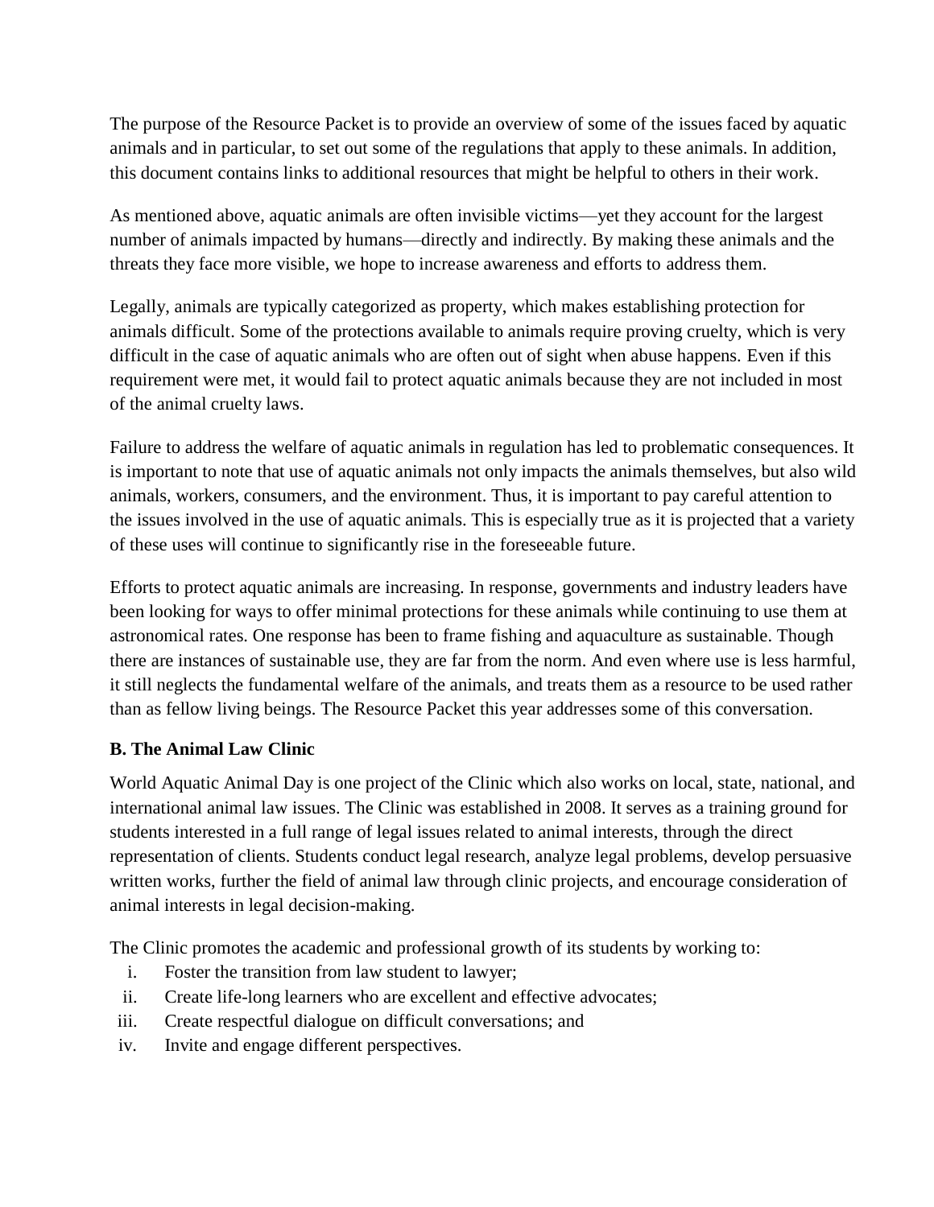The purpose of the Resource Packet is to provide an overview of some of the issues faced by aquatic animals and in particular, to set out some of the regulations that apply to these animals. In addition, this document contains links to additional resources that might be helpful to others in their work.

As mentioned above, aquatic animals are often invisible victims—yet they account for the largest number of animals impacted by humans—directly and indirectly. By making these animals and the threats they face more visible, we hope to increase awareness and efforts to address them.

Legally, animals are typically categorized as property, which makes establishing protection for animals difficult. Some of the protections available to animals require proving cruelty, which is very difficult in the case of aquatic animals who are often out of sight when abuse happens. Even if this requirement were met, it would fail to protect aquatic animals because they are not included in most of the animal cruelty laws.

Failure to address the welfare of aquatic animals in regulation has led to problematic consequences. It is important to note that use of aquatic animals not only impacts the animals themselves, but also wild animals, workers, consumers, and the environment. Thus, it is important to pay careful attention to the issues involved in the use of aquatic animals. This is especially true as it is projected that a variety of these uses will continue to significantly rise in the foreseeable future.

Efforts to protect aquatic animals are increasing. In response, governments and industry leaders have been looking for ways to offer minimal protections for these animals while continuing to use them at astronomical rates. One response has been to frame fishing and aquaculture as sustainable. Though there are instances of sustainable use, they are far from the norm. And even where use is less harmful, it still neglects the fundamental welfare of the animals, and treats them as a resource to be used rather than as fellow living beings. The Resource Packet this year addresses some of this conversation.

**B. The Animal Law Clinic**

World Aquatic Animal Day is one project of the Clinic which also works on local, state, national, and international animal law issues. The Clinic was established in 2008. It serves as a training ground for students interested in a full range of legal issues related to animal interests, through the direct representation of clients. Students conduct legal research, analyze legal problems, develop persuasive written works, further the field of animal law through clinic projects, and encourage consideration of animal interests in legal decision-making.

The Clinic promotes the academic and professional growth of its students by working to:

i. Foster the transition from law student to lawyer;
ii. Create life-long learners who are excellent and effective advocates;
iii. Create respectful dialogue on difficult conversations; and
iv. Invite and engage different perspectives.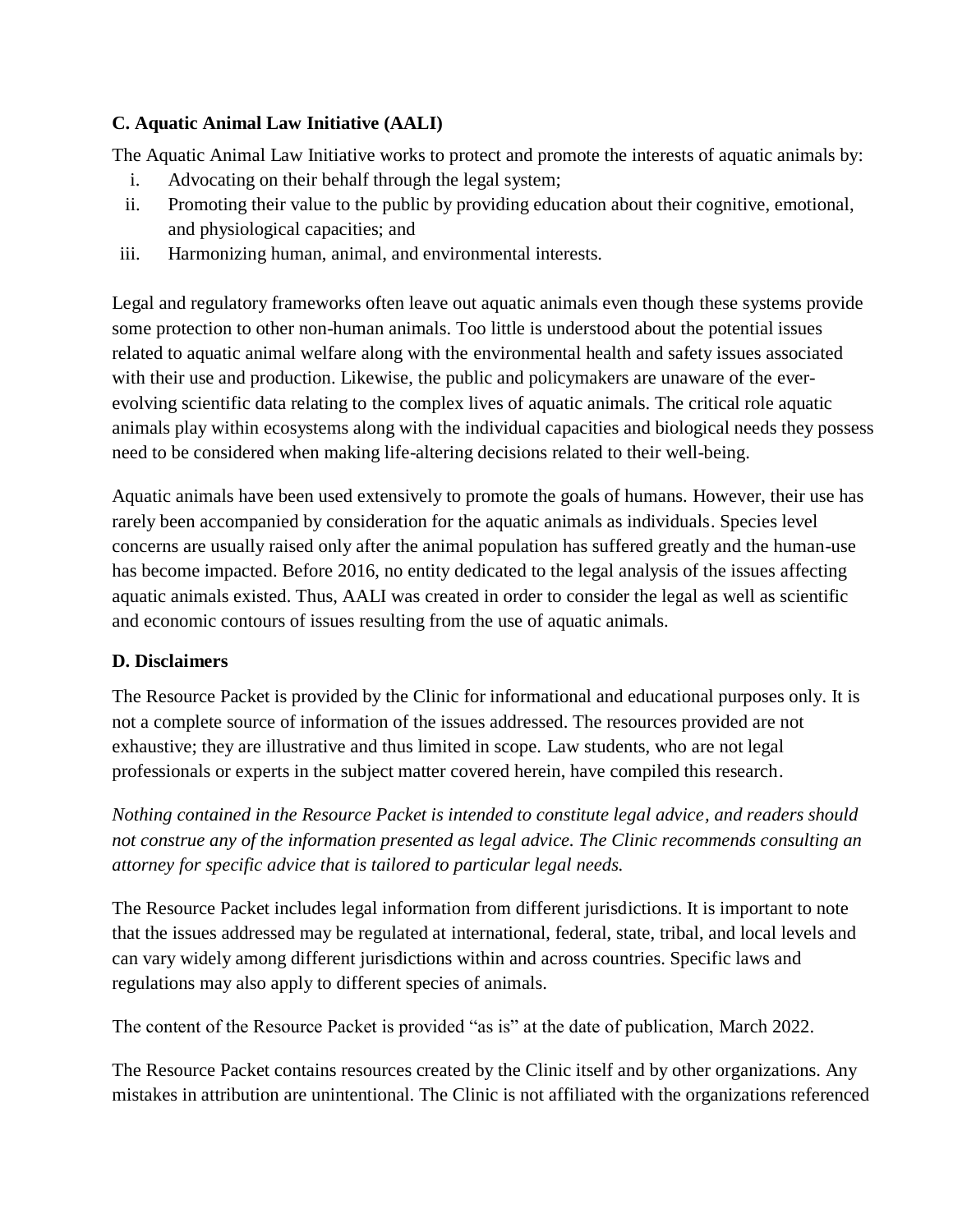### C. Aquatic Animal Law Initiative (AALI)

The Aquatic Animal Law Initiative works to protect and promote the interests of aquatic animals by:

i. Advocating on their behalf through the legal system;
ii. Promoting their value to the public by providing education about their cognitive, emotional, and physiological capacities; and
iii. Harmonizing human, animal, and environmental interests.

Legal and regulatory frameworks often leave out aquatic animals even though these systems provide some protection to other non-human animals. Too little is understood about the potential issues related to aquatic animal welfare along with the environmental health and safety issues associated with their use and production. Likewise, the public and policymakers are unaware of the ever-evolving scientific data relating to the complex lives of aquatic animals. The critical role aquatic animals play within ecosystems along with the individual capacities and biological needs they possess need to be considered when making life-altering decisions related to their well-being.

Aquatic animals have been used extensively to promote the goals of humans. However, their use has rarely been accompanied by consideration for the aquatic animals as individuals. Species level concerns are usually raised only after the animal population has suffered greatly and the human-use has become impacted. Before 2016, no entity dedicated to the legal analysis of the issues affecting aquatic animals existed. Thus, AALI was created in order to consider the legal as well as scientific and economic contours of issues resulting from the use of aquatic animals.

### D. Disclaimers

The Resource Packet is provided by the Clinic for informational and educational purposes only. It is not a complete source of information of the issues addressed. The resources provided are not exhaustive; they are illustrative and thus limited in scope. Law students, who are not legal professionals or experts in the subject matter covered herein, have compiled this research.

*Nothing contained in the Resource Packet is intended to constitute legal advice, and readers should not construe any of the information presented as legal advice. The Clinic recommends consulting an attorney for specific advice that is tailored to particular legal needs.*

The Resource Packet includes legal information from different jurisdictions. It is important to note that the issues addressed may be regulated at international, federal, state, tribal, and local levels and can vary widely among different jurisdictions within and across countries. Specific laws and regulations may also apply to different species of animals.

The content of the Resource Packet is provided "as is" at the date of publication, March 2022.

The Resource Packet contains resources created by the Clinic itself and by other organizations. Any mistakes in attribution are unintentional. The Clinic is not affiliated with the organizations referenced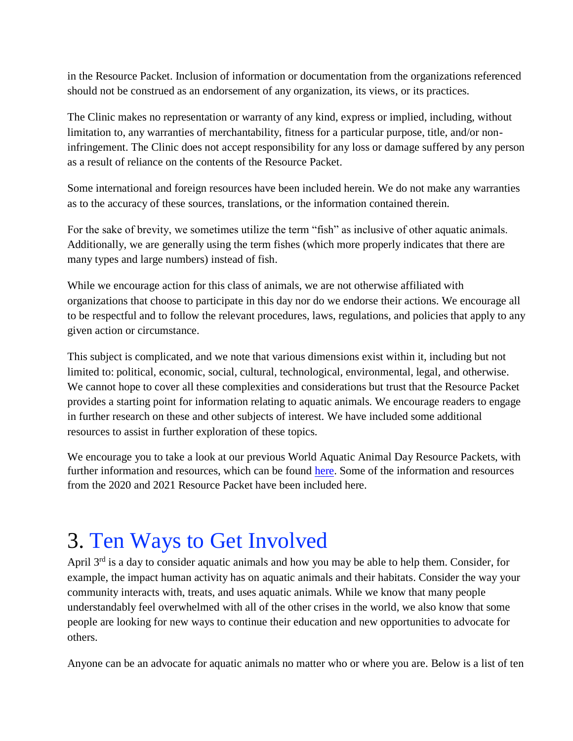in the Resource Packet. Inclusion of information or documentation from the organizations referenced should not be construed as an endorsement of any organization, its views, or its practices.

The Clinic makes no representation or warranty of any kind, express or implied, including, without limitation to, any warranties of merchantability, fitness for a particular purpose, title, and/or non-infringement. The Clinic does not accept responsibility for any loss or damage suffered by any person as a result of reliance on the contents of the Resource Packet.

Some international and foreign resources have been included herein. We do not make any warranties as to the accuracy of these sources, translations, or the information contained therein.

For the sake of brevity, we sometimes utilize the term "fish" as inclusive of other aquatic animals. Additionally, we are generally using the term fishes (which more properly indicates that there are many types and large numbers) instead of fish.

While we encourage action for this class of animals, we are not otherwise affiliated with organizations that choose to participate in this day nor do we endorse their actions. We encourage all to be respectful and to follow the relevant procedures, laws, regulations, and policies that apply to any given action or circumstance.

This subject is complicated, and we note that various dimensions exist within it, including but not limited to: political, economic, social, cultural, technological, environmental, legal, and otherwise. We cannot hope to cover all these complexities and considerations but trust that the Resource Packet provides a starting point for information relating to aquatic animals. We encourage readers to engage in further research on these and other subjects of interest. We have included some additional resources to assist in further exploration of these topics.

We encourage you to take a look at our previous World Aquatic Animal Day Resource Packets, with further information and resources, which can be found here. Some of the information and resources from the 2020 and 2021 Resource Packet have been included here.

# 3. Ten Ways to Get Involved

April 3rd is a day to consider aquatic animals and how you may be able to help them. Consider, for example, the impact human activity has on aquatic animals and their habitats. Consider the way your community interacts with, treats, and uses aquatic animals. While we know that many people understandably feel overwhelmed with all of the other crises in the world, we also know that some people are looking for new ways to continue their education and new opportunities to advocate for others.

Anyone can be an advocate for aquatic animals no matter who or where you are. Below is a list of ten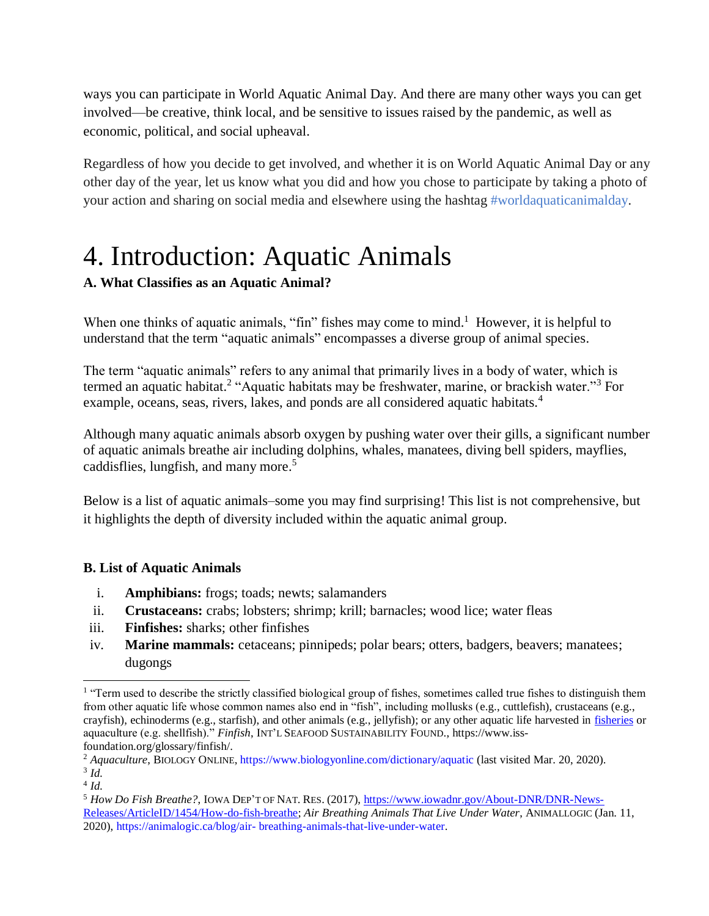ways you can participate in World Aquatic Animal Day. And there are many other ways you can get involved—be creative, think local, and be sensitive to issues raised by the pandemic, as well as economic, political, and social upheaval.

Regardless of how you decide to get involved, and whether it is on World Aquatic Animal Day or any other day of the year, let us know what you did and how you chose to participate by taking a photo of your action and sharing on social media and elsewhere using the hashtag #worldaquaticanimalday.

# 4. Introduction: Aquatic Animals

### A. What Classifies as an Aquatic Animal?

When one thinks of aquatic animals, "fin" fishes may come to mind.[1] However, it is helpful to understand that the term "aquatic animals" encompasses a diverse group of animal species.

The term "aquatic animals" refers to any animal that primarily lives in a body of water, which is termed an aquatic habitat.[2] "Aquatic habitats may be freshwater, marine, or brackish water."[3] For example, oceans, seas, rivers, lakes, and ponds are all considered aquatic habitats.[4]

Although many aquatic animals absorb oxygen by pushing water over their gills, a significant number of aquatic animals breathe air including dolphins, whales, manatees, diving bell spiders, mayflies, caddisflies, lungfish, and many more.[5]

Below is a list of aquatic animals–some you may find surprising! This list is not comprehensive, but it highlights the depth of diversity included within the aquatic animal group.

### B. List of Aquatic Animals

i. **Amphibians:** frogs; toads; newts; salamanders
ii. **Crustaceans:** crabs; lobsters; shrimp; krill; barnacles; wood lice; water fleas
iii. **Finfishes:** sharks; other finfishes
iv. **Marine mammals:** cetaceans; pinnipeds; polar bears; otters, badgers, beavers; manatees; dugongs

---

[1] "Term used to describe the strictly classified biological group of fishes, sometimes called true fishes to distinguish them from other aquatic life whose common names also end in "fish", including mollusks (e.g., cuttlefish), crustaceans (e.g., crayfish), echinoderms (e.g., starfish), and other animals (e.g., jellyfish); or any other aquatic life harvested in fisheries or aquaculture (e.g. shellfish)." *Finfish*, INT'L SEAFOOD SUSTAINABILITY FOUND., https://www.iss-foundation.org/glossary/finfish/.

[2] *Aquaculture*, BIOLOGY ONLINE, https://www.biologyonline.com/dictionary/aquatic (last visited Mar. 20, 2020).

[3] *Id.*

[4] *Id.*

[5] *How Do Fish Breathe?*, IOWA DEP'T OF NAT. RES. (2017), https://www.iowadnr.gov/About-DNR/DNR-News-Releases/ArticleID/1454/How-do-fish-breathe; *Air Breathing Animals That Live Under Water*, ANIMALLOGIC (Jan. 11, 2020), https://animalogic.ca/blog/air- breathing-animals-that-live-under-water.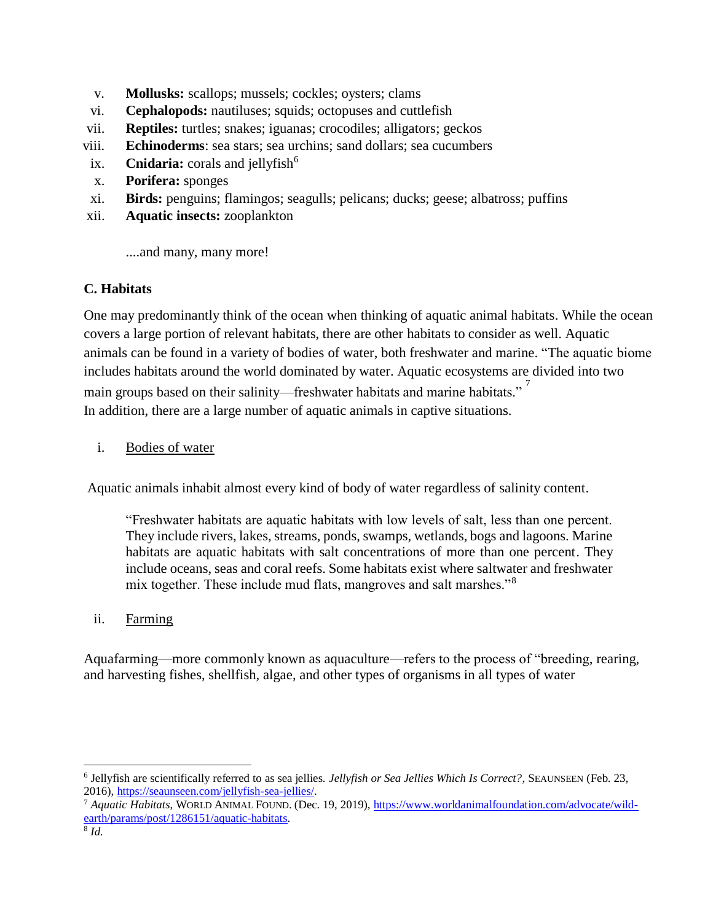v. **Mollusks:** scallops; mussels; cockles; oysters; clams
vi. **Cephalopods:** nautiluses; squids; octopuses and cuttlefish
vii. **Reptiles:** turtles; snakes; iguanas; crocodiles; alligators; geckos
viii. **Echinoderms**: sea stars; sea urchins; sand dollars; sea cucumbers
ix. **Cnidaria:** corals and jellyfish[6]
x. **Porifera:** sponges
xi. **Birds:** penguins; flamingos; seagulls; pelicans; ducks; geese; albatross; puffins
xii. **Aquatic insects:** zooplankton

....and many, many more!

**C. Habitats**

One may predominantly think of the ocean when thinking of aquatic animal habitats. While the ocean covers a large portion of relevant habitats, there are other habitats to consider as well. Aquatic animals can be found in a variety of bodies of water, both freshwater and marine. "The aquatic biome includes habitats around the world dominated by water. Aquatic ecosystems are divided into two main groups based on their salinity—freshwater habitats and marine habitats."[7] In addition, there are a large number of aquatic animals in captive situations.

i. Bodies of water

Aquatic animals inhabit almost every kind of body of water regardless of salinity content.

> "Freshwater habitats are aquatic habitats with low levels of salt, less than one percent. They include rivers, lakes, streams, ponds, swamps, wetlands, bogs and lagoons. Marine habitats are aquatic habitats with salt concentrations of more than one percent. They include oceans, seas and coral reefs. Some habitats exist where saltwater and freshwater mix together. These include mud flats, mangroves and salt marshes."[8]

ii. Farming

Aquafarming—more commonly known as aquaculture—refers to the process of "breeding, rearing, and harvesting fishes, shellfish, algae, and other types of organisms in all types of water

---

[6] Jellyfish are scientifically referred to as sea jellies. *Jellyfish or Sea Jellies Which Is Correct?*, SEAUNSEEN (Feb. 23, 2016), https://seaunseen.com/jellyfish-sea-jellies/.
[7] *Aquatic Habitats*, WORLD ANIMAL FOUND. (Dec. 19, 2019), https://www.worldanimalfoundation.com/advocate/wild-earth/params/post/1286151/aquatic-habitats.
[8] *Id.*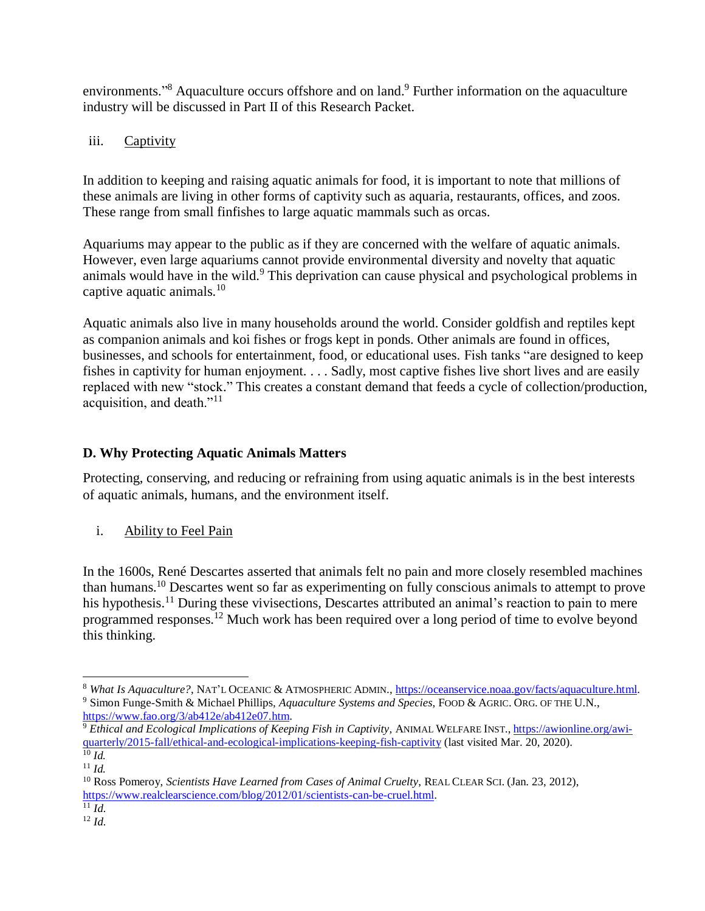environments."[8] Aquaculture occurs offshore and on land.[9] Further information on the aquaculture industry will be discussed in Part II of this Research Packet.

iii. Captivity

In addition to keeping and raising aquatic animals for food, it is important to note that millions of these animals are living in other forms of captivity such as aquaria, restaurants, offices, and zoos. These range from small finfishes to large aquatic mammals such as orcas.

Aquariums may appear to the public as if they are concerned with the welfare of aquatic animals. However, even large aquariums cannot provide environmental diversity and novelty that aquatic animals would have in the wild.[9] This deprivation can cause physical and psychological problems in captive aquatic animals.[10]

Aquatic animals also live in many households around the world. Consider goldfish and reptiles kept as companion animals and koi fishes or frogs kept in ponds. Other animals are found in offices, businesses, and schools for entertainment, food, or educational uses. Fish tanks "are designed to keep fishes in captivity for human enjoyment. . . . Sadly, most captive fishes live short lives and are easily replaced with new "stock." This creates a constant demand that feeds a cycle of collection/production, acquisition, and death."[11]

### D. Why Protecting Aquatic Animals Matters

Protecting, conserving, and reducing or refraining from using aquatic animals is in the best interests of aquatic animals, humans, and the environment itself.

i. Ability to Feel Pain

In the 1600s, René Descartes asserted that animals felt no pain and more closely resembled machines than humans.[10] Descartes went so far as experimenting on fully conscious animals to attempt to prove his hypothesis.[11] During these vivisections, Descartes attributed an animal's reaction to pain to mere programmed responses.[12] Much work has been required over a long period of time to evolve beyond this thinking.

---

[8] *What Is Aquaculture?*, NAT'L OCEANIC & ATMOSPHERIC ADMIN., https://oceanservice.noaa.gov/facts/aquaculture.html.
[9] Simon Funge-Smith & Michael Phillips, *Aquaculture Systems and Species*, FOOD & AGRIC. ORG. OF THE U.N., https://www.fao.org/3/ab412e/ab412e07.htm.
[9] *Ethical and Ecological Implications of Keeping Fish in Captivity*, ANIMAL WELFARE INST., https://awionline.org/awi-quarterly/2015-fall/ethical-and-ecological-implications-keeping-fish-captivity (last visited Mar. 20, 2020).
[10] *Id.*
[11] *Id.*
[10] Ross Pomeroy, *Scientists Have Learned from Cases of Animal Cruelty*, REAL CLEAR SCI. (Jan. 23, 2012), https://www.realclearscience.com/blog/2012/01/scientists-can-be-cruel.html.
[11] *Id.*
[12] *Id.*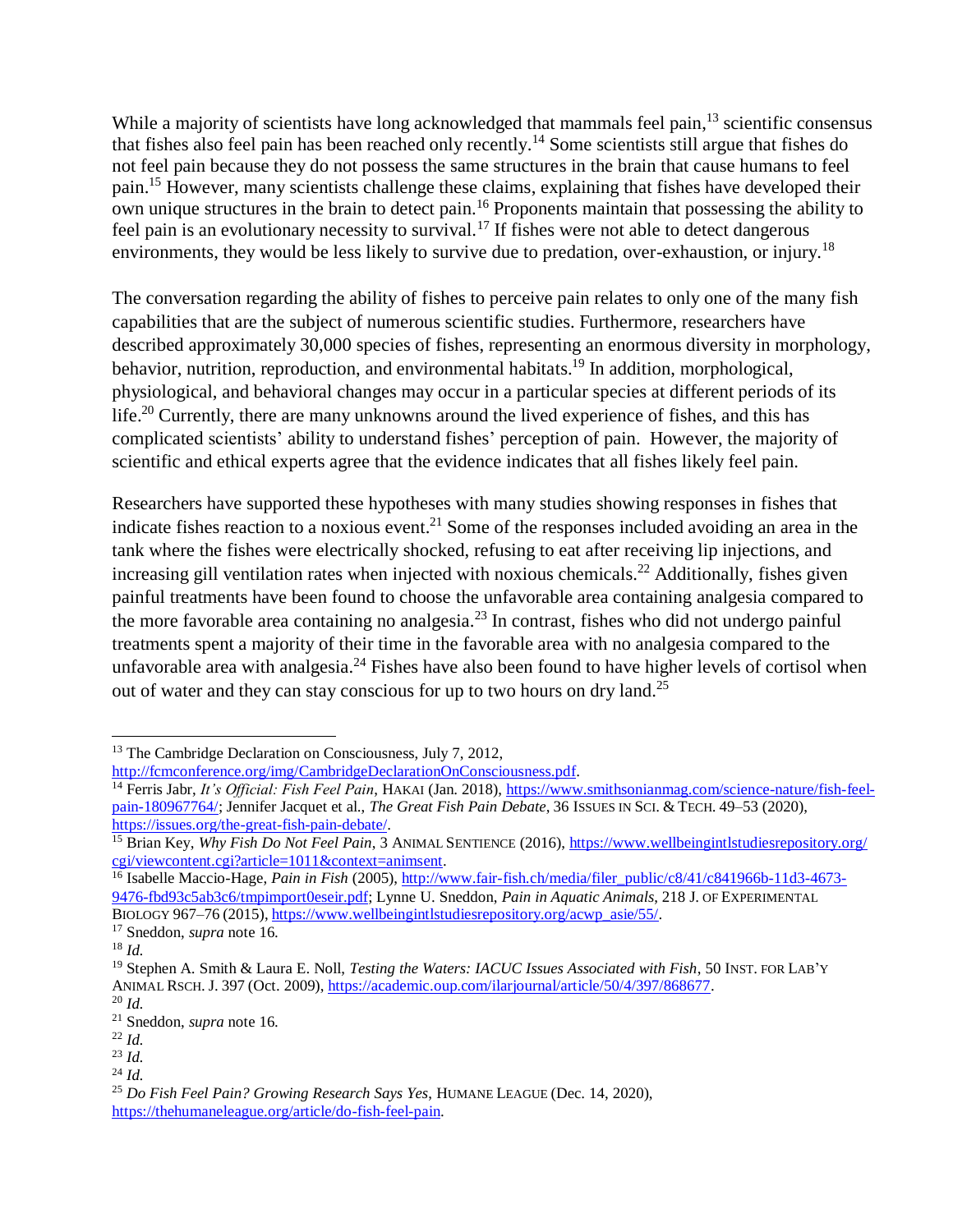While a majority of scientists have long acknowledged that mammals feel pain,[13] scientific consensus that fishes also feel pain has been reached only recently.[14] Some scientists still argue that fishes do not feel pain because they do not possess the same structures in the brain that cause humans to feel pain.[15] However, many scientists challenge these claims, explaining that fishes have developed their own unique structures in the brain to detect pain.[16] Proponents maintain that possessing the ability to feel pain is an evolutionary necessity to survival.[17] If fishes were not able to detect dangerous environments, they would be less likely to survive due to predation, over-exhaustion, or injury.[18]

The conversation regarding the ability of fishes to perceive pain relates to only one of the many fish capabilities that are the subject of numerous scientific studies. Furthermore, researchers have described approximately 30,000 species of fishes, representing an enormous diversity in morphology, behavior, nutrition, reproduction, and environmental habitats.[19] In addition, morphological, physiological, and behavioral changes may occur in a particular species at different periods of its life.[20] Currently, there are many unknowns around the lived experience of fishes, and this has complicated scientists' ability to understand fishes' perception of pain. However, the majority of scientific and ethical experts agree that the evidence indicates that all fishes likely feel pain.

Researchers have supported these hypotheses with many studies showing responses in fishes that indicate fishes reaction to a noxious event.[21] Some of the responses included avoiding an area in the tank where the fishes were electrically shocked, refusing to eat after receiving lip injections, and increasing gill ventilation rates when injected with noxious chemicals.[22] Additionally, fishes given painful treatments have been found to choose the unfavorable area containing analgesia compared to the more favorable area containing no analgesia.[23] In contrast, fishes who did not undergo painful treatments spent a majority of their time in the favorable area with no analgesia compared to the unfavorable area with analgesia.[24] Fishes have also been found to have higher levels of cortisol when out of water and they can stay conscious for up to two hours on dry land.[25]

---

[13] The Cambridge Declaration on Consciousness, July 7, 2012, http://fcmconference.org/img/CambridgeDeclarationOnConsciousness.pdf.

[14] Ferris Jabr, *It's Official: Fish Feel Pain*, HAKAI (Jan. 2018), https://www.smithsonianmag.com/science-nature/fish-feel-pain-180967764/; Jennifer Jacquet et al., *The Great Fish Pain Debate*, 36 ISSUES IN SCI. & TECH. 49–53 (2020), https://issues.org/the-great-fish-pain-debate/.

[15] Brian Key, *Why Fish Do Not Feel Pain*, 3 ANIMAL SENTIENCE (2016), https://www.wellbeingintlstudiesrepository.org/cgi/viewcontent.cgi?article=1011&context=animsent.

[16] Isabelle Maccio-Hage, *Pain in Fish* (2005), http://www.fair-fish.ch/media/filer_public/c8/41/c841966b-11d3-4673-9476-fbd93c5ab3c6/tmpimport0eseir.pdf; Lynne U. Sneddon, *Pain in Aquatic Animals*, 218 J. OF EXPERIMENTAL BIOLOGY 967–76 (2015), https://www.wellbeingintlstudiesrepository.org/acwp_asie/55/.

[17] Sneddon, *supra* note 16.

[18] *Id.*

[19] Stephen A. Smith & Laura E. Noll, *Testing the Waters: IACUC Issues Associated with Fish*, 50 INST. FOR LAB'Y ANIMAL RSCH. J. 397 (Oct. 2009), https://academic.oup.com/ilarjournal/article/50/4/397/868677.

[20] *Id.*

[21] Sneddon, *supra* note 16.

[22] *Id.*

[23] *Id.*

[24] *Id.*

[25] *Do Fish Feel Pain? Growing Research Says Yes*, HUMANE LEAGUE (Dec. 14, 2020), https://thehumaneleague.org/article/do-fish-feel-pain.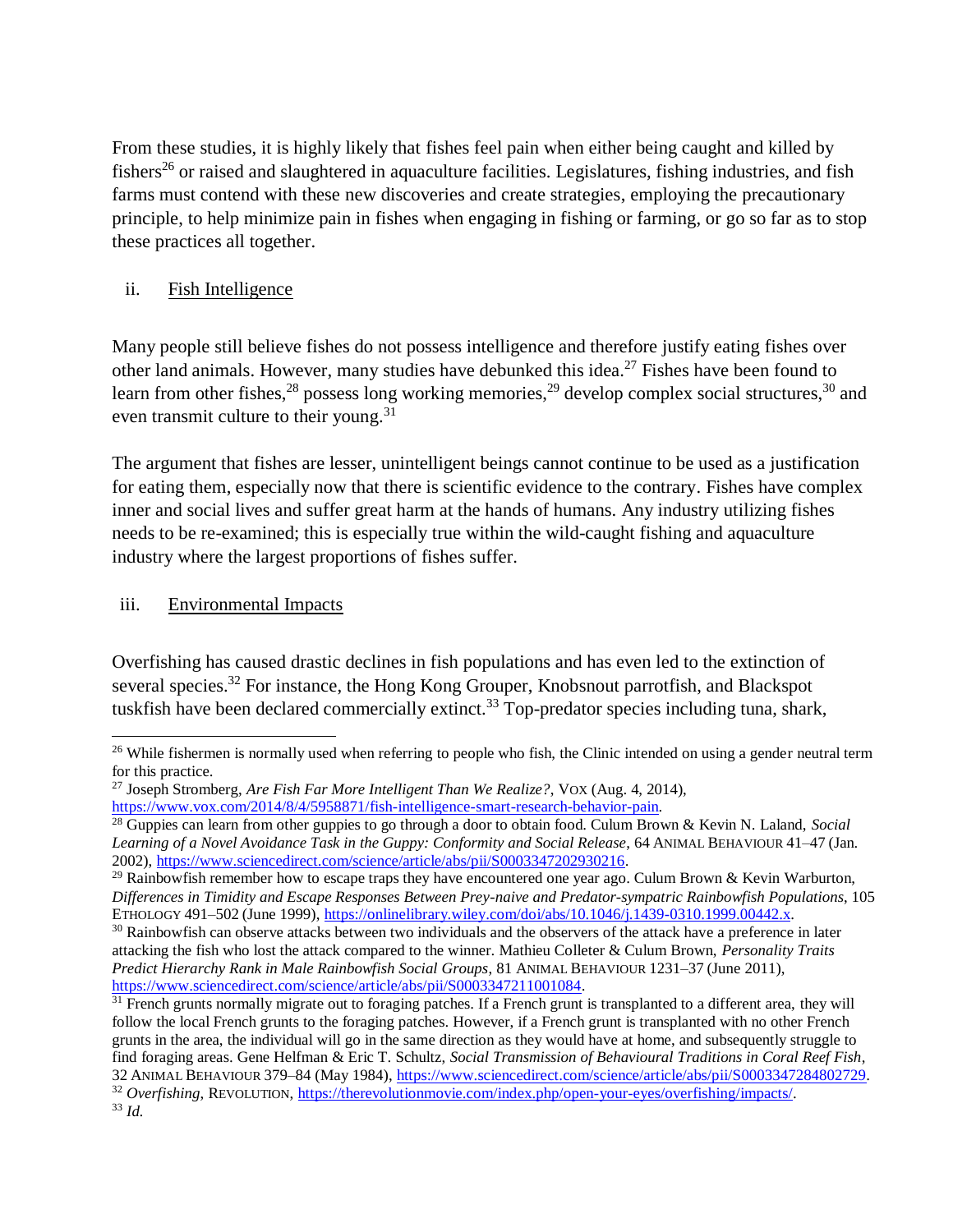From these studies, it is highly likely that fishes feel pain when either being caught and killed by fishers[26] or raised and slaughtered in aquaculture facilities. Legislatures, fishing industries, and fish farms must contend with these new discoveries and create strategies, employing the precautionary principle, to help minimize pain in fishes when engaging in fishing or farming, or go so far as to stop these practices all together.

### ii. Fish Intelligence

Many people still believe fishes do not possess intelligence and therefore justify eating fishes over other land animals. However, many studies have debunked this idea.[27] Fishes have been found to learn from other fishes,[28] possess long working memories,[29] develop complex social structures,[30] and even transmit culture to their young.[31]

The argument that fishes are lesser, unintelligent beings cannot continue to be used as a justification for eating them, especially now that there is scientific evidence to the contrary. Fishes have complex inner and social lives and suffer great harm at the hands of humans. Any industry utilizing fishes needs to be re-examined; this is especially true within the wild-caught fishing and aquaculture industry where the largest proportions of fishes suffer.

### iii. Environmental Impacts

Overfishing has caused drastic declines in fish populations and has even led to the extinction of several species.[32] For instance, the Hong Kong Grouper, Knobsnout parrotfish, and Blackspot tuskfish have been declared commercially extinct.[33] Top-predator species including tuna, shark,

---

[26] While fishermen is normally used when referring to people who fish, the Clinic intended on using a gender neutral term for this practice.

[27] Joseph Stromberg, *Are Fish Far More Intelligent Than We Realize?*, VOX (Aug. 4, 2014), https://www.vox.com/2014/8/4/5958871/fish-intelligence-smart-research-behavior-pain.

[28] Guppies can learn from other guppies to go through a door to obtain food. Culum Brown & Kevin N. Laland, *Social Learning of a Novel Avoidance Task in the Guppy: Conformity and Social Release*, 64 ANIMAL BEHAVIOUR 41–47 (Jan. 2002), https://www.sciencedirect.com/science/article/abs/pii/S0003347202930216.

[29] Rainbowfish remember how to escape traps they have encountered one year ago. Culum Brown & Kevin Warburton, *Differences in Timidity and Escape Responses Between Prey-naive and Predator-sympatric Rainbowfish Populations*, 105 ETHOLOGY 491–502 (June 1999), https://onlinelibrary.wiley.com/doi/abs/10.1046/j.1439-0310.1999.00442.x.

[30] Rainbowfish can observe attacks between two individuals and the observers of the attack have a preference in later attacking the fish who lost the attack compared to the winner. Mathieu Colleter & Culum Brown, *Personality Traits Predict Hierarchy Rank in Male Rainbowfish Social Groups*, 81 ANIMAL BEHAVIOUR 1231–37 (June 2011), https://www.sciencedirect.com/science/article/abs/pii/S0003347211001084.

[31] French grunts normally migrate out to foraging patches. If a French grunt is transplanted to a different area, they will follow the local French grunts to the foraging patches. However, if a French grunt is transplanted with no other French grunts in the area, the individual will go in the same direction as they would have at home, and subsequently struggle to find foraging areas. Gene Helfman & Eric T. Schultz, *Social Transmission of Behavioural Traditions in Coral Reef Fish*, 32 ANIMAL BEHAVIOUR 379–84 (May 1984), https://www.sciencedirect.com/science/article/abs/pii/S0003347284802729.

[32] *Overfishing*, REVOLUTION, https://therevolutionmovie.com/index.php/open-your-eyes/overfishing/impacts/.

[33] *Id.*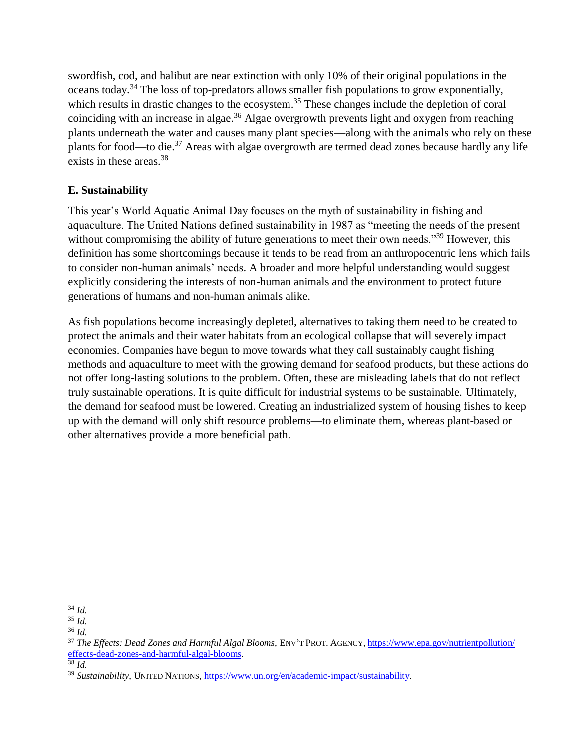swordfish, cod, and halibut are near extinction with only 10% of their original populations in the oceans today.[34] The loss of top-predators allows smaller fish populations to grow exponentially, which results in drastic changes to the ecosystem.[35] These changes include the depletion of coral coinciding with an increase in algae.[36] Algae overgrowth prevents light and oxygen from reaching plants underneath the water and causes many plant species—along with the animals who rely on these plants for food—to die.[37] Areas with algae overgrowth are termed dead zones because hardly any life exists in these areas.[38]

## E. Sustainability

This year's World Aquatic Animal Day focuses on the myth of sustainability in fishing and aquaculture. The United Nations defined sustainability in 1987 as "meeting the needs of the present without compromising the ability of future generations to meet their own needs."[39] However, this definition has some shortcomings because it tends to be read from an anthropocentric lens which fails to consider non-human animals' needs. A broader and more helpful understanding would suggest explicitly considering the interests of non-human animals and the environment to protect future generations of humans and non-human animals alike.

As fish populations become increasingly depleted, alternatives to taking them need to be created to protect the animals and their water habitats from an ecological collapse that will severely impact economies. Companies have begun to move towards what they call sustainably caught fishing methods and aquaculture to meet with the growing demand for seafood products, but these actions do not offer long-lasting solutions to the problem. Often, these are misleading labels that do not reflect truly sustainable operations. It is quite difficult for industrial systems to be sustainable. Ultimately, the demand for seafood must be lowered. Creating an industrialized system of housing fishes to keep up with the demand will only shift resource problems—to eliminate them, whereas plant-based or other alternatives provide a more beneficial path.

---

[34] *Id.*

[35] *Id.*

[36] *Id.*

[37] *The Effects: Dead Zones and Harmful Algal Blooms*, ENV'T PROT. AGENCY, https://www.epa.gov/nutrientpollution/effects-dead-zones-and-harmful-algal-blooms.

[38] *Id.*

[39] *Sustainability*, UNITED NATIONS, https://www.un.org/en/academic-impact/sustainability.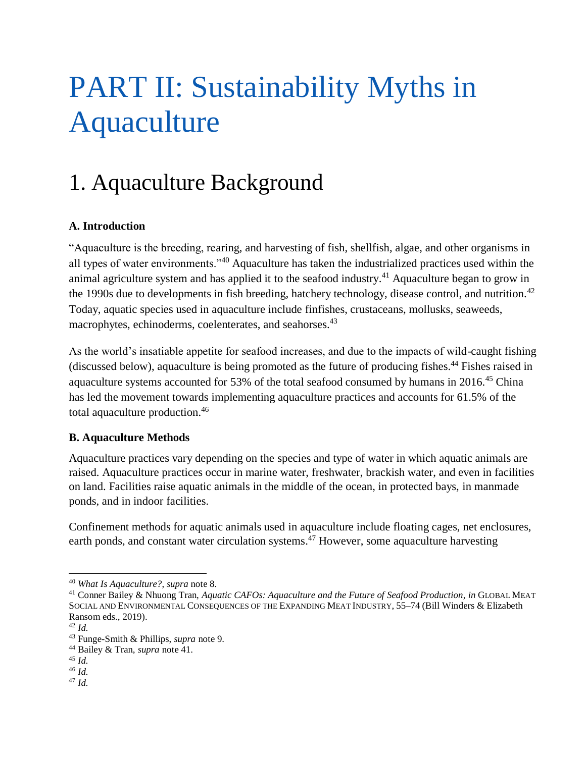# PART II: Sustainability Myths in Aquaculture

## 1. Aquaculture Background

### A. Introduction

"Aquaculture is the breeding, rearing, and harvesting of fish, shellfish, algae, and other organisms in all types of water environments."[40] Aquaculture has taken the industrialized practices used within the animal agriculture system and has applied it to the seafood industry.[41] Aquaculture began to grow in the 1990s due to developments in fish breeding, hatchery technology, disease control, and nutrition.[42] Today, aquatic species used in aquaculture include finfishes, crustaceans, mollusks, seaweeds, macrophytes, echinoderms, coelenterates, and seahorses.[43]

As the world's insatiable appetite for seafood increases, and due to the impacts of wild-caught fishing (discussed below), aquaculture is being promoted as the future of producing fishes.[44] Fishes raised in aquaculture systems accounted for 53% of the total seafood consumed by humans in 2016.[45] China has led the movement towards implementing aquaculture practices and accounts for 61.5% of the total aquaculture production.[46]

### B. Aquaculture Methods

Aquaculture practices vary depending on the species and type of water in which aquatic animals are raised. Aquaculture practices occur in marine water, freshwater, brackish water, and even in facilities on land. Facilities raise aquatic animals in the middle of the ocean, in protected bays, in manmade ponds, and in indoor facilities.

Confinement methods for aquatic animals used in aquaculture include floating cages, net enclosures, earth ponds, and constant water circulation systems.[47] However, some aquaculture harvesting

---

[40] *What Is Aquaculture?*, *supra* note 8.

[41] Conner Bailey & Nhuong Tran, *Aquatic CAFOs: Aquaculture and the Future of Seafood Production*, *in* GLOBAL MEAT SOCIAL AND ENVIRONMENTAL CONSEQUENCES OF THE EXPANDING MEAT INDUSTRY, 55–74 (Bill Winders & Elizabeth Ransom eds., 2019).

[42] *Id.*

[43] Funge-Smith & Phillips, *supra* note 9.

[44] Bailey & Tran, *supra* note 41.

[45] *Id.*

[46] *Id.*

[47] *Id.*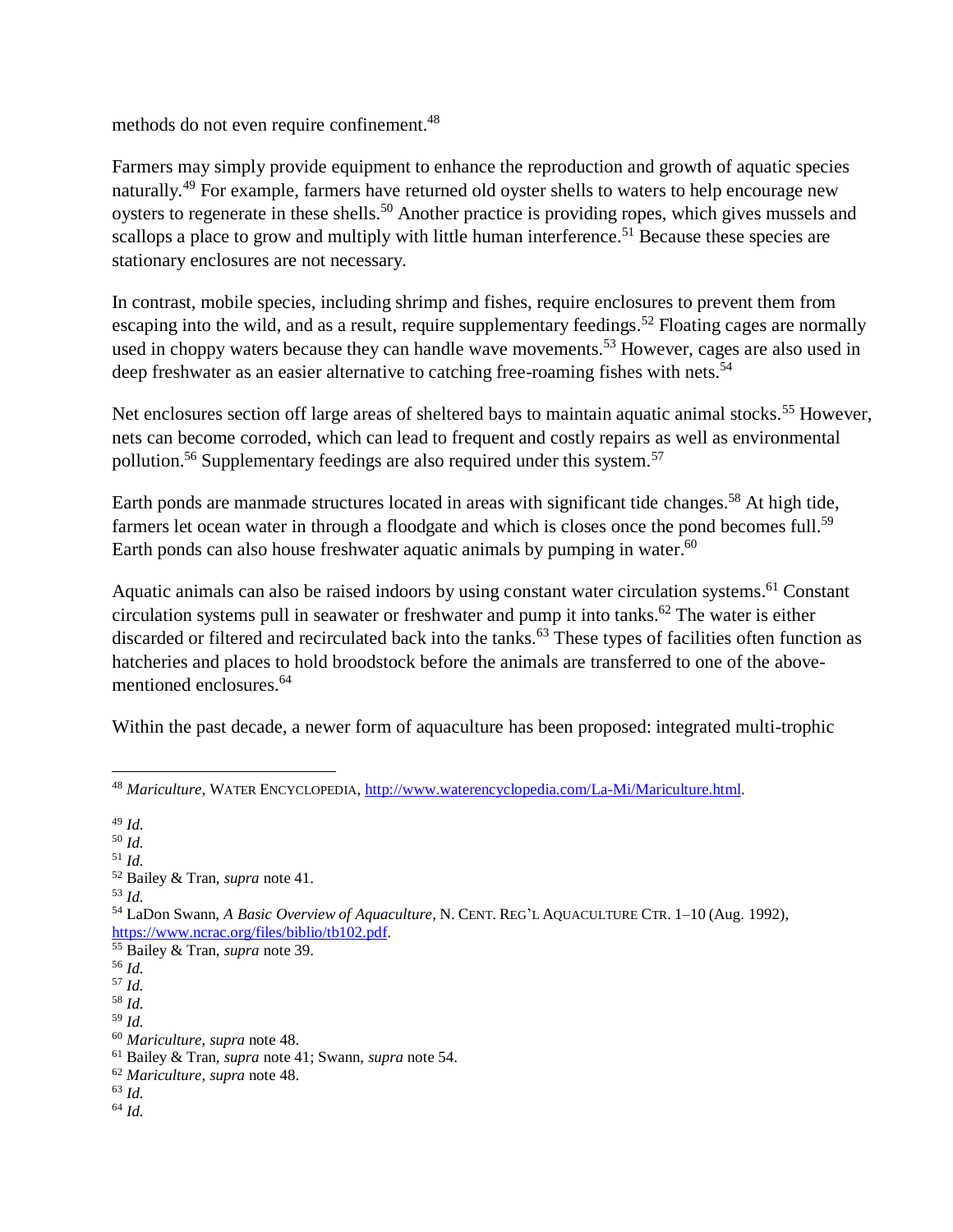methods do not even require confinement.[48]

Farmers may simply provide equipment to enhance the reproduction and growth of aquatic species naturally.[49] For example, farmers have returned old oyster shells to waters to help encourage new oysters to regenerate in these shells.[50] Another practice is providing ropes, which gives mussels and scallops a place to grow and multiply with little human interference.[51] Because these species are stationary enclosures are not necessary.

In contrast, mobile species, including shrimp and fishes, require enclosures to prevent them from escaping into the wild, and as a result, require supplementary feedings.[52] Floating cages are normally used in choppy waters because they can handle wave movements.[53] However, cages are also used in deep freshwater as an easier alternative to catching free-roaming fishes with nets.[54]

Net enclosures section off large areas of sheltered bays to maintain aquatic animal stocks.[55] However, nets can become corroded, which can lead to frequent and costly repairs as well as environmental pollution.[56] Supplementary feedings are also required under this system.[57]

Earth ponds are manmade structures located in areas with significant tide changes.[58] At high tide, farmers let ocean water in through a floodgate and which is closes once the pond becomes full.[59] Earth ponds can also house freshwater aquatic animals by pumping in water.[60]

Aquatic animals can also be raised indoors by using constant water circulation systems.[61] Constant circulation systems pull in seawater or freshwater and pump it into tanks.[62] The water is either discarded or filtered and recirculated back into the tanks.[63] These types of facilities often function as hatcheries and places to hold broodstock before the animals are transferred to one of the above-mentioned enclosures.[64]

Within the past decade, a newer form of aquaculture has been proposed: integrated multi-trophic

---

[48] *Mariculture*, WATER ENCYCLOPEDIA, http://www.waterencyclopedia.com/La-Mi/Mariculture.html.

[49] *Id.*

[50] *Id.*

[51] *Id.*

[52] Bailey & Tran, *supra* note 41.

[53] *Id.*

[54] LaDon Swann, *A Basic Overview of Aquaculture*, N. CENT. REG'L AQUACULTURE CTR. 1–10 (Aug. 1992), https://www.ncrac.org/files/biblio/tb102.pdf.

[55] Bailey & Tran, *supra* note 39.

[56] *Id.*

[57] *Id.*

[58] *Id.*

[59] *Id.*

[60] *Mariculture*, *supra* note 48.

[61] Bailey & Tran, *supra* note 41; Swann, *supra* note 54.

[62] *Mariculture*, *supra* note 48.

[63] *Id.*

[64] *Id.*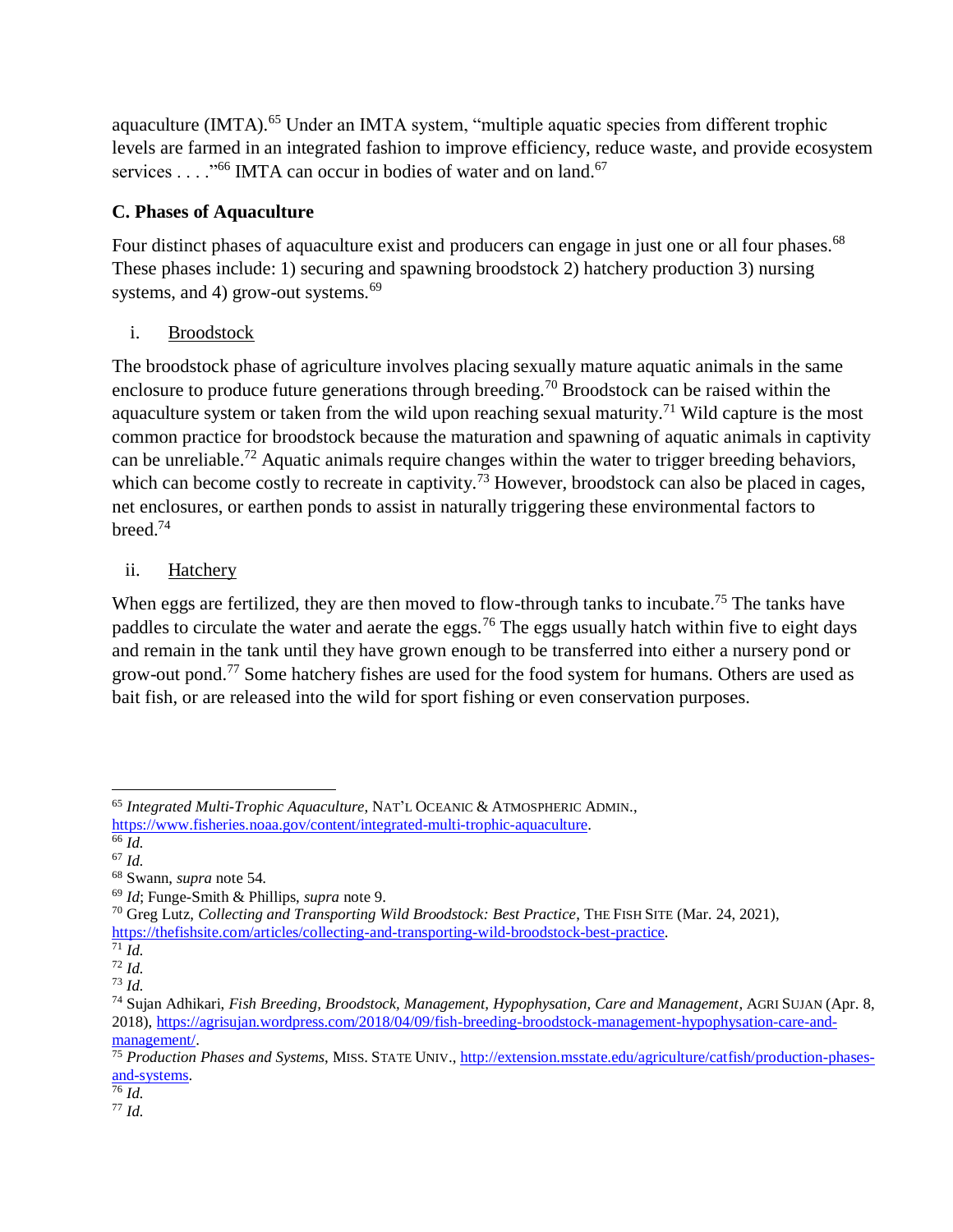aquaculture (IMTA).[65] Under an IMTA system, "multiple aquatic species from different trophic levels are farmed in an integrated fashion to improve efficiency, reduce waste, and provide ecosystem services . . . ."[66] IMTA can occur in bodies of water and on land.[67]

### C. Phases of Aquaculture

Four distinct phases of aquaculture exist and producers can engage in just one or all four phases.[68] These phases include: 1) securing and spawning broodstock 2) hatchery production 3) nursing systems, and 4) grow-out systems.[69]

i. <u>Broodstock</u>

The broodstock phase of agriculture involves placing sexually mature aquatic animals in the same enclosure to produce future generations through breeding.[70] Broodstock can be raised within the aquaculture system or taken from the wild upon reaching sexual maturity.[71] Wild capture is the most common practice for broodstock because the maturation and spawning of aquatic animals in captivity can be unreliable.[72] Aquatic animals require changes within the water to trigger breeding behaviors, which can become costly to recreate in captivity.[73] However, broodstock can also be placed in cages, net enclosures, or earthen ponds to assist in naturally triggering these environmental factors to breed.[74]

ii. <u>Hatchery</u>

When eggs are fertilized, they are then moved to flow-through tanks to incubate.[75] The tanks have paddles to circulate the water and aerate the eggs.[76] The eggs usually hatch within five to eight days and remain in the tank until they have grown enough to be transferred into either a nursery pond or grow-out pond.[77] Some hatchery fishes are used for the food system for humans. Others are used as bait fish, or are released into the wild for sport fishing or even conservation purposes.

---

[65] *Integrated Multi-Trophic Aquaculture*, NAT'L OCEANIC & ATMOSPHERIC ADMIN., https://www.fisheries.noaa.gov/content/integrated-multi-trophic-aquaculture.

[66] *Id.*

[67] *Id.*

[68] Swann, *supra* note 54.

[69] *Id*; Funge-Smith & Phillips, *supra* note 9.

[70] Greg Lutz, *Collecting and Transporting Wild Broodstock: Best Practice*, THE FISH SITE (Mar. 24, 2021), https://thefishsite.com/articles/collecting-and-transporting-wild-broodstock-best-practice.

[71] *Id.*

[72] *Id.*

[73] *Id.*

[74] Sujan Adhikari, *Fish Breeding, Broodstock, Management, Hypophysation, Care and Management*, AGRI SUJAN (Apr. 8, 2018), https://agrisujan.wordpress.com/2018/04/09/fish-breeding-broodstock-management-hypophysation-care-and-management/.

[75] *Production Phases and Systems*, MISS. STATE UNIV., http://extension.msstate.edu/agriculture/catfish/production-phases-and-systems.

[76] *Id.*

[77] *Id.*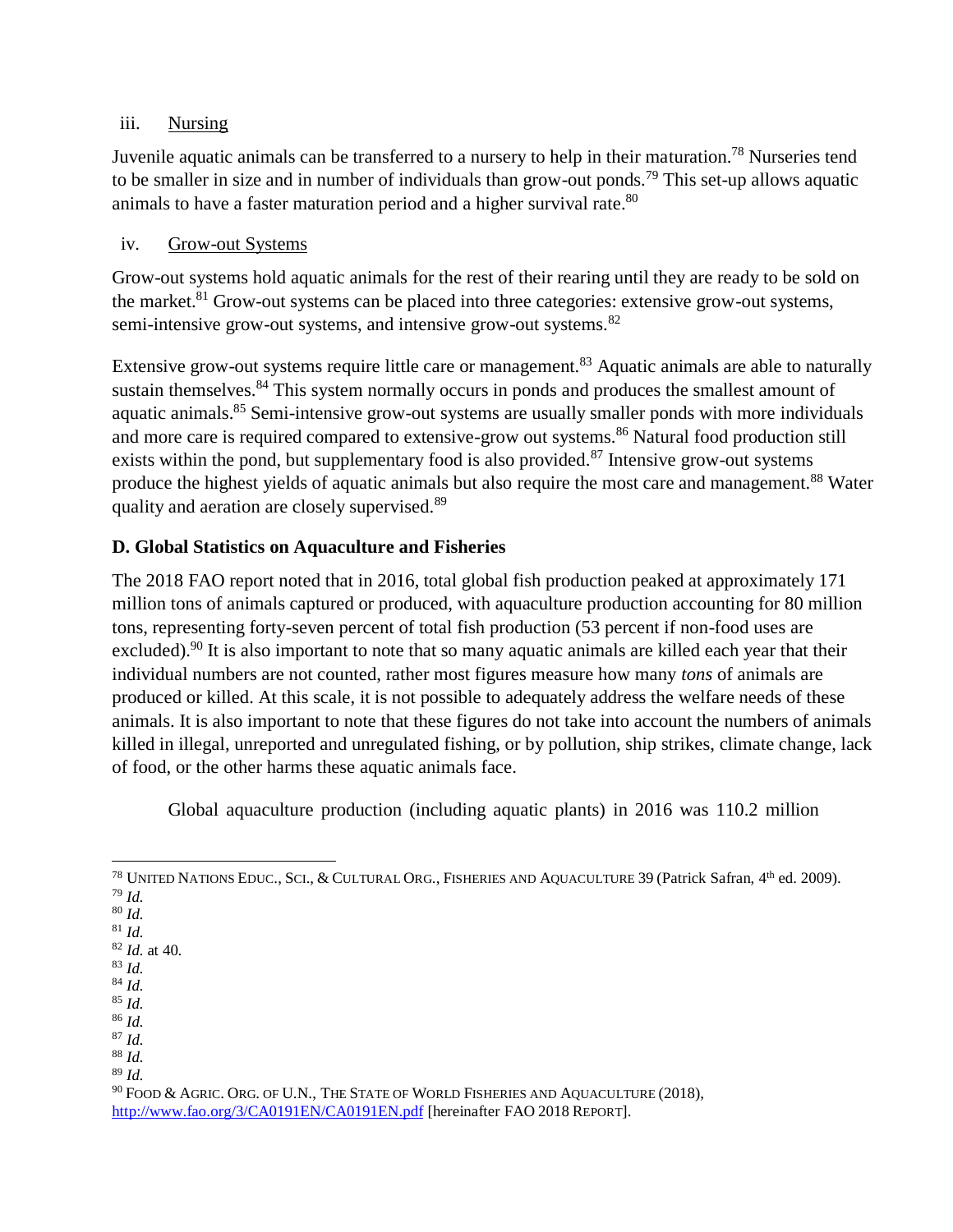iii. Nursing

Juvenile aquatic animals can be transferred to a nursery to help in their maturation.[78] Nurseries tend to be smaller in size and in number of individuals than grow-out ponds.[79] This set-up allows aquatic animals to have a faster maturation period and a higher survival rate.[80]

iv. Grow-out Systems

Grow-out systems hold aquatic animals for the rest of their rearing until they are ready to be sold on the market.[81] Grow-out systems can be placed into three categories: extensive grow-out systems, semi-intensive grow-out systems, and intensive grow-out systems.[82]

Extensive grow-out systems require little care or management.[83] Aquatic animals are able to naturally sustain themselves.[84] This system normally occurs in ponds and produces the smallest amount of aquatic animals.[85] Semi-intensive grow-out systems are usually smaller ponds with more individuals and more care is required compared to extensive-grow out systems.[86] Natural food production still exists within the pond, but supplementary food is also provided.[87] Intensive grow-out systems produce the highest yields of aquatic animals but also require the most care and management.[88] Water quality and aeration are closely supervised.[89]

**D. Global Statistics on Aquaculture and Fisheries**

The 2018 FAO report noted that in 2016, total global fish production peaked at approximately 171 million tons of animals captured or produced, with aquaculture production accounting for 80 million tons, representing forty-seven percent of total fish production (53 percent if non-food uses are excluded).[90] It is also important to note that so many aquatic animals are killed each year that their individual numbers are not counted, rather most figures measure how many *tons* of animals are produced or killed. At this scale, it is not possible to adequately address the welfare needs of these animals. It is also important to note that these figures do not take into account the numbers of animals killed in illegal, unreported and unregulated fishing, or by pollution, ship strikes, climate change, lack of food, or the other harms these aquatic animals face.

Global aquaculture production (including aquatic plants) in 2016 was 110.2 million

---

[78] UNITED NATIONS EDUC., SCI., & CULTURAL ORG., FISHERIES AND AQUACULTURE 39 (Patrick Safran, 4th ed. 2009).
[79] *Id.*
[80] *Id.*
[81] *Id.*
[82] *Id.* at 40.
[83] *Id.*
[84] *Id.*
[85] *Id.*
[86] *Id.*
[87] *Id.*
[88] *Id.*
[89] *Id.*
[90] FOOD & AGRIC. ORG. OF U.N., THE STATE OF WORLD FISHERIES AND AQUACULTURE (2018), http://www.fao.org/3/CA0191EN/CA0191EN.pdf [hereinafter FAO 2018 REPORT].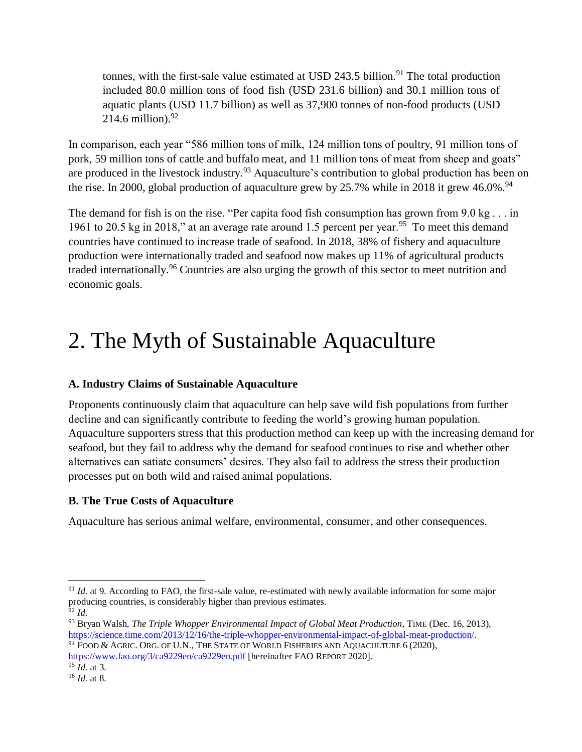> tonnes, with the first-sale value estimated at USD 243.5 billion.[91] The total production included 80.0 million tons of food fish (USD 231.6 billion) and 30.1 million tons of aquatic plants (USD 11.7 billion) as well as 37,900 tonnes of non-food products (USD 214.6 million).[92]

In comparison, each year "586 million tons of milk, 124 million tons of poultry, 91 million tons of pork, 59 million tons of cattle and buffalo meat, and 11 million tons of meat from sheep and goats" are produced in the livestock industry.[93] Aquaculture's contribution to global production has been on the rise. In 2000, global production of aquaculture grew by 25.7% while in 2018 it grew 46.0%.[94]

The demand for fish is on the rise. "Per capita food fish consumption has grown from 9.0 kg . . . in 1961 to 20.5 kg in 2018," at an average rate around 1.5 percent per year.[95] To meet this demand countries have continued to increase trade of seafood. In 2018, 38% of fishery and aquaculture production were internationally traded and seafood now makes up 11% of agricultural products traded internationally.[96] Countries are also urging the growth of this sector to meet nutrition and economic goals.

# 2. The Myth of Sustainable Aquaculture

### A. Industry Claims of Sustainable Aquaculture

Proponents continuously claim that aquaculture can help save wild fish populations from further decline and can significantly contribute to feeding the world's growing human population. Aquaculture supporters stress that this production method can keep up with the increasing demand for seafood, but they fail to address why the demand for seafood continues to rise and whether other alternatives can satiate consumers' desires. They also fail to address the stress their production processes put on both wild and raised animal populations.

### B. The True Costs of Aquaculture

Aquaculture has serious animal welfare, environmental, consumer, and other consequences.

---

[91] *Id.* at 9. According to FAO, the first-sale value, re-estimated with newly available information for some major producing countries, is considerably higher than previous estimates.

[92] *Id.*

[93] Bryan Walsh, *The Triple Whopper Environmental Impact of Global Meat Production*, TIME (Dec. 16, 2013), https://science.time.com/2013/12/16/the-triple-whopper-environmental-impact-of-global-meat-production/.

[94] FOOD & AGRIC. ORG. OF U.N., THE STATE OF WORLD FISHERIES AND AQUACULTURE 6 (2020), https://www.fao.org/3/ca9229en/ca9229en.pdf [hereinafter FAO REPORT 2020].

[95] *Id.* at 3.

[96] *Id.* at 8.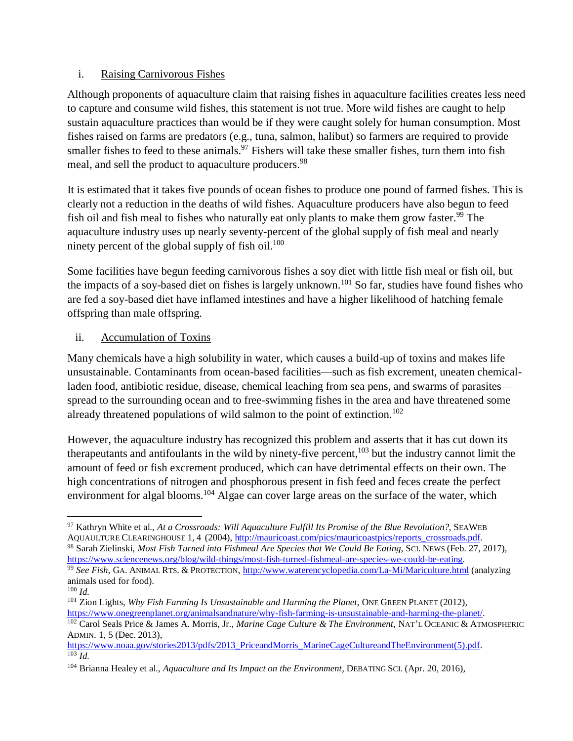### i. Raising Carnivorous Fishes

Although proponents of aquaculture claim that raising fishes in aquaculture facilities creates less need to capture and consume wild fishes, this statement is not true. More wild fishes are caught to help sustain aquaculture practices than would be if they were caught solely for human consumption. Most fishes raised on farms are predators (e.g., tuna, salmon, halibut) so farmers are required to provide smaller fishes to feed to these animals.[97] Fishers will take these smaller fishes, turn them into fish meal, and sell the product to aquaculture producers.[98]

It is estimated that it takes five pounds of ocean fishes to produce one pound of farmed fishes. This is clearly not a reduction in the deaths of wild fishes. Aquaculture producers have also begun to feed fish oil and fish meal to fishes who naturally eat only plants to make them grow faster.[99] The aquaculture industry uses up nearly seventy-percent of the global supply of fish meal and nearly ninety percent of the global supply of fish oil.[100]

Some facilities have begun feeding carnivorous fishes a soy diet with little fish meal or fish oil, but the impacts of a soy-based diet on fishes is largely unknown.[101] So far, studies have found fishes who are fed a soy-based diet have inflamed intestines and have a higher likelihood of hatching female offspring than male offspring.

### ii. Accumulation of Toxins

Many chemicals have a high solubility in water, which causes a build-up of toxins and makes life unsustainable. Contaminants from ocean-based facilities—such as fish excrement, uneaten chemical-laden food, antibiotic residue, disease, chemical leaching from sea pens, and swarms of parasites—spread to the surrounding ocean and to free-swimming fishes in the area and have threatened some already threatened populations of wild salmon to the point of extinction.[102]

However, the aquaculture industry has recognized this problem and asserts that it has cut down its therapeutants and antifoulants in the wild by ninety-five percent,[103] but the industry cannot limit the amount of feed or fish excrement produced, which can have detrimental effects on their own. The high concentrations of nitrogen and phosphorous present in fish feed and feces create the perfect environment for algal blooms.[104] Algae can cover large areas on the surface of the water, which

---

[97] Kathryn White et al., *At a Crossroads: Will Aquaculture Fulfill Its Promise of the Blue Revolution?*, SEAWEB AQUAULTURE CLEARINGHOUSE 1, 4 (2004), http://mauricoast.com/pics/mauricoastpics/reports_crossroads.pdf.

[98] Sarah Zielinski, *Most Fish Turned into Fishmeal Are Species that We Could Be Eating*, SCI. NEWS (Feb. 27, 2017), https://www.sciencenews.org/blog/wild-things/most-fish-turned-fishmeal-are-species-we-could-be-eating.

[99] *See Fish*, GA. ANIMAL RTS. & PROTECTION, http://www.waterencyclopedia.com/La-Mi/Mariculture.html (analyzing animals used for food).

[100] *Id.*

[101] Zion Lights, *Why Fish Farming Is Unsustainable and Harming the Planet*, ONE GREEN PLANET (2012), https://www.onegreenplanet.org/animalsandnature/why-fish-farming-is-unsustainable-and-harming-the-planet/.

[102] Carol Seals Price & James A. Morris, Jr., *Marine Cage Culture & The Environment*, NAT'L OCEANIC & ATMOSPHERIC ADMIN. 1, 5 (Dec. 2013), https://www.noaa.gov/stories2013/pdfs/2013_PriceandMorris_MarineCageCultureandTheEnvironment(5).pdf.

[103] *Id.*

[104] Brianna Healey et al., *Aquaculture and Its Impact on the Environment*, DEBATING SCI. (Apr. 20, 2016),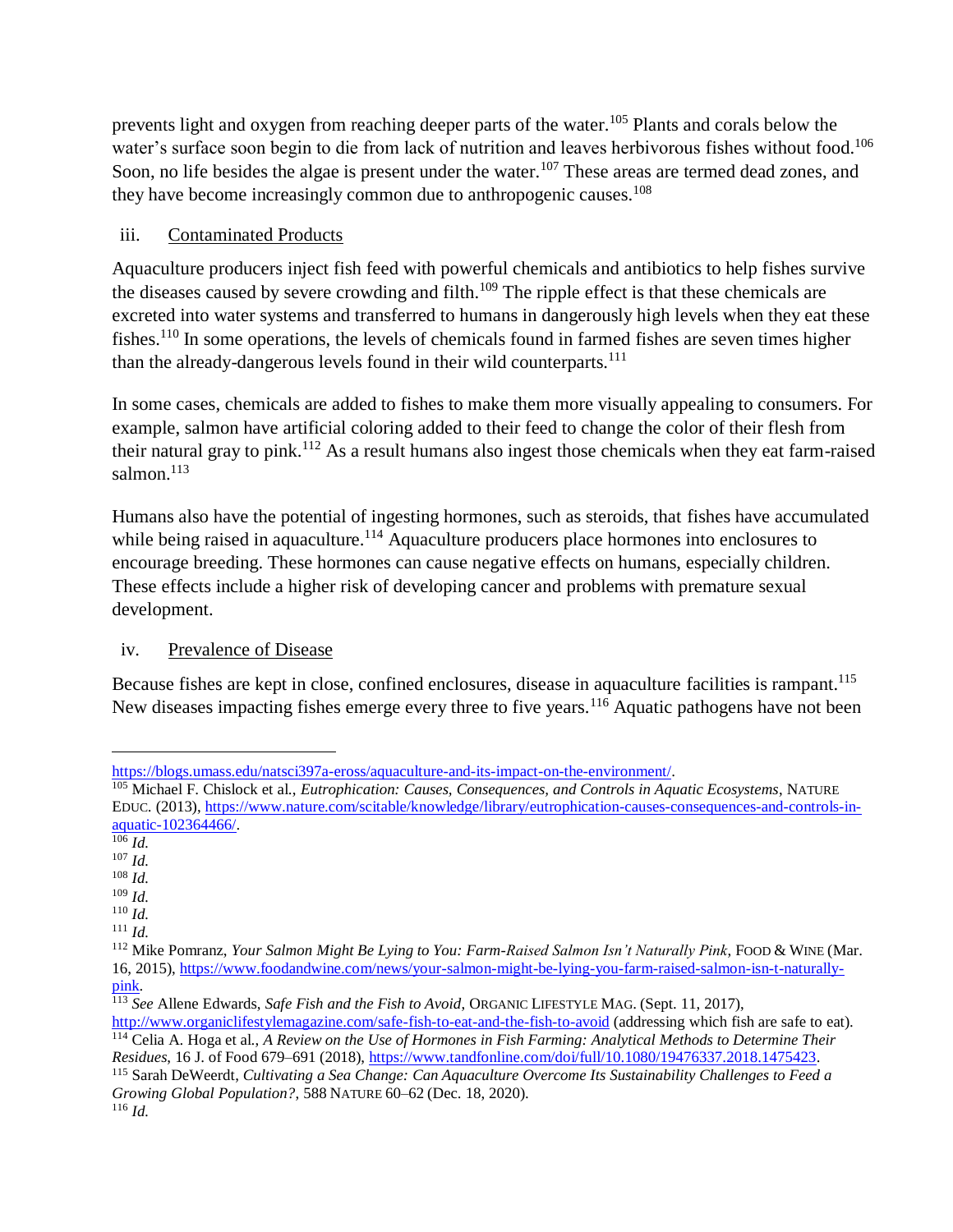prevents light and oxygen from reaching deeper parts of the water.[105] Plants and corals below the water's surface soon begin to die from lack of nutrition and leaves herbivorous fishes without food.[106] Soon, no life besides the algae is present under the water.[107] These areas are termed dead zones, and they have become increasingly common due to anthropogenic causes.[108]

### iii. Contaminated Products

Aquaculture producers inject fish feed with powerful chemicals and antibiotics to help fishes survive the diseases caused by severe crowding and filth.[109] The ripple effect is that these chemicals are excreted into water systems and transferred to humans in dangerously high levels when they eat these fishes.[110] In some operations, the levels of chemicals found in farmed fishes are seven times higher than the already-dangerous levels found in their wild counterparts.[111]

In some cases, chemicals are added to fishes to make them more visually appealing to consumers. For example, salmon have artificial coloring added to their feed to change the color of their flesh from their natural gray to pink.[112] As a result humans also ingest those chemicals when they eat farm-raised salmon.[113]

Humans also have the potential of ingesting hormones, such as steroids, that fishes have accumulated while being raised in aquaculture.[114] Aquaculture producers place hormones into enclosures to encourage breeding. These hormones can cause negative effects on humans, especially children. These effects include a higher risk of developing cancer and problems with premature sexual development.

### iv. Prevalence of Disease

Because fishes are kept in close, confined enclosures, disease in aquaculture facilities is rampant.[115] New diseases impacting fishes emerge every three to five years.[116] Aquatic pathogens have not been

---

https://blogs.umass.edu/natsci397a-eross/aquaculture-and-its-impact-on-the-environment/.

[105] Michael F. Chislock et al., *Eutrophication: Causes, Consequences, and Controls in Aquatic Ecosystems*, NATURE EDUC. (2013), https://www.nature.com/scitable/knowledge/library/eutrophication-causes-consequences-and-controls-in-aquatic-102364466/.

[106] *Id.*

[107] *Id.*

[108] *Id.*

[109] *Id.*

[110] *Id.*

[111] *Id.*

[112] Mike Pomranz, *Your Salmon Might Be Lying to You: Farm-Raised Salmon Isn't Naturally Pink*, FOOD & WINE (Mar. 16, 2015), https://www.foodandwine.com/news/your-salmon-might-be-lying-you-farm-raised-salmon-isn-t-naturally-pink.

[113] *See* Allene Edwards, *Safe Fish and the Fish to Avoid*, ORGANIC LIFESTYLE MAG. (Sept. 11, 2017), http://www.organiclifestylemagazine.com/safe-fish-to-eat-and-the-fish-to-avoid (addressing which fish are safe to eat).

[114] Celia A. Hoga et al., *A Review on the Use of Hormones in Fish Farming: Analytical Methods to Determine Their Residues*, 16 J. of Food 679–691 (2018), https://www.tandfonline.com/doi/full/10.1080/19476337.2018.1475423.

[115] Sarah DeWeerdt, *Cultivating a Sea Change: Can Aquaculture Overcome Its Sustainability Challenges to Feed a Growing Global Population?*, 588 NATURE 60–62 (Dec. 18, 2020).

[116] *Id.*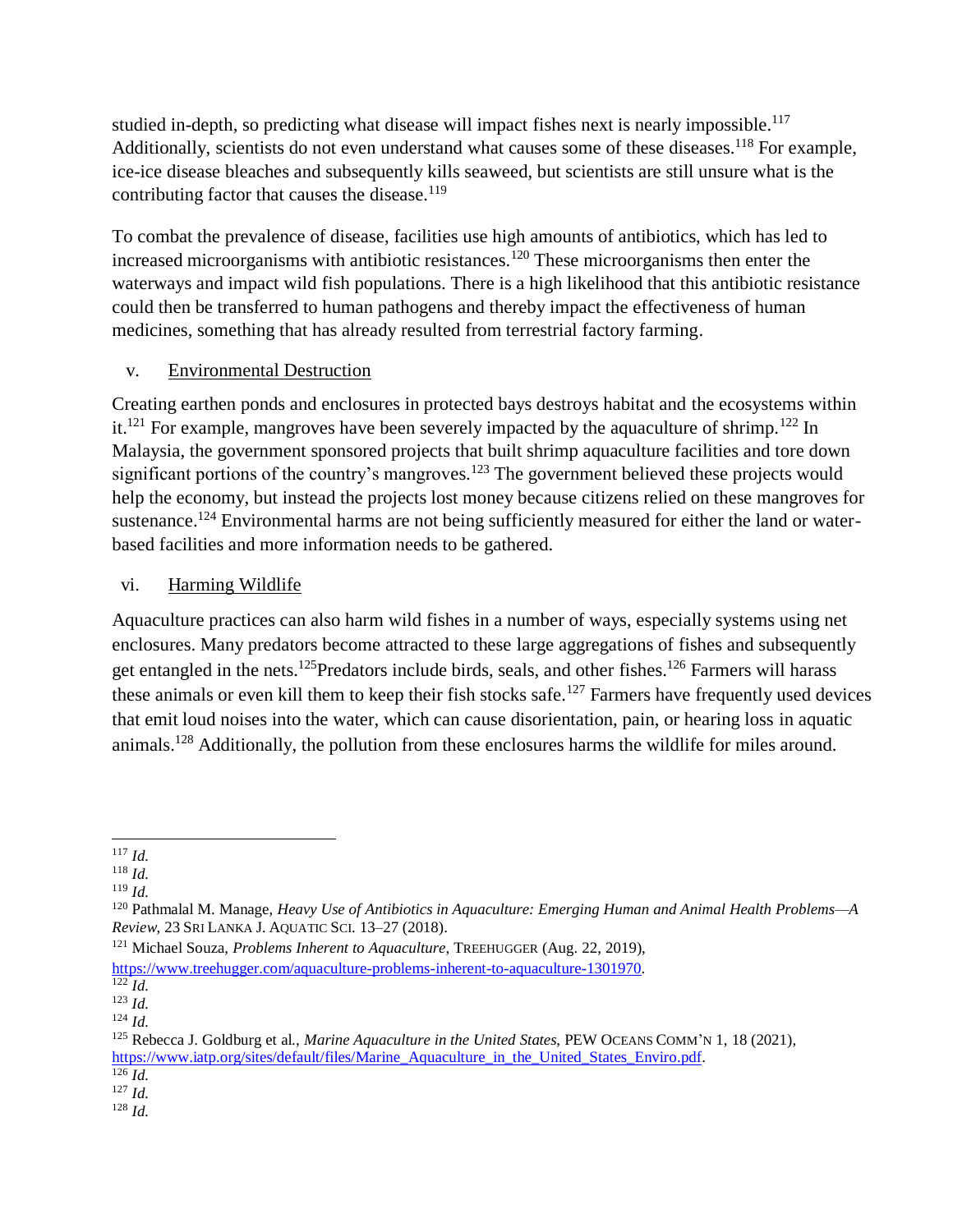studied in-depth, so predicting what disease will impact fishes next is nearly impossible.[117] Additionally, scientists do not even understand what causes some of these diseases.[118] For example, ice-ice disease bleaches and subsequently kills seaweed, but scientists are still unsure what is the contributing factor that causes the disease.[119]

To combat the prevalence of disease, facilities use high amounts of antibiotics, which has led to increased microorganisms with antibiotic resistances.[120] These microorganisms then enter the waterways and impact wild fish populations. There is a high likelihood that this antibiotic resistance could then be transferred to human pathogens and thereby impact the effectiveness of human medicines, something that has already resulted from terrestrial factory farming.

### v. Environmental Destruction

Creating earthen ponds and enclosures in protected bays destroys habitat and the ecosystems within it.[121] For example, mangroves have been severely impacted by the aquaculture of shrimp.[122] In Malaysia, the government sponsored projects that built shrimp aquaculture facilities and tore down significant portions of the country's mangroves.[123] The government believed these projects would help the economy, but instead the projects lost money because citizens relied on these mangroves for sustenance.[124] Environmental harms are not being sufficiently measured for either the land or water-based facilities and more information needs to be gathered.

### vi. Harming Wildlife

Aquaculture practices can also harm wild fishes in a number of ways, especially systems using net enclosures. Many predators become attracted to these large aggregations of fishes and subsequently get entangled in the nets.[125]Predators include birds, seals, and other fishes.[126] Farmers will harass these animals or even kill them to keep their fish stocks safe.[127] Farmers have frequently used devices that emit loud noises into the water, which can cause disorientation, pain, or hearing loss in aquatic animals.[128] Additionally, the pollution from these enclosures harms the wildlife for miles around.

---

[117] *Id.*

[118] *Id.*

[119] *Id.*

[120] Pathmalal M. Manage, *Heavy Use of Antibiotics in Aquaculture: Emerging Human and Animal Health Problems—A Review*, 23 SRI LANKA J. AQUATIC SCI. 13–27 (2018).

[121] Michael Souza, *Problems Inherent to Aquaculture*, TREEHUGGER (Aug. 22, 2019), https://www.treehugger.com/aquaculture-problems-inherent-to-aquaculture-1301970.

[122] *Id.*

[123] *Id.*

[124] *Id.*

[125] Rebecca J. Goldburg et al., *Marine Aquaculture in the United States*, PEW OCEANS COMM'N 1, 18 (2021), https://www.iatp.org/sites/default/files/Marine_Aquaculture_in_the_United_States_Enviro.pdf.

[126] *Id.*

[127] *Id.*

[128] *Id.*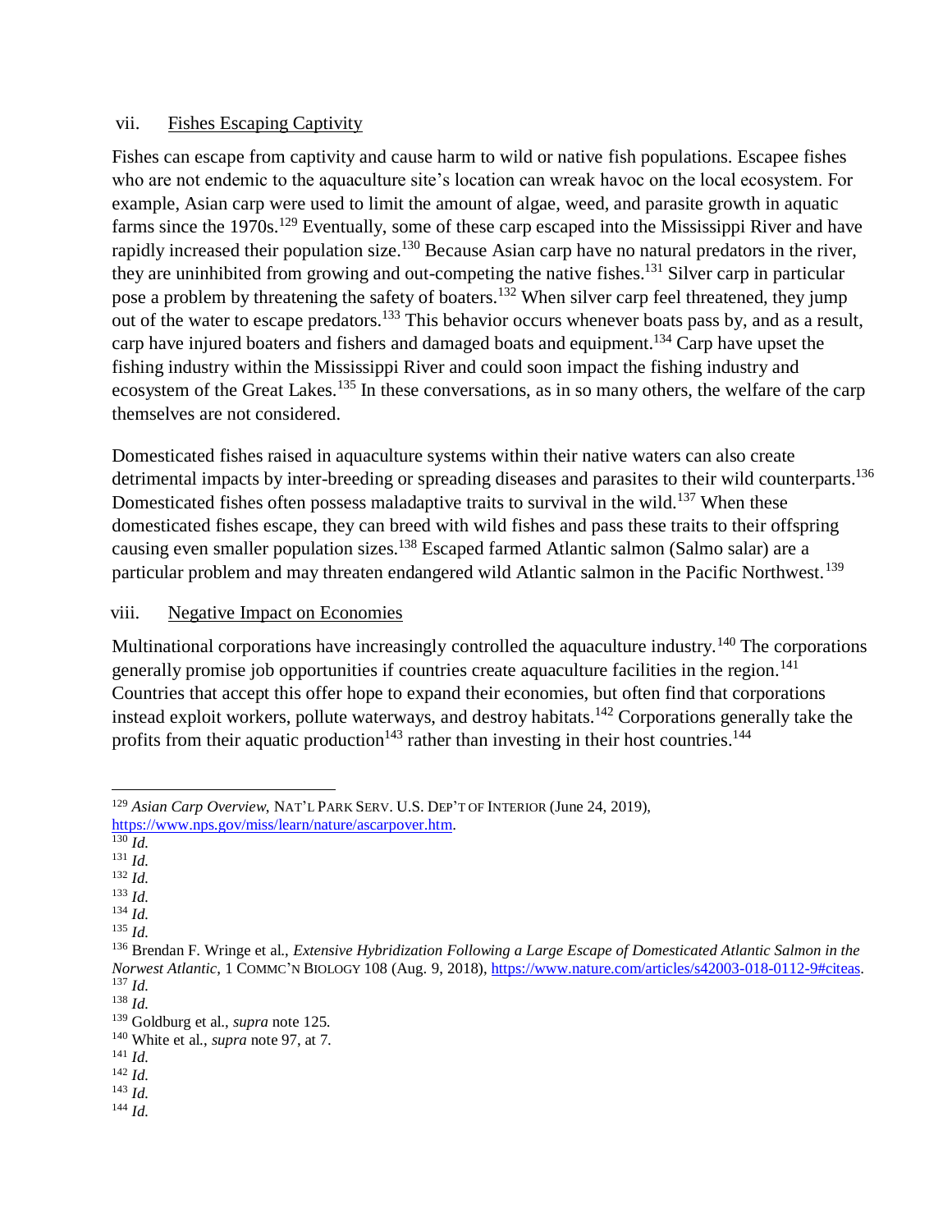### vii. Fishes Escaping Captivity

Fishes can escape from captivity and cause harm to wild or native fish populations. Escapee fishes who are not endemic to the aquaculture site's location can wreak havoc on the local ecosystem. For example, Asian carp were used to limit the amount of algae, weed, and parasite growth in aquatic farms since the 1970s.[129] Eventually, some of these carp escaped into the Mississippi River and have rapidly increased their population size.[130] Because Asian carp have no natural predators in the river, they are uninhibited from growing and out-competing the native fishes.[131] Silver carp in particular pose a problem by threatening the safety of boaters.[132] When silver carp feel threatened, they jump out of the water to escape predators.[133] This behavior occurs whenever boats pass by, and as a result, carp have injured boaters and fishers and damaged boats and equipment.[134] Carp have upset the fishing industry within the Mississippi River and could soon impact the fishing industry and ecosystem of the Great Lakes.[135] In these conversations, as in so many others, the welfare of the carp themselves are not considered.

Domesticated fishes raised in aquaculture systems within their native waters can also create detrimental impacts by inter-breeding or spreading diseases and parasites to their wild counterparts.[136] Domesticated fishes often possess maladaptive traits to survival in the wild.[137] When these domesticated fishes escape, they can breed with wild fishes and pass these traits to their offspring causing even smaller population sizes.[138] Escaped farmed Atlantic salmon (Salmo salar) are a particular problem and may threaten endangered wild Atlantic salmon in the Pacific Northwest.[139]

### viii. Negative Impact on Economies

Multinational corporations have increasingly controlled the aquaculture industry.[140] The corporations generally promise job opportunities if countries create aquaculture facilities in the region.[141] Countries that accept this offer hope to expand their economies, but often find that corporations instead exploit workers, pollute waterways, and destroy habitats.[142] Corporations generally take the profits from their aquatic production[143] rather than investing in their host countries.[144]

---

[129] *Asian Carp Overview*, NAT'L PARK SERV. U.S. DEP'T OF INTERIOR (June 24, 2019), https://www.nps.gov/miss/learn/nature/ascarpover.htm.
[130] *Id.*
[131] *Id.*
[132] *Id.*
[133] *Id.*
[134] *Id.*
[135] *Id.*
[136] Brendan F. Wringe et al., *Extensive Hybridization Following a Large Escape of Domesticated Atlantic Salmon in the Norwest Atlantic*, 1 COMMC'N BIOLOGY 108 (Aug. 9, 2018), https://www.nature.com/articles/s42003-018-0112-9#citeas.
[137] *Id.*
[138] *Id.*
[139] Goldburg et al., *supra* note 125.
[140] White et al., *supra* note 97, at 7.
[141] *Id.*
[142] *Id.*
[143] *Id.*
[144] *Id.*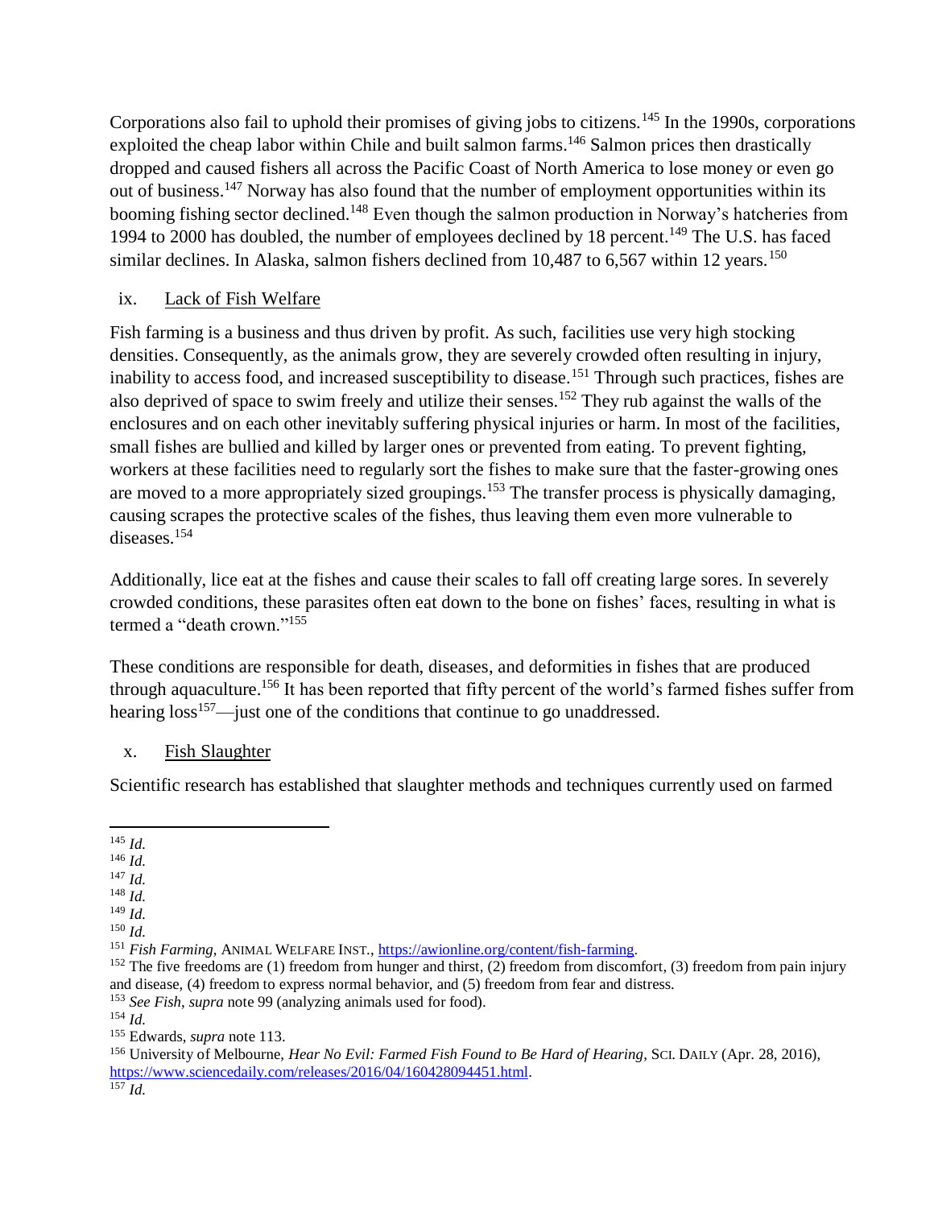Corporations also fail to uphold their promises of giving jobs to citizens.[145] In the 1990s, corporations exploited the cheap labor within Chile and built salmon farms.[146] Salmon prices then drastically dropped and caused fishers all across the Pacific Coast of North America to lose money or even go out of business.[147] Norway has also found that the number of employment opportunities within its booming fishing sector declined.[148] Even though the salmon production in Norway's hatcheries from 1994 to 2000 has doubled, the number of employees declined by 18 percent.[149] The U.S. has faced similar declines. In Alaska, salmon fishers declined from 10,487 to 6,567 within 12 years.[150]

### ix. Lack of Fish Welfare

Fish farming is a business and thus driven by profit. As such, facilities use very high stocking densities. Consequently, as the animals grow, they are severely crowded often resulting in injury, inability to access food, and increased susceptibility to disease.[151] Through such practices, fishes are also deprived of space to swim freely and utilize their senses.[152] They rub against the walls of the enclosures and on each other inevitably suffering physical injuries or harm. In most of the facilities, small fishes are bullied and killed by larger ones or prevented from eating. To prevent fighting, workers at these facilities need to regularly sort the fishes to make sure that the faster-growing ones are moved to a more appropriately sized groupings.[153] The transfer process is physically damaging, causing scrapes the protective scales of the fishes, thus leaving them even more vulnerable to diseases.[154]

Additionally, lice eat at the fishes and cause their scales to fall off creating large sores. In severely crowded conditions, these parasites often eat down to the bone on fishes' faces, resulting in what is termed a "death crown."[155]

These conditions are responsible for death, diseases, and deformities in fishes that are produced through aquaculture.[156] It has been reported that fifty percent of the world's farmed fishes suffer from hearing loss[157]—just one of the conditions that continue to go unaddressed.

### x. Fish Slaughter

Scientific research has established that slaughter methods and techniques currently used on farmed

---

[145] *Id.*
[146] *Id.*
[147] *Id.*
[148] *Id.*
[149] *Id.*
[150] *Id.*
[151] *Fish Farming*, ANIMAL WELFARE INST., https://awionline.org/content/fish-farming.
[152] The five freedoms are (1) freedom from hunger and thirst, (2) freedom from discomfort, (3) freedom from pain injury and disease, (4) freedom to express normal behavior, and (5) freedom from fear and distress.
[153] *See Fish*, *supra* note 99 (analyzing animals used for food).
[154] *Id.*
[155] Edwards, *supra* note 113.
[156] University of Melbourne, *Hear No Evil: Farmed Fish Found to Be Hard of Hearing*, SCI. DAILY (Apr. 28, 2016), https://www.sciencedaily.com/releases/2016/04/160428094451.html.
[157] *Id.*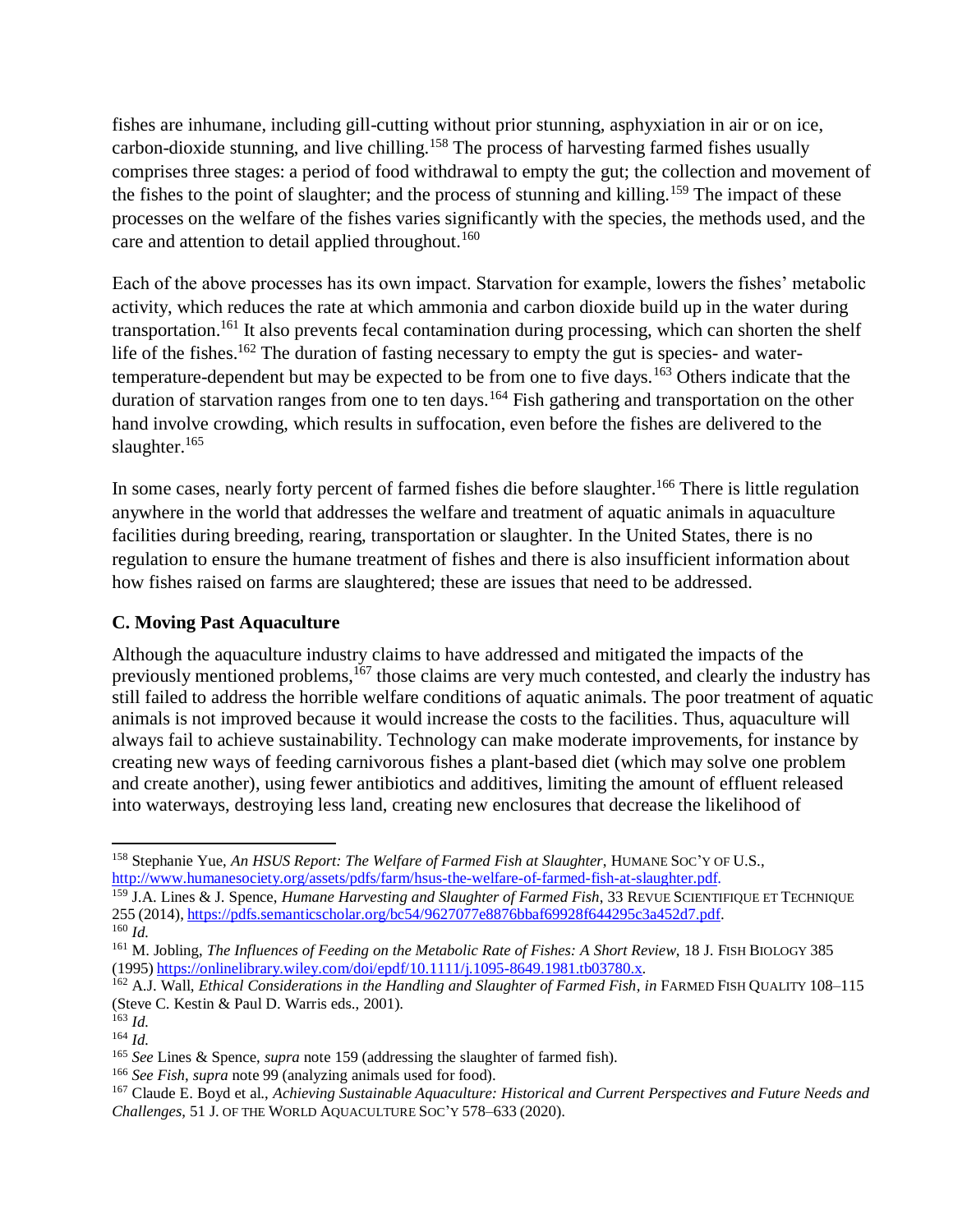fishes are inhumane, including gill-cutting without prior stunning, asphyxiation in air or on ice, carbon-dioxide stunning, and live chilling.[158] The process of harvesting farmed fishes usually comprises three stages: a period of food withdrawal to empty the gut; the collection and movement of the fishes to the point of slaughter; and the process of stunning and killing.[159] The impact of these processes on the welfare of the fishes varies significantly with the species, the methods used, and the care and attention to detail applied throughout.[160]

Each of the above processes has its own impact. Starvation for example, lowers the fishes' metabolic activity, which reduces the rate at which ammonia and carbon dioxide build up in the water during transportation.[161] It also prevents fecal contamination during processing, which can shorten the shelf life of the fishes.[162] The duration of fasting necessary to empty the gut is species- and water-temperature-dependent but may be expected to be from one to five days.[163] Others indicate that the duration of starvation ranges from one to ten days.[164] Fish gathering and transportation on the other hand involve crowding, which results in suffocation, even before the fishes are delivered to the slaughter.[165]

In some cases, nearly forty percent of farmed fishes die before slaughter.[166] There is little regulation anywhere in the world that addresses the welfare and treatment of aquatic animals in aquaculture facilities during breeding, rearing, transportation or slaughter. In the United States, there is no regulation to ensure the humane treatment of fishes and there is also insufficient information about how fishes raised on farms are slaughtered; these are issues that need to be addressed.

### C. Moving Past Aquaculture

Although the aquaculture industry claims to have addressed and mitigated the impacts of the previously mentioned problems,[167] those claims are very much contested, and clearly the industry has still failed to address the horrible welfare conditions of aquatic animals. The poor treatment of aquatic animals is not improved because it would increase the costs to the facilities. Thus, aquaculture will always fail to achieve sustainability. Technology can make moderate improvements, for instance by creating new ways of feeding carnivorous fishes a plant-based diet (which may solve one problem and create another), using fewer antibiotics and additives, limiting the amount of effluent released into waterways, destroying less land, creating new enclosures that decrease the likelihood of

---

[158] Stephanie Yue, *An HSUS Report: The Welfare of Farmed Fish at Slaughter*, HUMANE SOC'Y OF U.S., http://www.humanesociety.org/assets/pdfs/farm/hsus-the-welfare-of-farmed-fish-at-slaughter.pdf.

[159] J.A. Lines & J. Spence, *Humane Harvesting and Slaughter of Farmed Fish*, 33 REVUE SCIENTIFIQUE ET TECHNIQUE 255 (2014), https://pdfs.semanticscholar.org/bc54/9627077e8876bbaf69928f644295c3a452d7.pdf.

[160] *Id.*

[161] M. Jobling, *The Influences of Feeding on the Metabolic Rate of Fishes: A Short Review*, 18 J. FISH BIOLOGY 385 (1995) https://onlinelibrary.wiley.com/doi/epdf/10.1111/j.1095-8649.1981.tb03780.x.

[162] A.J. Wall, *Ethical Considerations in the Handling and Slaughter of Farmed Fish*, *in* FARMED FISH QUALITY 108–115 (Steve C. Kestin & Paul D. Warris eds., 2001).

[163] *Id.*

[164] *Id.*

[165] *See* Lines & Spence, *supra* note 159 (addressing the slaughter of farmed fish).

[166] *See Fish*, *supra* note 99 (analyzing animals used for food).

[167] Claude E. Boyd et al., *Achieving Sustainable Aquaculture: Historical and Current Perspectives and Future Needs and Challenges*, 51 J. OF THE WORLD AQUACULTURE SOC'Y 578–633 (2020).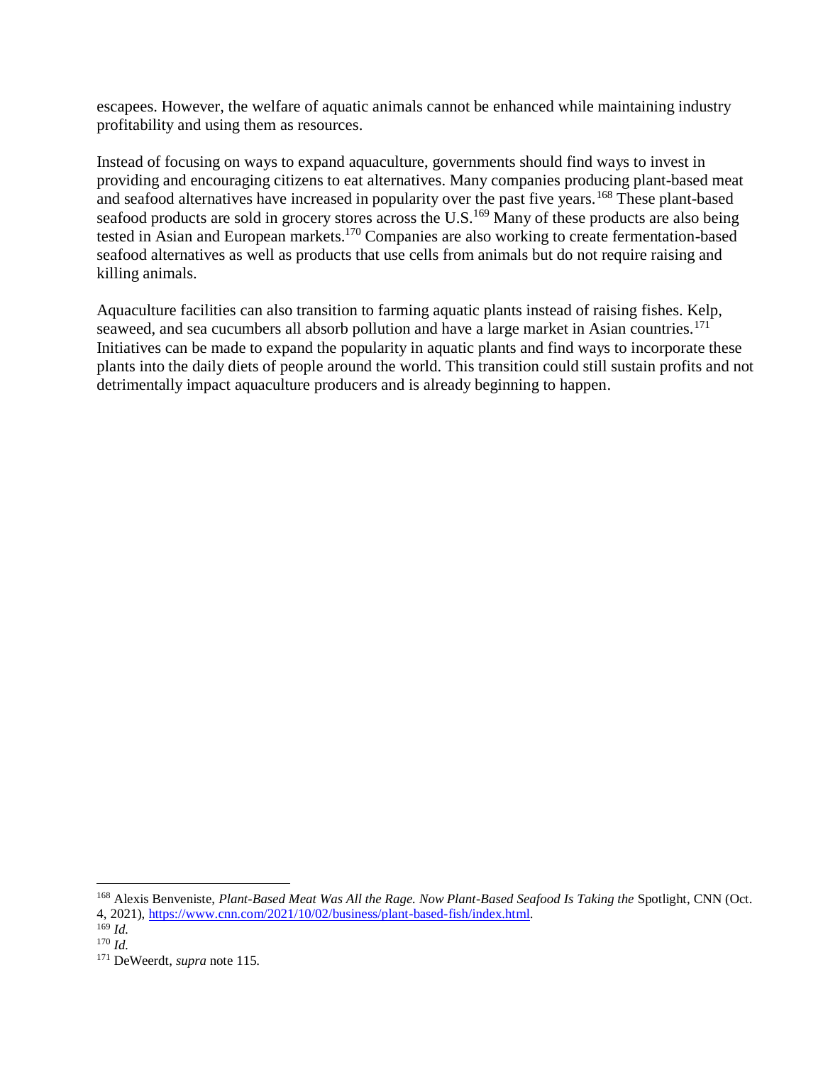escapees. However, the welfare of aquatic animals cannot be enhanced while maintaining industry profitability and using them as resources.

Instead of focusing on ways to expand aquaculture, governments should find ways to invest in providing and encouraging citizens to eat alternatives. Many companies producing plant-based meat and seafood alternatives have increased in popularity over the past five years.[168] These plant-based seafood products are sold in grocery stores across the U.S.[169] Many of these products are also being tested in Asian and European markets.[170] Companies are also working to create fermentation-based seafood alternatives as well as products that use cells from animals but do not require raising and killing animals.

Aquaculture facilities can also transition to farming aquatic plants instead of raising fishes. Kelp, seaweed, and sea cucumbers all absorb pollution and have a large market in Asian countries.[171] Initiatives can be made to expand the popularity in aquatic plants and find ways to incorporate these plants into the daily diets of people around the world. This transition could still sustain profits and not detrimentally impact aquaculture producers and is already beginning to happen.

---

[168] Alexis Benveniste, *Plant-Based Meat Was All the Rage. Now Plant-Based Seafood Is Taking the* Spotlight, CNN (Oct. 4, 2021), https://www.cnn.com/2021/10/02/business/plant-based-fish/index.html.

[169] *Id.*

[170] *Id.*

[171] DeWeerdt, *supra* note 115.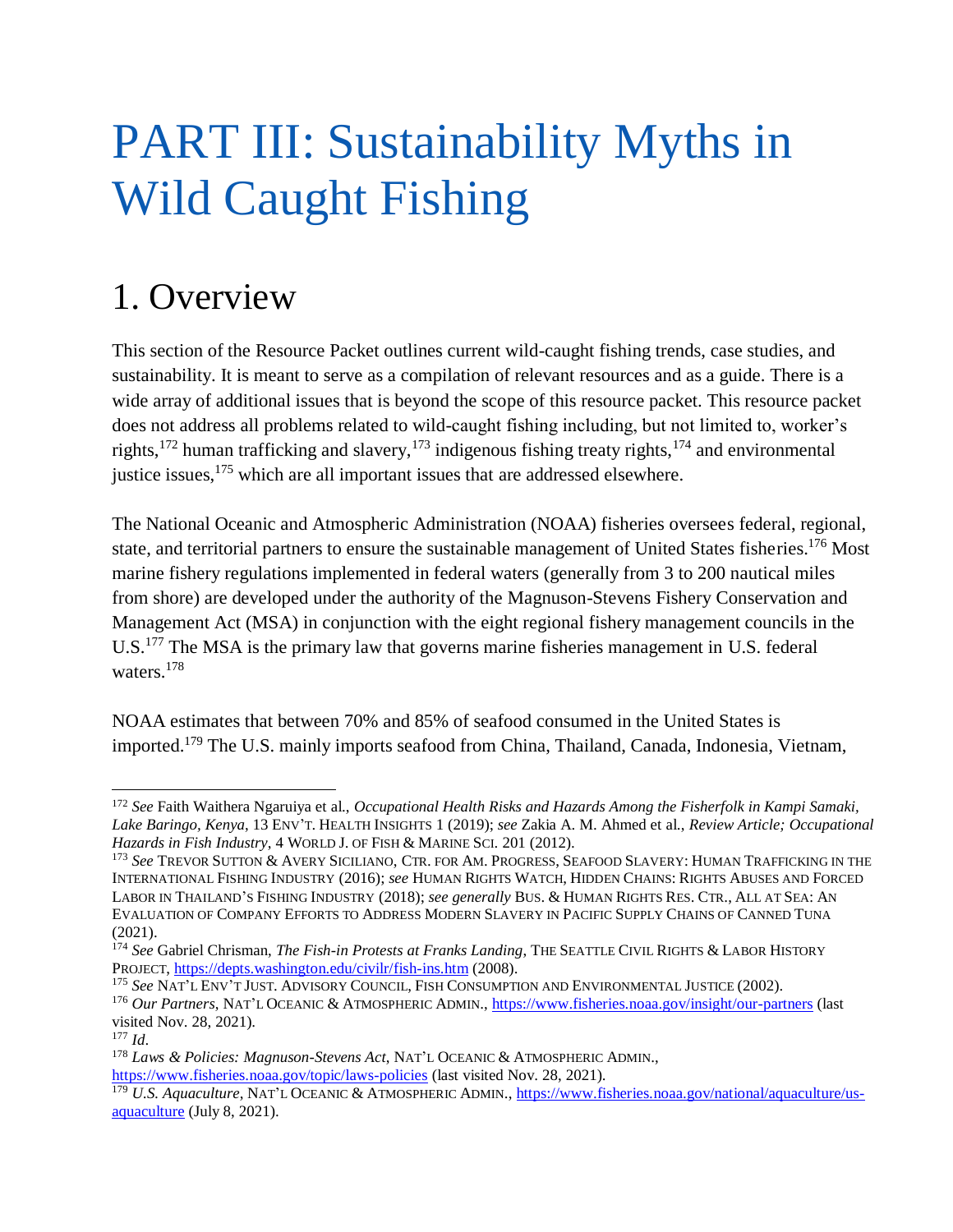# PART III: Sustainability Myths in Wild Caught Fishing

## 1. Overview

This section of the Resource Packet outlines current wild-caught fishing trends, case studies, and sustainability. It is meant to serve as a compilation of relevant resources and as a guide. There is a wide array of additional issues that is beyond the scope of this resource packet. This resource packet does not address all problems related to wild-caught fishing including, but not limited to, worker's rights,[172] human trafficking and slavery,[173] indigenous fishing treaty rights,[174] and environmental justice issues,[175] which are all important issues that are addressed elsewhere.

The National Oceanic and Atmospheric Administration (NOAA) fisheries oversees federal, regional, state, and territorial partners to ensure the sustainable management of United States fisheries.[176] Most marine fishery regulations implemented in federal waters (generally from 3 to 200 nautical miles from shore) are developed under the authority of the Magnuson-Stevens Fishery Conservation and Management Act (MSA) in conjunction with the eight regional fishery management councils in the U.S.[177] The MSA is the primary law that governs marine fisheries management in U.S. federal waters.[178]

NOAA estimates that between 70% and 85% of seafood consumed in the United States is imported.[179] The U.S. mainly imports seafood from China, Thailand, Canada, Indonesia, Vietnam,

---

[172] *See* Faith Waithera Ngaruiya et al., *Occupational Health Risks and Hazards Among the Fisherfolk in Kampi Samaki, Lake Baringo, Kenya*, 13 ENV'T. HEALTH INSIGHTS 1 (2019); *see* Zakia A. M. Ahmed et al., *Review Article; Occupational Hazards in Fish Industry*, 4 WORLD J. OF FISH & MARINE SCI. 201 (2012).

[173] *See* TREVOR SUTTON & AVERY SICILIANO, CTR. FOR AM. PROGRESS, SEAFOOD SLAVERY: HUMAN TRAFFICKING IN THE INTERNATIONAL FISHING INDUSTRY (2016); *see* HUMAN RIGHTS WATCH, HIDDEN CHAINS: RIGHTS ABUSES AND FORCED LABOR IN THAILAND'S FISHING INDUSTRY (2018); *see generally* BUS. & HUMAN RIGHTS RES. CTR., ALL AT SEA: AN EVALUATION OF COMPANY EFFORTS TO ADDRESS MODERN SLAVERY IN PACIFIC SUPPLY CHAINS OF CANNED TUNA (2021).

[174] *See* Gabriel Chrisman, *The Fish-in Protests at Franks Landing*, THE SEATTLE CIVIL RIGHTS & LABOR HISTORY PROJECT, https://depts.washington.edu/civilr/fish-ins.htm (2008).

[175] *See* NAT'L ENV'T JUST. ADVISORY COUNCIL, FISH CONSUMPTION AND ENVIRONMENTAL JUSTICE (2002).

[176] *Our Partners*, NAT'L OCEANIC & ATMOSPHERIC ADMIN., https://www.fisheries.noaa.gov/insight/our-partners (last visited Nov. 28, 2021).

[177] *Id*.

[178] *Laws & Policies: Magnuson-Stevens Act*, NAT'L OCEANIC & ATMOSPHERIC ADMIN., https://www.fisheries.noaa.gov/topic/laws-policies (last visited Nov. 28, 2021).

[179] *U.S. Aquaculture*, NAT'L OCEANIC & ATMOSPHERIC ADMIN., https://www.fisheries.noaa.gov/national/aquaculture/us-aquaculture (July 8, 2021).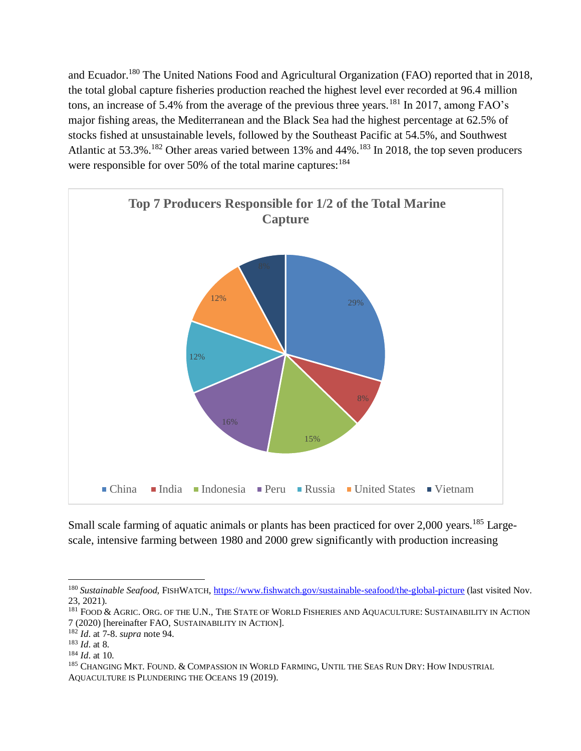and Ecuador.[180] The United Nations Food and Agricultural Organization (FAO) reported that in 2018, the total global capture fisheries production reached the highest level ever recorded at 96.4 million tons, an increase of 5.4% from the average of the previous three years.[181] In 2017, among FAO's major fishing areas, the Mediterranean and the Black Sea had the highest percentage at 62.5% of stocks fished at unsustainable levels, followed by the Southeast Pacific at 54.5%, and Southwest Atlantic at 53.3%.[182] Other areas varied between 13% and 44%.[183] In 2018, the top seven producers were responsible for over 50% of the total marine captures:[184]

**Top 7 Producers Responsible for 1/2 of the Total Marine Capture**

| Country | Share |
|---|---|
| China | 29% |
| India | 8% |
| Indonesia | 15% |
| Peru | 16% |
| Russia | 12% |
| United States | 12% |
| Vietnam | 8% |

Small scale farming of aquatic animals or plants has been practiced for over 2,000 years.[185] Large-scale, intensive farming between 1980 and 2000 grew significantly with production increasing

---

[180] *Sustainable Seafood*, FISHWATCH, https://www.fishwatch.gov/sustainable-seafood/the-global-picture (last visited Nov. 23, 2021).

[181] FOOD & AGRIC. ORG. OF THE U.N., THE STATE OF WORLD FISHERIES AND AQUACULTURE: SUSTAINABILITY IN ACTION 7 (2020) [hereinafter FAO, SUSTAINABILITY IN ACTION].

[182] *Id*. at 7-8. *supra* note 94.

[183] *Id*. at 8.

[184] *Id*. at 10.

[185] CHANGING MKT. FOUND. & COMPASSION IN WORLD FARMING, UNTIL THE SEAS RUN DRY: HOW INDUSTRIAL AQUACULTURE IS PLUNDERING THE OCEANS 19 (2019).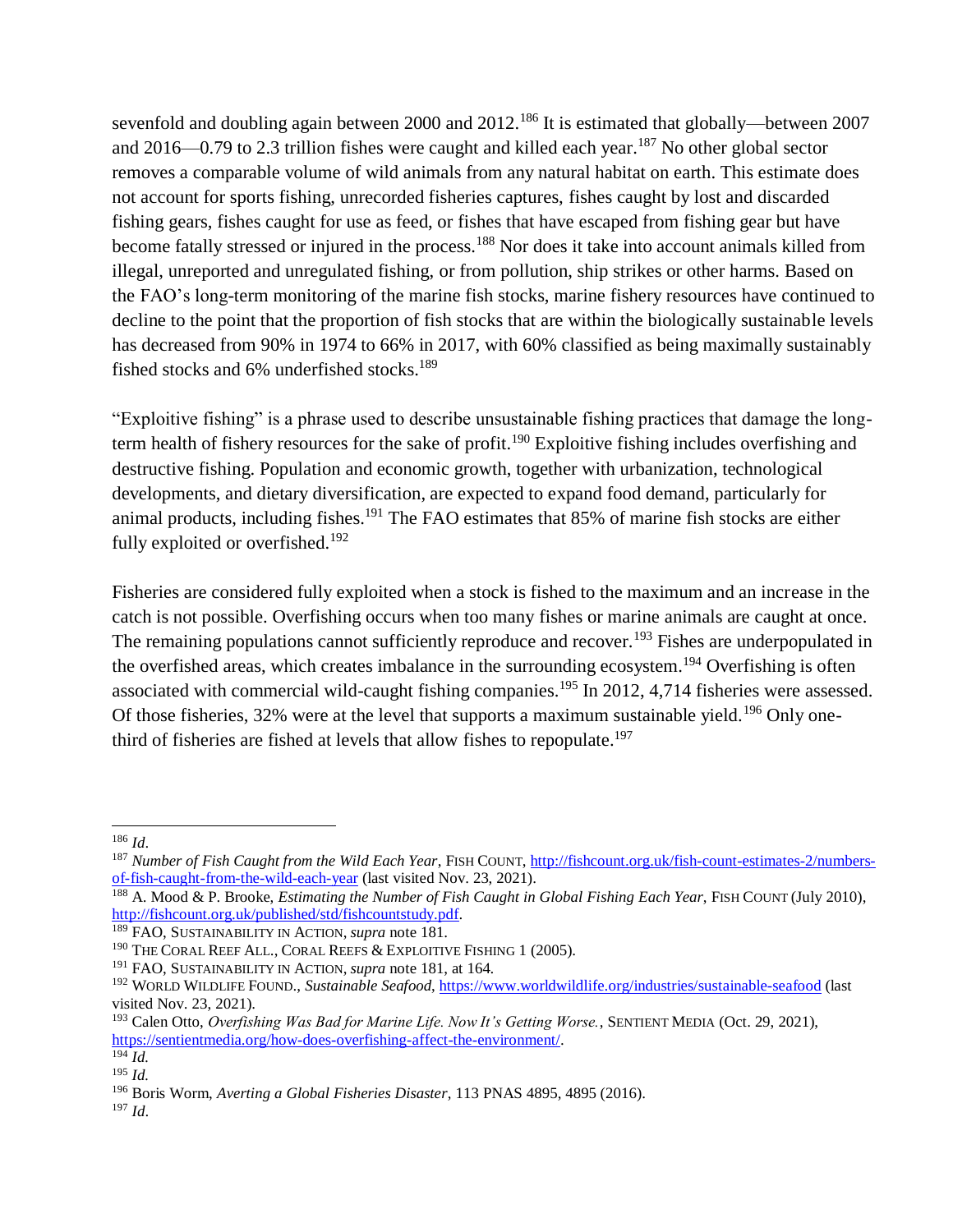sevenfold and doubling again between 2000 and 2012.[186] It is estimated that globally—between 2007 and 2016—0.79 to 2.3 trillion fishes were caught and killed each year.[187] No other global sector removes a comparable volume of wild animals from any natural habitat on earth. This estimate does not account for sports fishing, unrecorded fisheries captures, fishes caught by lost and discarded fishing gears, fishes caught for use as feed, or fishes that have escaped from fishing gear but have become fatally stressed or injured in the process.[188] Nor does it take into account animals killed from illegal, unreported and unregulated fishing, or from pollution, ship strikes or other harms. Based on the FAO's long-term monitoring of the marine fish stocks, marine fishery resources have continued to decline to the point that the proportion of fish stocks that are within the biologically sustainable levels has decreased from 90% in 1974 to 66% in 2017, with 60% classified as being maximally sustainably fished stocks and 6% underfished stocks.[189]

"Exploitive fishing" is a phrase used to describe unsustainable fishing practices that damage the long-term health of fishery resources for the sake of profit.[190] Exploitive fishing includes overfishing and destructive fishing. Population and economic growth, together with urbanization, technological developments, and dietary diversification, are expected to expand food demand, particularly for animal products, including fishes.[191] The FAO estimates that 85% of marine fish stocks are either fully exploited or overfished.[192]

Fisheries are considered fully exploited when a stock is fished to the maximum and an increase in the catch is not possible. Overfishing occurs when too many fishes or marine animals are caught at once. The remaining populations cannot sufficiently reproduce and recover.[193] Fishes are underpopulated in the overfished areas, which creates imbalance in the surrounding ecosystem.[194] Overfishing is often associated with commercial wild-caught fishing companies.[195] In 2012, 4,714 fisheries were assessed. Of those fisheries, 32% were at the level that supports a maximum sustainable yield.[196] Only one-third of fisheries are fished at levels that allow fishes to repopulate.[197]

---

[186] *Id*.

[187] *Number of Fish Caught from the Wild Each Year*, FISH COUNT, http://fishcount.org.uk/fish-count-estimates-2/numbers-of-fish-caught-from-the-wild-each-year (last visited Nov. 23, 2021).

[188] A. Mood & P. Brooke, *Estimating the Number of Fish Caught in Global Fishing Each Year*, FISH COUNT (July 2010), http://fishcount.org.uk/published/std/fishcountstudy.pdf.

[189] FAO, SUSTAINABILITY IN ACTION, *supra* note 181.

[190] THE CORAL REEF ALL., CORAL REEFS & EXPLOITIVE FISHING 1 (2005).

[191] FAO, SUSTAINABILITY IN ACTION, *supra* note 181, at 164.

[192] WORLD WILDLIFE FOUND., *Sustainable Seafood*, https://www.worldwildlife.org/industries/sustainable-seafood (last visited Nov. 23, 2021).

[193] Calen Otto, *Overfishing Was Bad for Marine Life. Now It's Getting Worse.*, SENTIENT MEDIA (Oct. 29, 2021), https://sentientmedia.org/how-does-overfishing-affect-the-environment/.

[194] *Id.*

[195] *Id.*

[196] Boris Worm, *Averting a Global Fisheries Disaster*, 113 PNAS 4895, 4895 (2016).

[197] *Id*.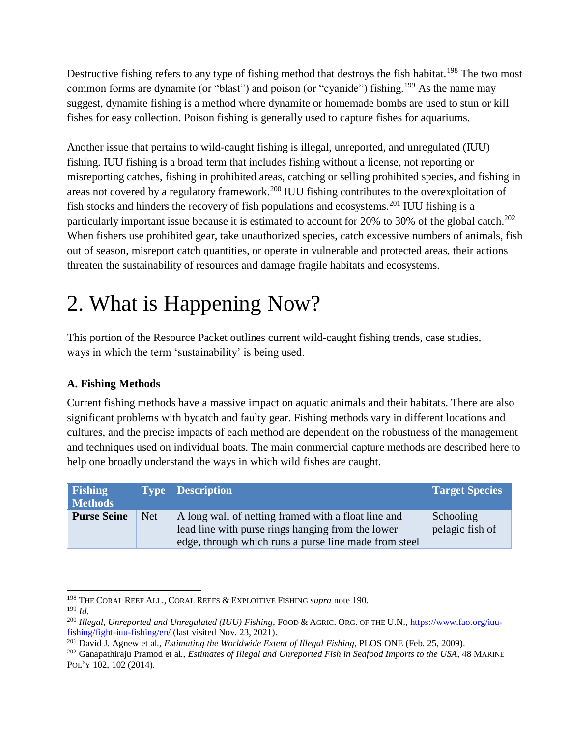Destructive fishing refers to any type of fishing method that destroys the fish habitat.[198] The two most common forms are dynamite (or "blast") and poison (or "cyanide") fishing.[199] As the name may suggest, dynamite fishing is a method where dynamite or homemade bombs are used to stun or kill fishes for easy collection. Poison fishing is generally used to capture fishes for aquariums.

Another issue that pertains to wild-caught fishing is illegal, unreported, and unregulated (IUU) fishing. IUU fishing is a broad term that includes fishing without a license, not reporting or misreporting catches, fishing in prohibited areas, catching or selling prohibited species, and fishing in areas not covered by a regulatory framework.[200] IUU fishing contributes to the overexploitation of fish stocks and hinders the recovery of fish populations and ecosystems.[201] IUU fishing is a particularly important issue because it is estimated to account for 20% to 30% of the global catch.[202] When fishers use prohibited gear, take unauthorized species, catch excessive numbers of animals, fish out of season, misreport catch quantities, or operate in vulnerable and protected areas, their actions threaten the sustainability of resources and damage fragile habitats and ecosystems.

# 2. What is Happening Now?

This portion of the Resource Packet outlines current wild-caught fishing trends, case studies, ways in which the term 'sustainability' is being used.

### A. Fishing Methods

Current fishing methods have a massive impact on aquatic animals and their habitats. There are also significant problems with bycatch and faulty gear. Fishing methods vary in different locations and cultures, and the precise impacts of each method are dependent on the robustness of the management and techniques used on individual boats. The main commercial capture methods are described here to help one broadly understand the ways in which wild fishes are caught.

| Fishing Methods | Type | Description | Target Species |
|---|---|---|---|
| **Purse Seine** | Net | A long wall of netting framed with a float line and lead line with purse rings hanging from the lower edge, through which runs a purse line made from steel | Schooling pelagic fish of |

---

[198] THE CORAL REEF ALL., CORAL REEFS & EXPLOITIVE FISHING *supra* note 190.
[199] *Id*.
[200] *Illegal, Unreported and Unregulated (IUU) Fishing*, FOOD & AGRIC. ORG. OF THE U.N., https://www.fao.org/iuu-fishing/fight-iuu-fishing/en/ (last visited Nov. 23, 2021).
[201] David J. Agnew et al., *Estimating the Worldwide Extent of Illegal Fishing*, PLOS ONE (Feb. 25, 2009).
[202] Ganapathiraju Pramod et al., *Estimates of Illegal and Unreported Fish in Seafood Imports to the USA*, 48 MARINE POL'Y 102, 102 (2014).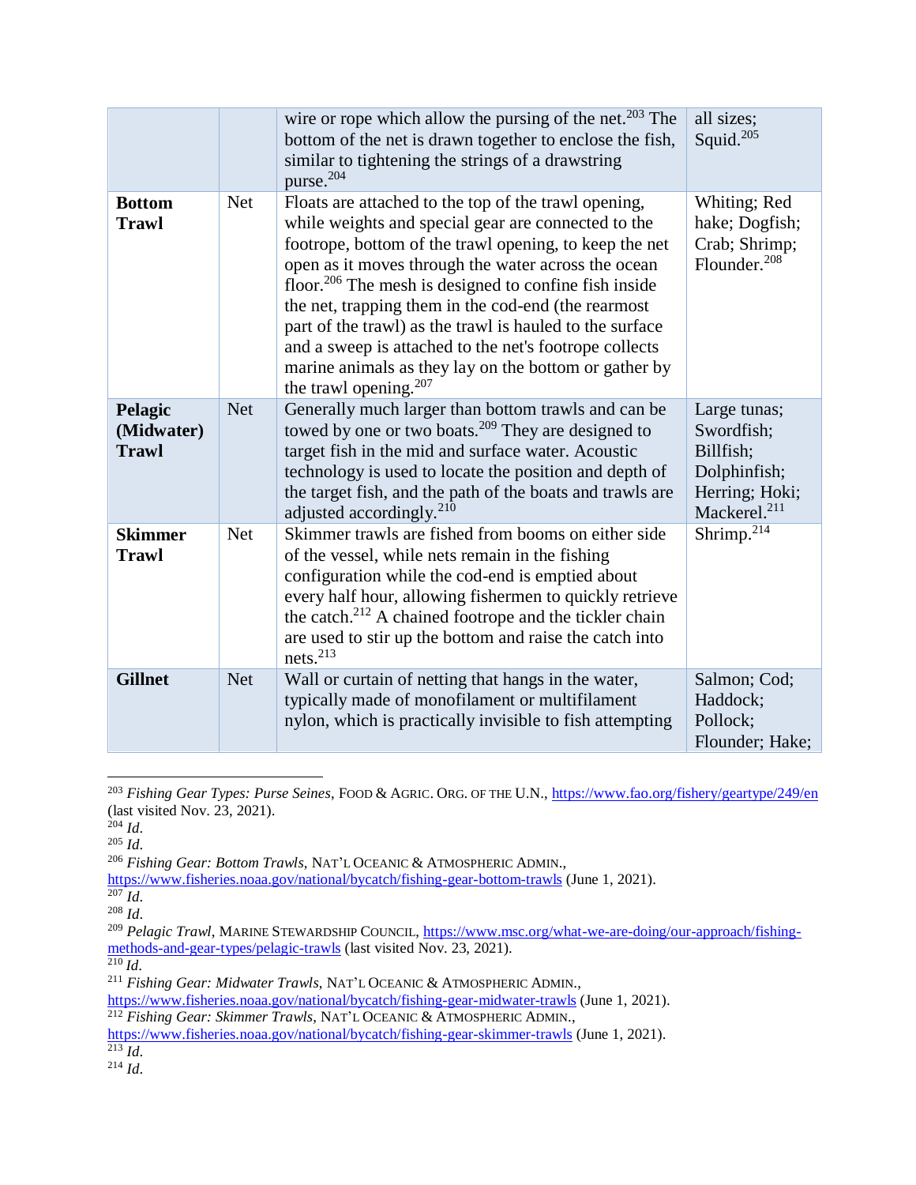| | | | |
|---|---|---|---|
| | | wire or rope which allow the pursing of the net.[203] The bottom of the net is drawn together to enclose the fish, similar to tightening the strings of a drawstring purse.[204] | all sizes; Squid.[205] |
| **Bottom Trawl** | Net | Floats are attached to the top of the trawl opening, while weights and special gear are connected to the footrope, bottom of the trawl opening, to keep the net open as it moves through the water across the ocean floor.[206] The mesh is designed to confine fish inside the net, trapping them in the cod-end (the rearmost part of the trawl) as the trawl is hauled to the surface and a sweep is attached to the net's footrope collects marine animals as they lay on the bottom or gather by the trawl opening.[207] | Whiting; Red hake; Dogfish; Crab; Shrimp; Flounder.[208] |
| **Pelagic (Midwater) Trawl** | Net | Generally much larger than bottom trawls and can be towed by one or two boats.[209] They are designed to target fish in the mid and surface water. Acoustic technology is used to locate the position and depth of the target fish, and the path of the boats and trawls are adjusted accordingly.[210] | Large tunas; Swordfish; Billfish; Dolphinfish; Herring; Hoki; Mackerel.[211] |
| **Skimmer Trawl** | Net | Skimmer trawls are fished from booms on either side of the vessel, while nets remain in the fishing configuration while the cod-end is emptied about every half hour, allowing fishermen to quickly retrieve the catch.[212] A chained footrope and the tickler chain are used to stir up the bottom and raise the catch into nets.[213] | Shrimp.[214] |
| **Gillnet** | Net | Wall or curtain of netting that hangs in the water, typically made of monofilament or multifilament nylon, which is practically invisible to fish attempting | Salmon; Cod; Haddock; Pollock; Flounder; Hake; |

---

[203] *Fishing Gear Types: Purse Seines*, FOOD & AGRIC. ORG. OF THE U.N., https://www.fao.org/fishery/geartype/249/en (last visited Nov. 23, 2021).

[204] *Id.*

[205] *Id.*

[206] *Fishing Gear: Bottom Trawls*, NAT'L OCEANIC & ATMOSPHERIC ADMIN., https://www.fisheries.noaa.gov/national/bycatch/fishing-gear-bottom-trawls (June 1, 2021).

[207] *Id.*

[208] *Id.*

[209] *Pelagic Trawl*, MARINE STEWARDSHIP COUNCIL, https://www.msc.org/what-we-are-doing/our-approach/fishing-methods-and-gear-types/pelagic-trawls (last visited Nov. 23, 2021).

[210] *Id.*

[211] *Fishing Gear: Midwater Trawls*, NAT'L OCEANIC & ATMOSPHERIC ADMIN., https://www.fisheries.noaa.gov/national/bycatch/fishing-gear-midwater-trawls (June 1, 2021).

[212] *Fishing Gear: Skimmer Trawls*, NAT'L OCEANIC & ATMOSPHERIC ADMIN., https://www.fisheries.noaa.gov/national/bycatch/fishing-gear-skimmer-trawls (June 1, 2021).

[213] *Id.*

[214] *Id.*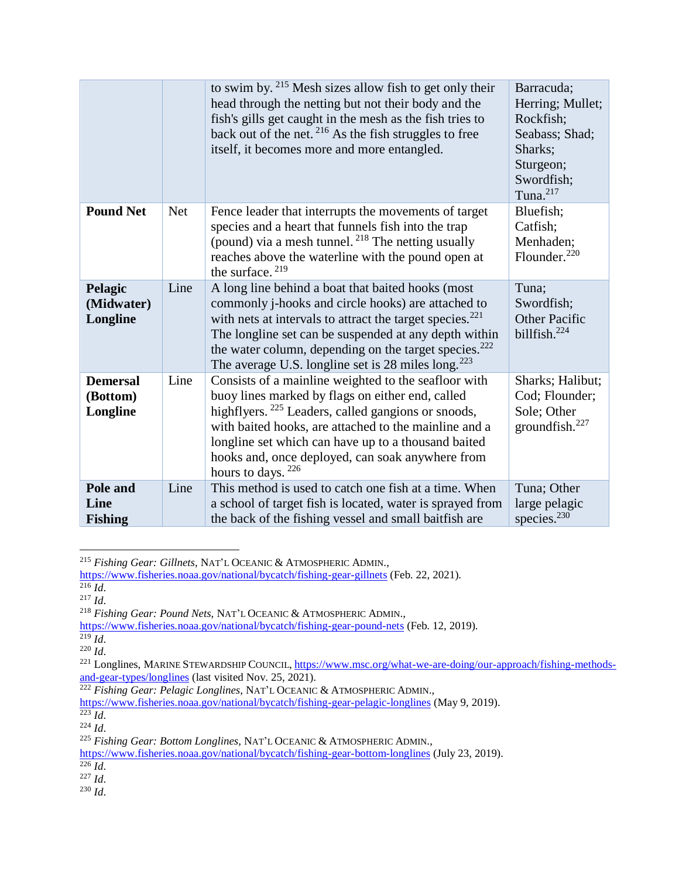| | | | |
|---|---|---|---|
| | | to swim by. [215] Mesh sizes allow fish to get only their head through the netting but not their body and the fish's gills get caught in the mesh as the fish tries to back out of the net. [216] As the fish struggles to free itself, it becomes more and more entangled. | Barracuda; Herring; Mullet; Rockfish; Seabass; Shad; Sharks; Sturgeon; Swordfish; Tuna.[217] |
| **Pound Net** | Net | Fence leader that interrupts the movements of target species and a heart that funnels fish into the trap (pound) via a mesh tunnel. [218] The netting usually reaches above the waterline with the pound open at the surface. [219] | Bluefish; Catfish; Menhaden; Flounder.[220] |
| **Pelagic (Midwater) Longline** | Line | A long line behind a boat that baited hooks (most commonly j-hooks and circle hooks) are attached to with nets at intervals to attract the target species.[221] The longline set can be suspended at any depth within the water column, depending on the target species.[222] The average U.S. longline set is 28 miles long.[223] | Tuna; Swordfish; Other Pacific billfish.[224] |
| **Demersal (Bottom) Longline** | Line | Consists of a mainline weighted to the seafloor with buoy lines marked by flags on either end, called highflyers. [225] Leaders, called gangions or snoods, with baited hooks, are attached to the mainline and a longline set which can have up to a thousand baited hooks and, once deployed, can soak anywhere from hours to days. [226] | Sharks; Halibut; Cod; Flounder; Sole; Other groundfish.[227] |
| **Pole and Line Fishing** | Line | This method is used to catch one fish at a time. When a school of target fish is located, water is sprayed from the back of the fishing vessel and small baitfish are | Tuna; Other large pelagic species.[230] |

[215] *Fishing Gear: Gillnets*, NAT'L OCEANIC & ATMOSPHERIC ADMIN., https://www.fisheries.noaa.gov/national/bycatch/fishing-gear-gillnets (Feb. 22, 2021).
[216] *Id*.
[217] *Id*.
[218] *Fishing Gear: Pound Nets*, NAT'L OCEANIC & ATMOSPHERIC ADMIN., https://www.fisheries.noaa.gov/national/bycatch/fishing-gear-pound-nets (Feb. 12, 2019).
[219] *Id*.
[220] *Id*.
[221] Longlines, MARINE STEWARDSHIP COUNCIL, https://www.msc.org/what-we-are-doing/our-approach/fishing-methods-and-gear-types/longlines (last visited Nov. 25, 2021).
[222] *Fishing Gear: Pelagic Longlines*, NAT'L OCEANIC & ATMOSPHERIC ADMIN., https://www.fisheries.noaa.gov/national/bycatch/fishing-gear-pelagic-longlines (May 9, 2019).
[223] *Id*.
[224] *Id*.
[225] *Fishing Gear: Bottom Longlines*, NAT'L OCEANIC & ATMOSPHERIC ADMIN., https://www.fisheries.noaa.gov/national/bycatch/fishing-gear-bottom-longlines (July 23, 2019).
[226] *Id*.
[227] *Id*.
[230] *Id*.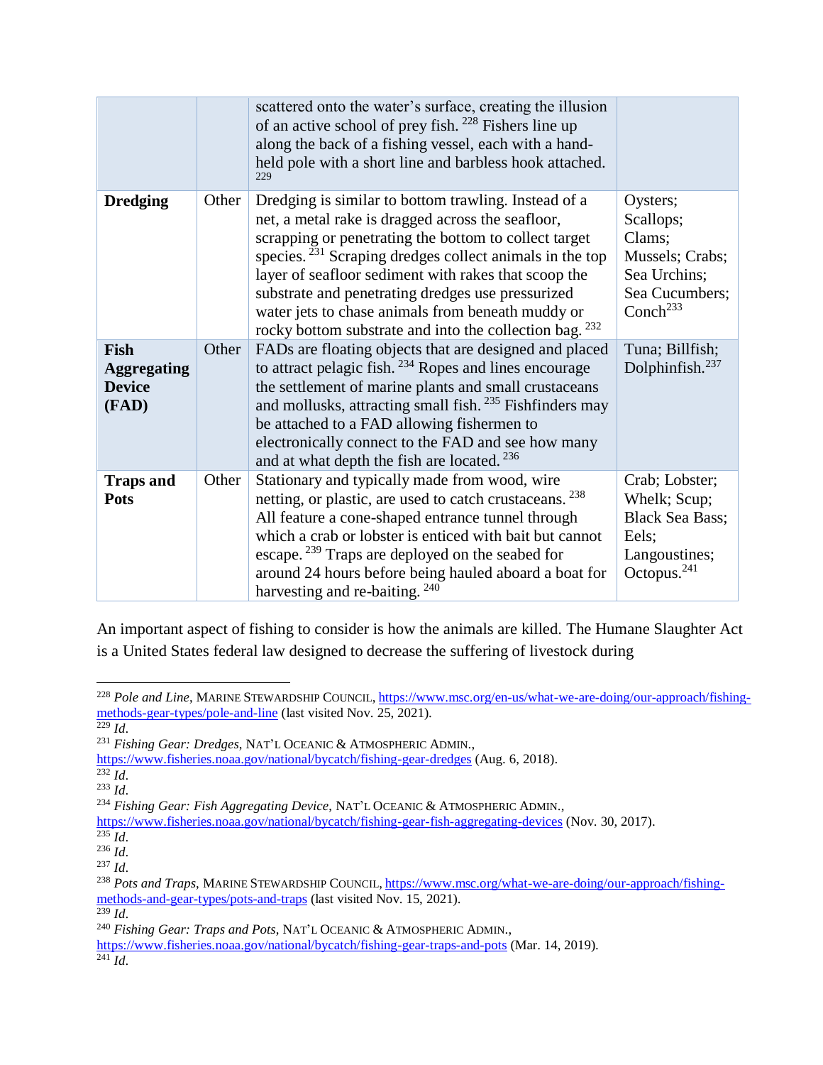| | | | |
|---|---|---|---|
| | | scattered onto the water's surface, creating the illusion of an active school of prey fish. [228] Fishers line up along the back of a fishing vessel, each with a hand-held pole with a short line and barbless hook attached. [229] | |
| **Dredging** | Other | Dredging is similar to bottom trawling. Instead of a net, a metal rake is dragged across the seafloor, scrapping or penetrating the bottom to collect target species. [231] Scraping dredges collect animals in the top layer of seafloor sediment with rakes that scoop the substrate and penetrating dredges use pressurized water jets to chase animals from beneath muddy or rocky bottom substrate and into the collection bag. [232] | Oysters; Scallops; Clams; Mussels; Crabs; Sea Urchins; Sea Cucumbers; Conch[233] |
| **Fish Aggregating Device (FAD)** | Other | FADs are floating objects that are designed and placed to attract pelagic fish. [234] Ropes and lines encourage the settlement of marine plants and small crustaceans and mollusks, attracting small fish. [235] Fishfinders may be attached to a FAD allowing fishermen to electronically connect to the FAD and see how many and at what depth the fish are located. [236] | Tuna; Billfish; Dolphinfish.[237] |
| **Traps and Pots** | Other | Stationary and typically made from wood, wire netting, or plastic, are used to catch crustaceans. [238] All feature a cone-shaped entrance tunnel through which a crab or lobster is enticed with bait but cannot escape. [239] Traps are deployed on the seabed for around 24 hours before being hauled aboard a boat for harvesting and re-baiting. [240] | Crab; Lobster; Whelk; Scup; Black Sea Bass; Eels; Langoustines; Octopus.[241] |

An important aspect of fishing to consider is how the animals are killed. The Humane Slaughter Act is a United States federal law designed to decrease the suffering of livestock during

---

[228] *Pole and Line*, MARINE STEWARDSHIP COUNCIL, https://www.msc.org/en-us/what-we-are-doing/our-approach/fishing-methods-gear-types/pole-and-line (last visited Nov. 25, 2021).

[229] *Id.*

[231] *Fishing Gear: Dredges*, NAT'L OCEANIC & ATMOSPHERIC ADMIN., https://www.fisheries.noaa.gov/national/bycatch/fishing-gear-dredges (Aug. 6, 2018).

[232] *Id.*

[233] *Id.*

[234] *Fishing Gear: Fish Aggregating Device*, NAT'L OCEANIC & ATMOSPHERIC ADMIN., https://www.fisheries.noaa.gov/national/bycatch/fishing-gear-fish-aggregating-devices (Nov. 30, 2017).

[235] *Id.*

[236] *Id.*

[237] *Id.*

[238] *Pots and Traps*, MARINE STEWARDSHIP COUNCIL, https://www.msc.org/what-we-are-doing/our-approach/fishing-methods-and-gear-types/pots-and-traps (last visited Nov. 15, 2021).

[239] *Id.*

[240] *Fishing Gear: Traps and Pots*, NAT'L OCEANIC & ATMOSPHERIC ADMIN., https://www.fisheries.noaa.gov/national/bycatch/fishing-gear-traps-and-pots (Mar. 14, 2019).

[241] *Id.*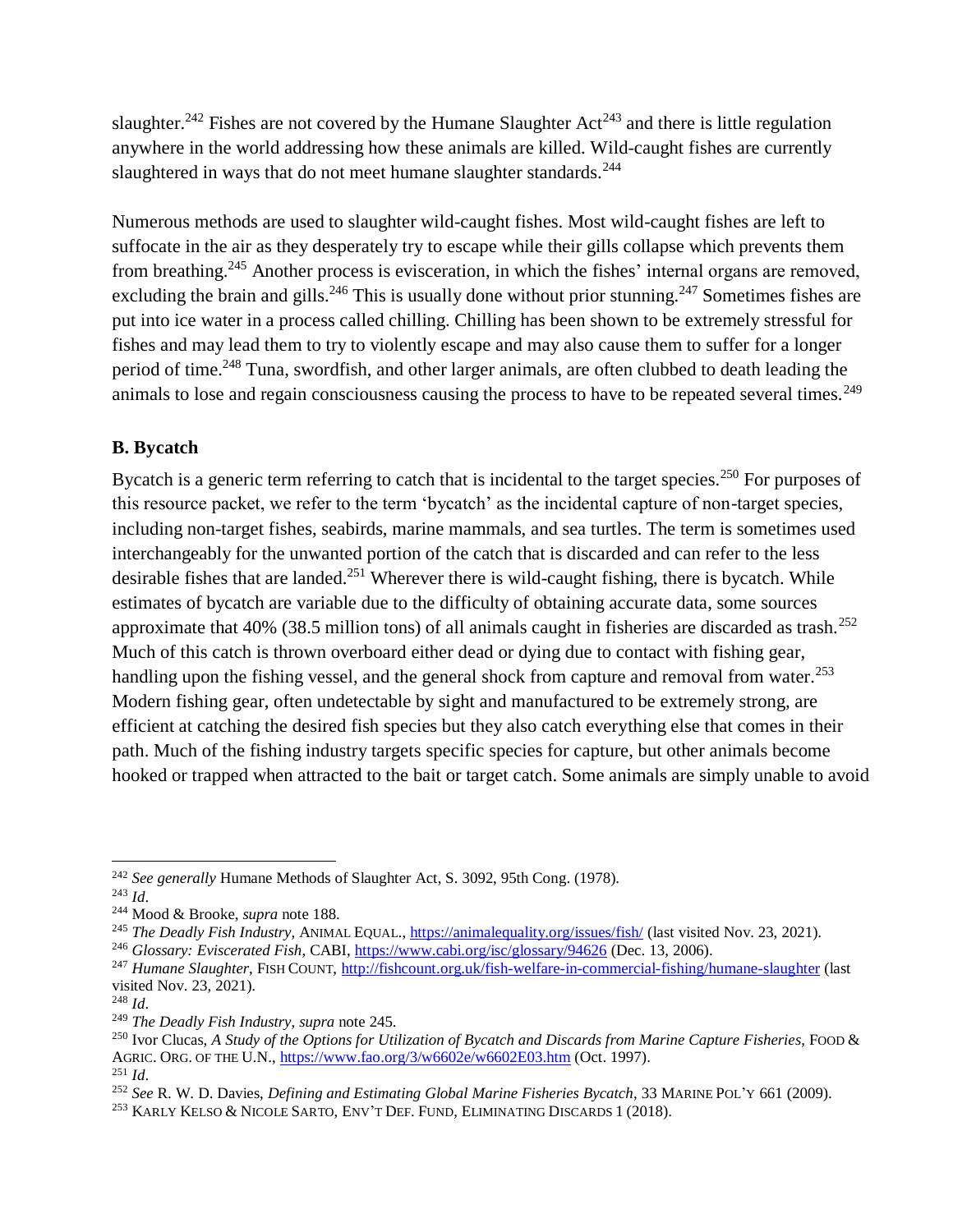slaughter.[242] Fishes are not covered by the Humane Slaughter Act[243] and there is little regulation anywhere in the world addressing how these animals are killed. Wild-caught fishes are currently slaughtered in ways that do not meet humane slaughter standards.[244]

Numerous methods are used to slaughter wild-caught fishes. Most wild-caught fishes are left to suffocate in the air as they desperately try to escape while their gills collapse which prevents them from breathing.[245] Another process is evisceration, in which the fishes' internal organs are removed, excluding the brain and gills.[246] This is usually done without prior stunning.[247] Sometimes fishes are put into ice water in a process called chilling. Chilling has been shown to be extremely stressful for fishes and may lead them to try to violently escape and may also cause them to suffer for a longer period of time.[248] Tuna, swordfish, and other larger animals, are often clubbed to death leading the animals to lose and regain consciousness causing the process to have to be repeated several times.[249]

### B. Bycatch

Bycatch is a generic term referring to catch that is incidental to the target species.[250] For purposes of this resource packet, we refer to the term 'bycatch' as the incidental capture of non-target species, including non-target fishes, seabirds, marine mammals, and sea turtles. The term is sometimes used interchangeably for the unwanted portion of the catch that is discarded and can refer to the less desirable fishes that are landed.[251] Wherever there is wild-caught fishing, there is bycatch. While estimates of bycatch are variable due to the difficulty of obtaining accurate data, some sources approximate that 40% (38.5 million tons) of all animals caught in fisheries are discarded as trash.[252] Much of this catch is thrown overboard either dead or dying due to contact with fishing gear, handling upon the fishing vessel, and the general shock from capture and removal from water.[253] Modern fishing gear, often undetectable by sight and manufactured to be extremely strong, are efficient at catching the desired fish species but they also catch everything else that comes in their path. Much of the fishing industry targets specific species for capture, but other animals become hooked or trapped when attracted to the bait or target catch. Some animals are simply unable to avoid

---

[242] *See generally* Humane Methods of Slaughter Act, S. 3092, 95th Cong. (1978).

[243] *Id*.

[244] Mood & Brooke, *supra* note 188.

[245] *The Deadly Fish Industry*, ANIMAL EQUAL., https://animalequality.org/issues/fish/ (last visited Nov. 23, 2021).

[246] *Glossary: Eviscerated Fish*, CABI, https://www.cabi.org/isc/glossary/94626 (Dec. 13, 2006).

[247] *Humane Slaughter*, FISH COUNT, http://fishcount.org.uk/fish-welfare-in-commercial-fishing/humane-slaughter (last visited Nov. 23, 2021).

[248] *Id*.

[249] *The Deadly Fish Industry*, *supra* note 245.

[250] Ivor Clucas, *A Study of the Options for Utilization of Bycatch and Discards from Marine Capture Fisheries*, FOOD & AGRIC. ORG. OF THE U.N., https://www.fao.org/3/w6602e/w6602E03.htm (Oct. 1997).

[251] *Id*.

[252] *See* R. W. D. Davies, *Defining and Estimating Global Marine Fisheries Bycatch*, 33 MARINE POL'Y 661 (2009).

[253] KARLY KELSO & NICOLE SARTO, ENV'T DEF. FUND, ELIMINATING DISCARDS 1 (2018).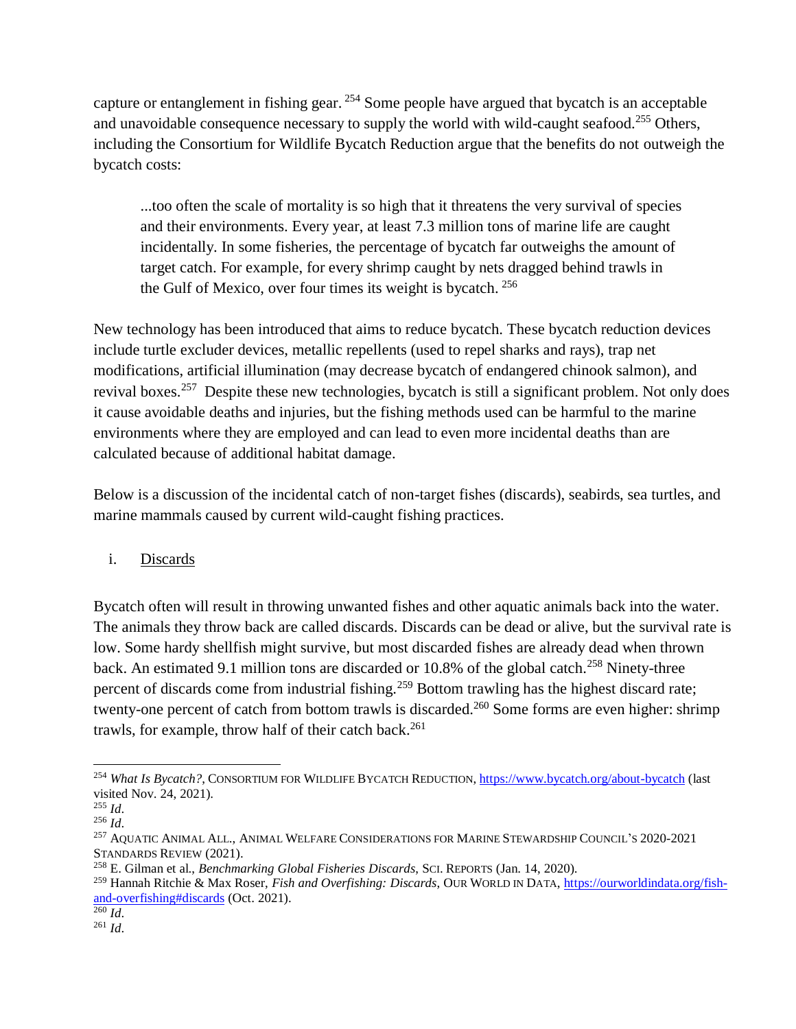capture or entanglement in fishing gear.[254] Some people have argued that bycatch is an acceptable and unavoidable consequence necessary to supply the world with wild-caught seafood.[255] Others, including the Consortium for Wildlife Bycatch Reduction argue that the benefits do not outweigh the bycatch costs:

> ...too often the scale of mortality is so high that it threatens the very survival of species and their environments. Every year, at least 7.3 million tons of marine life are caught incidentally. In some fisheries, the percentage of bycatch far outweighs the amount of target catch. For example, for every shrimp caught by nets dragged behind trawls in the Gulf of Mexico, over four times its weight is bycatch.[256]

New technology has been introduced that aims to reduce bycatch. These bycatch reduction devices include turtle excluder devices, metallic repellents (used to repel sharks and rays), trap net modifications, artificial illumination (may decrease bycatch of endangered chinook salmon), and revival boxes.[257] Despite these new technologies, bycatch is still a significant problem. Not only does it cause avoidable deaths and injuries, but the fishing methods used can be harmful to the marine environments where they are employed and can lead to even more incidental deaths than are calculated because of additional habitat damage.

Below is a discussion of the incidental catch of non-target fishes (discards), seabirds, sea turtles, and marine mammals caused by current wild-caught fishing practices.

i. Discards

Bycatch often will result in throwing unwanted fishes and other aquatic animals back into the water. The animals they throw back are called discards. Discards can be dead or alive, but the survival rate is low. Some hardy shellfish might survive, but most discarded fishes are already dead when thrown back. An estimated 9.1 million tons are discarded or 10.8% of the global catch.[258] Ninety-three percent of discards come from industrial fishing.[259] Bottom trawling has the highest discard rate; twenty-one percent of catch from bottom trawls is discarded.[260] Some forms are even higher: shrimp trawls, for example, throw half of their catch back.[261]

---

[254] *What Is Bycatch?*, CONSORTIUM FOR WILDLIFE BYCATCH REDUCTION, https://www.bycatch.org/about-bycatch (last visited Nov. 24, 2021).

[255] *Id*.

[256] *Id*.

[257] AQUATIC ANIMAL ALL., ANIMAL WELFARE CONSIDERATIONS FOR MARINE STEWARDSHIP COUNCIL'S 2020-2021 STANDARDS REVIEW (2021).

[258] E. Gilman et al., *Benchmarking Global Fisheries Discards*, SCI. REPORTS (Jan. 14, 2020).

[259] Hannah Ritchie & Max Roser, *Fish and Overfishing: Discards*, OUR WORLD IN DATA, https://ourworldindata.org/fish-and-overfishing#discards (Oct. 2021).

[260] *Id*.

[261] *Id*.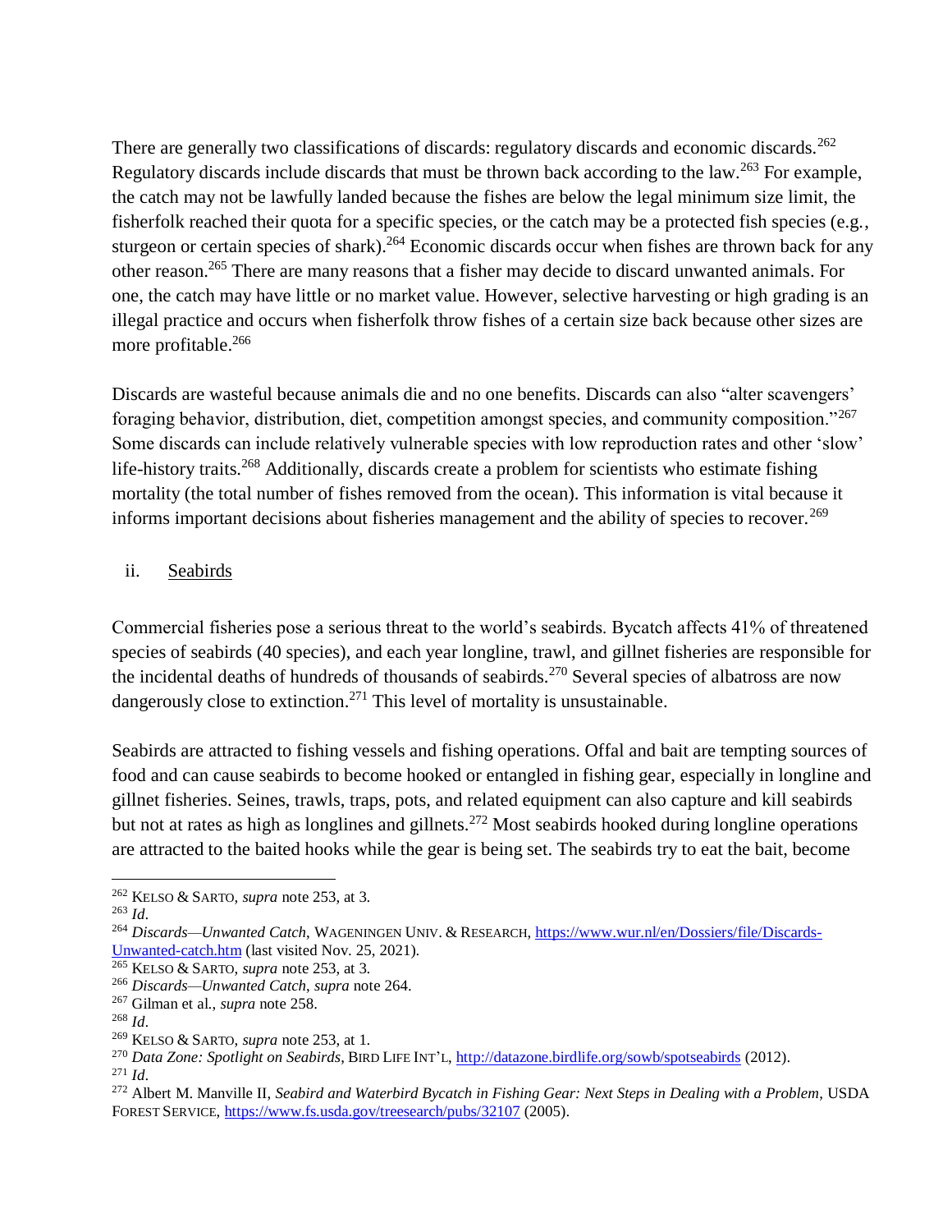There are generally two classifications of discards: regulatory discards and economic discards.[262] Regulatory discards include discards that must be thrown back according to the law.[263] For example, the catch may not be lawfully landed because the fishes are below the legal minimum size limit, the fisherfolk reached their quota for a specific species, or the catch may be a protected fish species (e.g., sturgeon or certain species of shark).[264] Economic discards occur when fishes are thrown back for any other reason.[265] There are many reasons that a fisher may decide to discard unwanted animals. For one, the catch may have little or no market value. However, selective harvesting or high grading is an illegal practice and occurs when fisherfolk throw fishes of a certain size back because other sizes are more profitable.[266]

Discards are wasteful because animals die and no one benefits. Discards can also "alter scavengers' foraging behavior, distribution, diet, competition amongst species, and community composition."[267] Some discards can include relatively vulnerable species with low reproduction rates and other 'slow' life-history traits.[268] Additionally, discards create a problem for scientists who estimate fishing mortality (the total number of fishes removed from the ocean). This information is vital because it informs important decisions about fisheries management and the ability of species to recover.[269]

ii. Seabirds

Commercial fisheries pose a serious threat to the world's seabirds. Bycatch affects 41% of threatened species of seabirds (40 species), and each year longline, trawl, and gillnet fisheries are responsible for the incidental deaths of hundreds of thousands of seabirds.[270] Several species of albatross are now dangerously close to extinction.[271] This level of mortality is unsustainable.

Seabirds are attracted to fishing vessels and fishing operations. Offal and bait are tempting sources of food and can cause seabirds to become hooked or entangled in fishing gear, especially in longline and gillnet fisheries. Seines, trawls, traps, pots, and related equipment can also capture and kill seabirds but not at rates as high as longlines and gillnets.[272] Most seabirds hooked during longline operations are attracted to the baited hooks while the gear is being set. The seabirds try to eat the bait, become

---

[262] KELSO & SARTO, *supra* note 253, at 3.

[263] *Id*.

[264] *Discards—Unwanted Catch*, WAGENINGEN UNIV. & RESEARCH, https://www.wur.nl/en/Dossiers/file/Discards-Unwanted-catch.htm (last visited Nov. 25, 2021).

[265] KELSO & SARTO, *supra* note 253, at 3.

[266] *Discards—Unwanted Catch*, *supra* note 264.

[267] Gilman et al., *supra* note 258.

[268] *Id*.

[269] KELSO & SARTO, *supra* note 253, at 1.

[270] *Data Zone: Spotlight on Seabirds*, BIRD LIFE INT'L, http://datazone.birdlife.org/sowb/spotseabirds (2012).

[271] *Id*.

[272] Albert M. Manville II, *Seabird and Waterbird Bycatch in Fishing Gear: Next Steps in Dealing with a Problem*, USDA FOREST SERVICE, https://www.fs.usda.gov/treesearch/pubs/32107 (2005).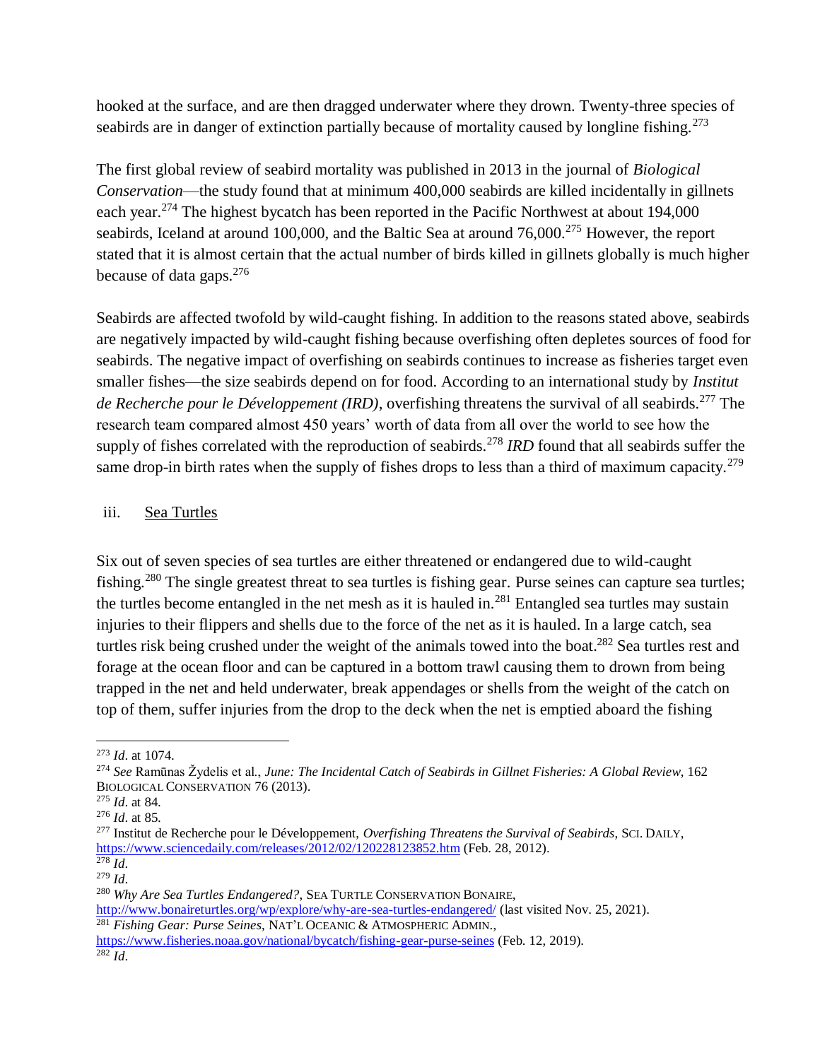hooked at the surface, and are then dragged underwater where they drown. Twenty-three species of seabirds are in danger of extinction partially because of mortality caused by longline fishing.[273]

The first global review of seabird mortality was published in 2013 in the journal of *Biological Conservation*—the study found that at minimum 400,000 seabirds are killed incidentally in gillnets each year.[274] The highest bycatch has been reported in the Pacific Northwest at about 194,000 seabirds, Iceland at around 100,000, and the Baltic Sea at around 76,000.[275] However, the report stated that it is almost certain that the actual number of birds killed in gillnets globally is much higher because of data gaps.[276]

Seabirds are affected twofold by wild-caught fishing. In addition to the reasons stated above, seabirds are negatively impacted by wild-caught fishing because overfishing often depletes sources of food for seabirds. The negative impact of overfishing on seabirds continues to increase as fisheries target even smaller fishes—the size seabirds depend on for food. According to an international study by *Institut de Recherche pour le Développement (IRD)*, overfishing threatens the survival of all seabirds.[277] The research team compared almost 450 years' worth of data from all over the world to see how the supply of fishes correlated with the reproduction of seabirds.[278] *IRD* found that all seabirds suffer the same drop-in birth rates when the supply of fishes drops to less than a third of maximum capacity.[279]

iii. Sea Turtles

Six out of seven species of sea turtles are either threatened or endangered due to wild-caught fishing.[280] The single greatest threat to sea turtles is fishing gear. Purse seines can capture sea turtles; the turtles become entangled in the net mesh as it is hauled in.[281] Entangled sea turtles may sustain injuries to their flippers and shells due to the force of the net as it is hauled. In a large catch, sea turtles risk being crushed under the weight of the animals towed into the boat.[282] Sea turtles rest and forage at the ocean floor and can be captured in a bottom trawl causing them to drown from being trapped in the net and held underwater, break appendages or shells from the weight of the catch on top of them, suffer injuries from the drop to the deck when the net is emptied aboard the fishing

---

[273] *Id*. at 1074.

[274] *See* Ramūnas Žydelis et al., *June: The Incidental Catch of Seabirds in Gillnet Fisheries: A Global Review*, 162 BIOLOGICAL CONSERVATION 76 (2013).

[275] *Id*. at 84.

[276] *Id*. at 85.

[277] Institut de Recherche pour le Développement, *Overfishing Threatens the Survival of Seabirds*, SCI. DAILY, https://www.sciencedaily.com/releases/2012/02/120228123852.htm (Feb. 28, 2012).

[278] *Id*.

[279] *Id*.

[280] *Why Are Sea Turtles Endangered?*, SEA TURTLE CONSERVATION BONAIRE, http://www.bonaireturtles.org/wp/explore/why-are-sea-turtles-endangered/ (last visited Nov. 25, 2021).

[281] *Fishing Gear: Purse Seines*, NAT'L OCEANIC & ATMOSPHERIC ADMIN., https://www.fisheries.noaa.gov/national/bycatch/fishing-gear-purse-seines (Feb. 12, 2019).

[282] *Id*.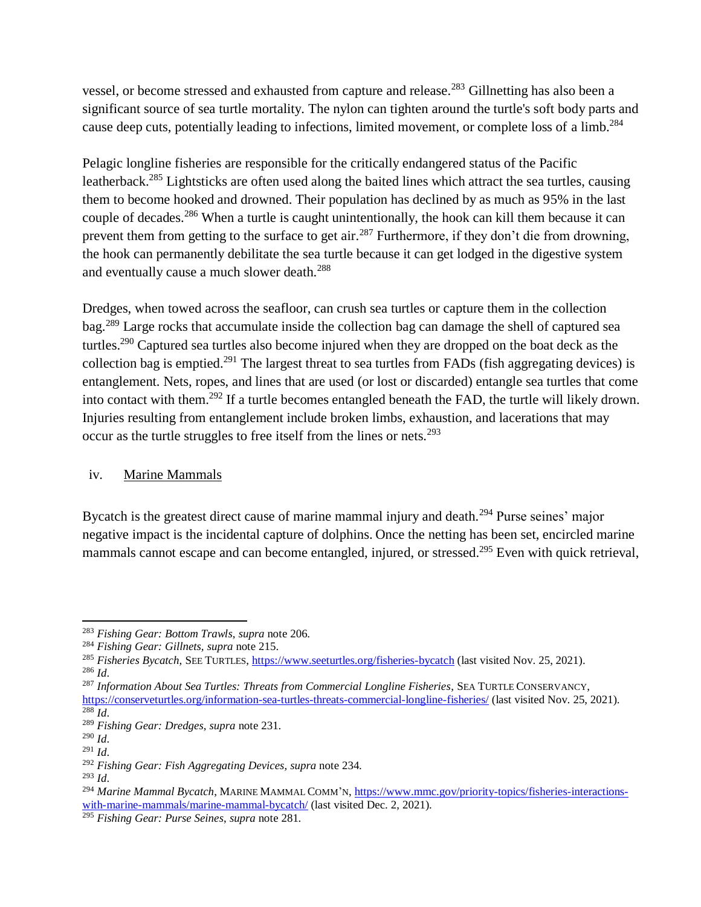vessel, or become stressed and exhausted from capture and release.[283] Gillnetting has also been a significant source of sea turtle mortality. The nylon can tighten around the turtle's soft body parts and cause deep cuts, potentially leading to infections, limited movement, or complete loss of a limb.[284]

Pelagic longline fisheries are responsible for the critically endangered status of the Pacific leatherback.[285] Lightsticks are often used along the baited lines which attract the sea turtles, causing them to become hooked and drowned. Their population has declined by as much as 95% in the last couple of decades.[286] When a turtle is caught unintentionally, the hook can kill them because it can prevent them from getting to the surface to get air.[287] Furthermore, if they don't die from drowning, the hook can permanently debilitate the sea turtle because it can get lodged in the digestive system and eventually cause a much slower death.[288]

Dredges, when towed across the seafloor, can crush sea turtles or capture them in the collection bag.[289] Large rocks that accumulate inside the collection bag can damage the shell of captured sea turtles.[290] Captured sea turtles also become injured when they are dropped on the boat deck as the collection bag is emptied.[291] The largest threat to sea turtles from FADs (fish aggregating devices) is entanglement. Nets, ropes, and lines that are used (or lost or discarded) entangle sea turtles that come into contact with them.[292] If a turtle becomes entangled beneath the FAD, the turtle will likely drown. Injuries resulting from entanglement include broken limbs, exhaustion, and lacerations that may occur as the turtle struggles to free itself from the lines or nets.[293]

iv. <u>Marine Mammals</u>

Bycatch is the greatest direct cause of marine mammal injury and death.[294] Purse seines' major negative impact is the incidental capture of dolphins. Once the netting has been set, encircled marine mammals cannot escape and can become entangled, injured, or stressed.[295] Even with quick retrieval,

---

[283] *Fishing Gear: Bottom Trawls*, *supra* note 206.

[284] *Fishing Gear: Gillnets*, *supra* note 215.

[285] *Fisheries Bycatch*, SEE TURTLES, https://www.seeturtles.org/fisheries-bycatch (last visited Nov. 25, 2021).

[286] *Id*.

[287] *Information About Sea Turtles: Threats from Commercial Longline Fisheries*, SEA TURTLE CONSERVANCY, https://conserveturtles.org/information-sea-turtles-threats-commercial-longline-fisheries/ (last visited Nov. 25, 2021).

[288] *Id*.

[289] *Fishing Gear: Dredges*, *supra* note 231.

[290] *Id*.

[291] *Id*.

[292] *Fishing Gear: Fish Aggregating Devices*, *supra* note 234.

[293] *Id*.

[294] *Marine Mammal Bycatch*, MARINE MAMMAL COMM'N, https://www.mmc.gov/priority-topics/fisheries-interactions-with-marine-mammals/marine-mammal-bycatch/ (last visited Dec. 2, 2021).

[295] *Fishing Gear: Purse Seines*, *supra* note 281.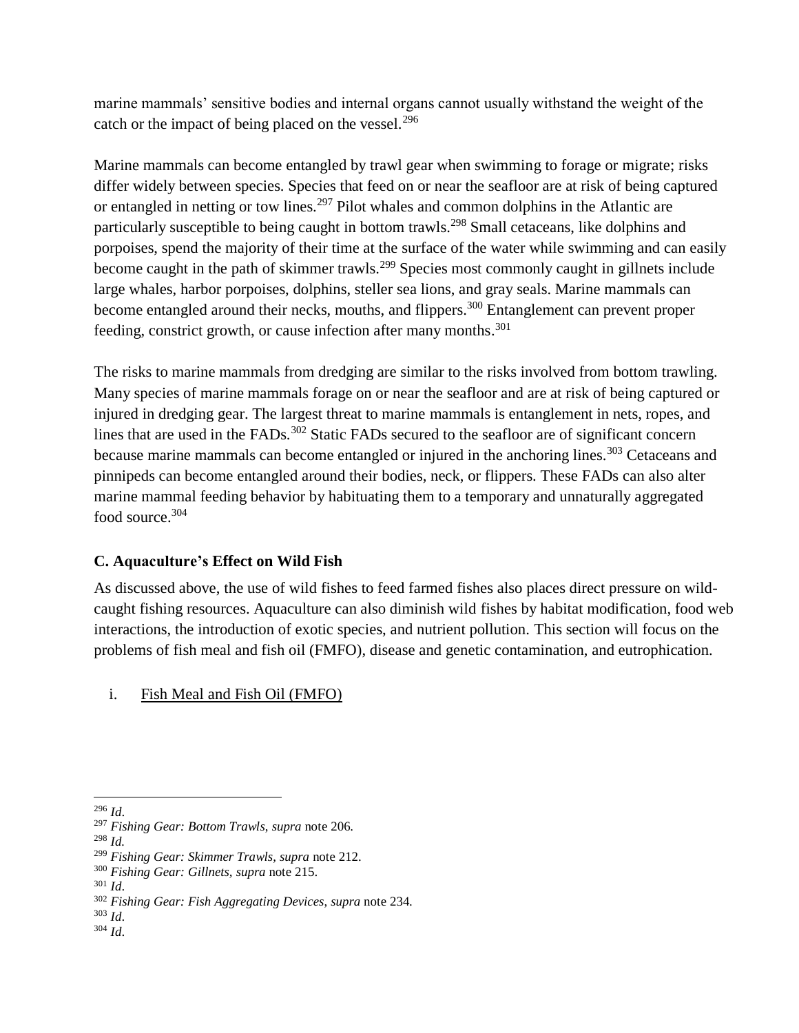marine mammals' sensitive bodies and internal organs cannot usually withstand the weight of the catch or the impact of being placed on the vessel.[296]

Marine mammals can become entangled by trawl gear when swimming to forage or migrate; risks differ widely between species. Species that feed on or near the seafloor are at risk of being captured or entangled in netting or tow lines.[297] Pilot whales and common dolphins in the Atlantic are particularly susceptible to being caught in bottom trawls.[298] Small cetaceans, like dolphins and porpoises, spend the majority of their time at the surface of the water while swimming and can easily become caught in the path of skimmer trawls.[299] Species most commonly caught in gillnets include large whales, harbor porpoises, dolphins, steller sea lions, and gray seals. Marine mammals can become entangled around their necks, mouths, and flippers.[300] Entanglement can prevent proper feeding, constrict growth, or cause infection after many months.[301]

The risks to marine mammals from dredging are similar to the risks involved from bottom trawling. Many species of marine mammals forage on or near the seafloor and are at risk of being captured or injured in dredging gear. The largest threat to marine mammals is entanglement in nets, ropes, and lines that are used in the FADs.[302] Static FADs secured to the seafloor are of significant concern because marine mammals can become entangled or injured in the anchoring lines.[303] Cetaceans and pinnipeds can become entangled around their bodies, neck, or flippers. These FADs can also alter marine mammal feeding behavior by habituating them to a temporary and unnaturally aggregated food source.[304]

### C. Aquaculture's Effect on Wild Fish

As discussed above, the use of wild fishes to feed farmed fishes also places direct pressure on wild-caught fishing resources. Aquaculture can also diminish wild fishes by habitat modification, food web interactions, the introduction of exotic species, and nutrient pollution. This section will focus on the problems of fish meal and fish oil (FMFO), disease and genetic contamination, and eutrophication.

i. Fish Meal and Fish Oil (FMFO)

---

[296] *Id*.
[297] *Fishing Gear: Bottom Trawls*, *supra* note 206.
[298] *Id.*
[299] *Fishing Gear: Skimmer Trawls*, *supra* note 212.
[300] *Fishing Gear: Gillnets*, *supra* note 215.
[301] *Id*.
[302] *Fishing Gear: Fish Aggregating Devices*, *supra* note 234.
[303] *Id*.
[304] *Id*.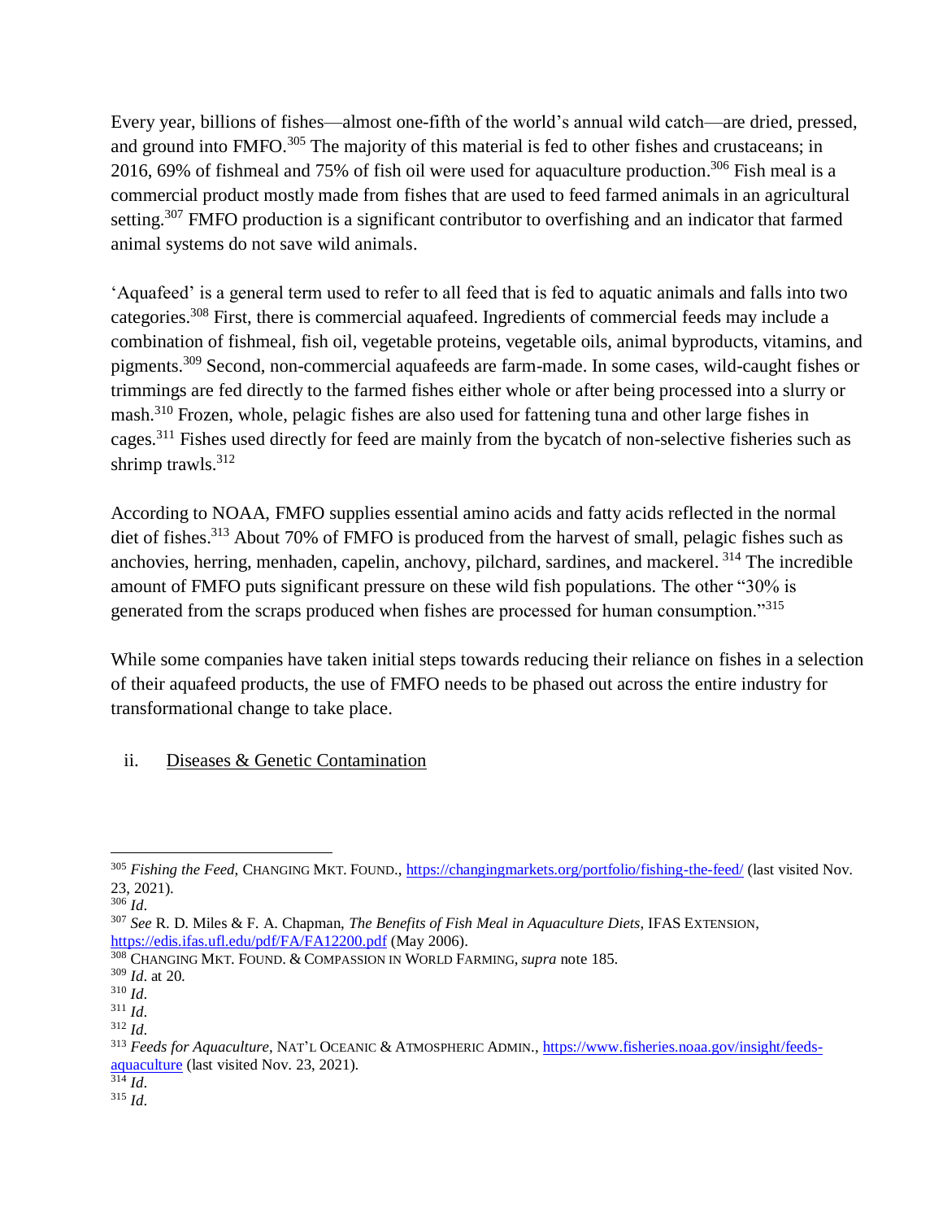Every year, billions of fishes—almost one-fifth of the world's annual wild catch—are dried, pressed, and ground into FMFO.[305] The majority of this material is fed to other fishes and crustaceans; in 2016, 69% of fishmeal and 75% of fish oil were used for aquaculture production.[306] Fish meal is a commercial product mostly made from fishes that are used to feed farmed animals in an agricultural setting.[307] FMFO production is a significant contributor to overfishing and an indicator that farmed animal systems do not save wild animals.

'Aquafeed' is a general term used to refer to all feed that is fed to aquatic animals and falls into two categories.[308] First, there is commercial aquafeed. Ingredients of commercial feeds may include a combination of fishmeal, fish oil, vegetable proteins, vegetable oils, animal byproducts, vitamins, and pigments.[309] Second, non-commercial aquafeeds are farm-made. In some cases, wild-caught fishes or trimmings are fed directly to the farmed fishes either whole or after being processed into a slurry or mash.[310] Frozen, whole, pelagic fishes are also used for fattening tuna and other large fishes in cages.[311] Fishes used directly for feed are mainly from the bycatch of non-selective fisheries such as shrimp trawls.[312]

According to NOAA, FMFO supplies essential amino acids and fatty acids reflected in the normal diet of fishes.[313] About 70% of FMFO is produced from the harvest of small, pelagic fishes such as anchovies, herring, menhaden, capelin, anchovy, pilchard, sardines, and mackerel. [314] The incredible amount of FMFO puts significant pressure on these wild fish populations. The other "30% is generated from the scraps produced when fishes are processed for human consumption."[315]

While some companies have taken initial steps towards reducing their reliance on fishes in a selection of their aquafeed products, the use of FMFO needs to be phased out across the entire industry for transformational change to take place.

ii. Diseases & Genetic Contamination

---

[305] *Fishing the Feed*, CHANGING MKT. FOUND., https://changingmarkets.org/portfolio/fishing-the-feed/ (last visited Nov. 23, 2021).

[306] *Id*.

[307] *See* R. D. Miles & F. A. Chapman, *The Benefits of Fish Meal in Aquaculture Diets*, IFAS EXTENSION, https://edis.ifas.ufl.edu/pdf/FA/FA12200.pdf (May 2006).

[308] CHANGING MKT. FOUND. & COMPASSION IN WORLD FARMING, *supra* note 185.

[309] *Id*. at 20.

[310] *Id*.

[311] *Id*.

[312] *Id*.

[313] *Feeds for Aquaculture*, NAT'L OCEANIC & ATMOSPHERIC ADMIN., https://www.fisheries.noaa.gov/insight/feeds-aquaculture (last visited Nov. 23, 2021).

[314] *Id*.

[315] *Id*.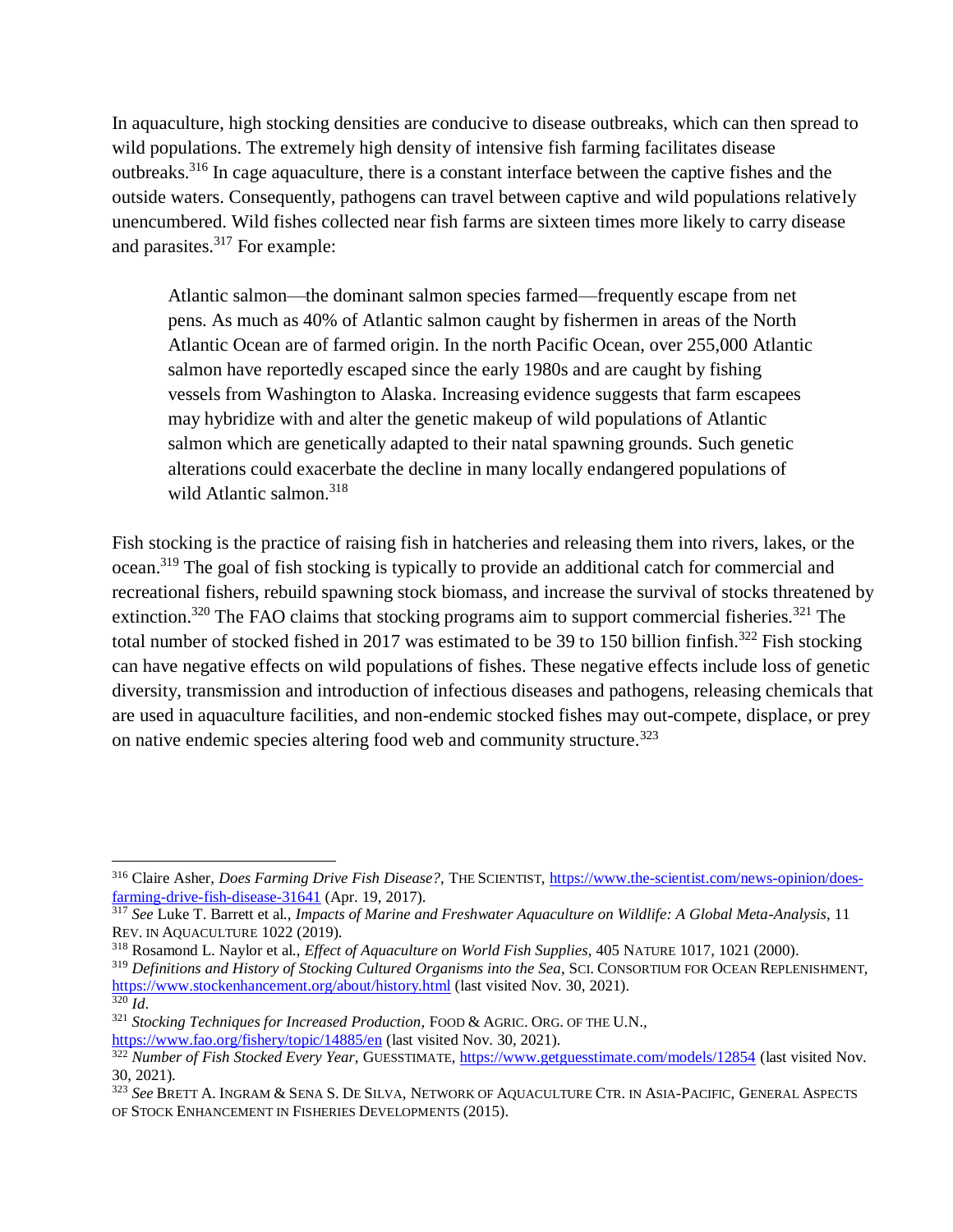In aquaculture, high stocking densities are conducive to disease outbreaks, which can then spread to wild populations. The extremely high density of intensive fish farming facilitates disease outbreaks.[316] In cage aquaculture, there is a constant interface between the captive fishes and the outside waters. Consequently, pathogens can travel between captive and wild populations relatively unencumbered. Wild fishes collected near fish farms are sixteen times more likely to carry disease and parasites.[317] For example:

> Atlantic salmon—the dominant salmon species farmed—frequently escape from net pens. As much as 40% of Atlantic salmon caught by fishermen in areas of the North Atlantic Ocean are of farmed origin. In the north Pacific Ocean, over 255,000 Atlantic salmon have reportedly escaped since the early 1980s and are caught by fishing vessels from Washington to Alaska. Increasing evidence suggests that farm escapees may hybridize with and alter the genetic makeup of wild populations of Atlantic salmon which are genetically adapted to their natal spawning grounds. Such genetic alterations could exacerbate the decline in many locally endangered populations of wild Atlantic salmon.[318]

Fish stocking is the practice of raising fish in hatcheries and releasing them into rivers, lakes, or the ocean.[319] The goal of fish stocking is typically to provide an additional catch for commercial and recreational fishers, rebuild spawning stock biomass, and increase the survival of stocks threatened by extinction.[320] The FAO claims that stocking programs aim to support commercial fisheries.[321] The total number of stocked fished in 2017 was estimated to be 39 to 150 billion finfish.[322] Fish stocking can have negative effects on wild populations of fishes. These negative effects include loss of genetic diversity, transmission and introduction of infectious diseases and pathogens, releasing chemicals that are used in aquaculture facilities, and non-endemic stocked fishes may out-compete, displace, or prey on native endemic species altering food web and community structure.[323]

---

[316] Claire Asher, *Does Farming Drive Fish Disease?*, THE SCIENTIST, https://www.the-scientist.com/news-opinion/does-farming-drive-fish-disease-31641 (Apr. 19, 2017).

[317] *See* Luke T. Barrett et al., *Impacts of Marine and Freshwater Aquaculture on Wildlife: A Global Meta-Analysis*, 11 REV. IN AQUACULTURE 1022 (2019).

[318] Rosamond L. Naylor et al., *Effect of Aquaculture on World Fish Supplies*, 405 NATURE 1017, 1021 (2000).

[319] *Definitions and History of Stocking Cultured Organisms into the Sea*, SCI. CONSORTIUM FOR OCEAN REPLENISHMENT, https://www.stockenhancement.org/about/history.html (last visited Nov. 30, 2021).

[320] *Id*.

[321] *Stocking Techniques for Increased Production*, FOOD & AGRIC. ORG. OF THE U.N., https://www.fao.org/fishery/topic/14885/en (last visited Nov. 30, 2021).

[322] *Number of Fish Stocked Every Year*, GUESSTIMATE, https://www.getguesstimate.com/models/12854 (last visited Nov. 30, 2021).

[323] *See* BRETT A. INGRAM & SENA S. DE SILVA, NETWORK OF AQUACULTURE CTR. IN ASIA-PACIFIC, GENERAL ASPECTS OF STOCK ENHANCEMENT IN FISHERIES DEVELOPMENTS (2015).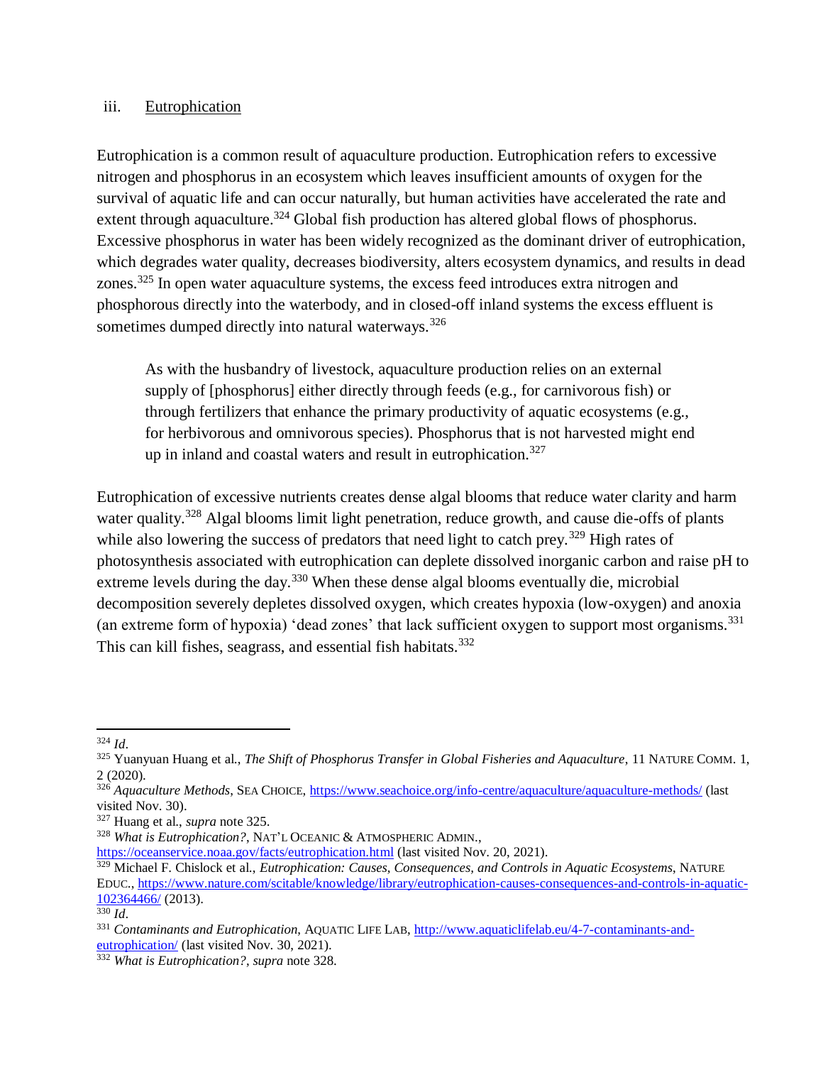### iii. Eutrophication

Eutrophication is a common result of aquaculture production. Eutrophication refers to excessive nitrogen and phosphorus in an ecosystem which leaves insufficient amounts of oxygen for the survival of aquatic life and can occur naturally, but human activities have accelerated the rate and extent through aquaculture.[324] Global fish production has altered global flows of phosphorus. Excessive phosphorus in water has been widely recognized as the dominant driver of eutrophication, which degrades water quality, decreases biodiversity, alters ecosystem dynamics, and results in dead zones.[325] In open water aquaculture systems, the excess feed introduces extra nitrogen and phosphorous directly into the waterbody, and in closed-off inland systems the excess effluent is sometimes dumped directly into natural waterways.[326]

> As with the husbandry of livestock, aquaculture production relies on an external supply of [phosphorus] either directly through feeds (e.g., for carnivorous fish) or through fertilizers that enhance the primary productivity of aquatic ecosystems (e.g., for herbivorous and omnivorous species). Phosphorus that is not harvested might end up in inland and coastal waters and result in eutrophication.[327]

Eutrophication of excessive nutrients creates dense algal blooms that reduce water clarity and harm water quality.[328] Algal blooms limit light penetration, reduce growth, and cause die-offs of plants while also lowering the success of predators that need light to catch prey.[329] High rates of photosynthesis associated with eutrophication can deplete dissolved inorganic carbon and raise pH to extreme levels during the day.[330] When these dense algal blooms eventually die, microbial decomposition severely depletes dissolved oxygen, which creates hypoxia (low-oxygen) and anoxia (an extreme form of hypoxia) 'dead zones' that lack sufficient oxygen to support most organisms.[331] This can kill fishes, seagrass, and essential fish habitats.[332]

---

[324] *Id*.

[325] Yuanyuan Huang et al., *The Shift of Phosphorus Transfer in Global Fisheries and Aquaculture*, 11 NATURE COMM. 1, 2 (2020).

[326] *Aquaculture Methods*, SEA CHOICE, https://www.seachoice.org/info-centre/aquaculture/aquaculture-methods/ (last visited Nov. 30).

[327] Huang et al., *supra* note 325.

[328] *What is Eutrophication?*, NAT'L OCEANIC & ATMOSPHERIC ADMIN., https://oceanservice.noaa.gov/facts/eutrophication.html (last visited Nov. 20, 2021).

[329] Michael F. Chislock et al., *Eutrophication: Causes, Consequences, and Controls in Aquatic Ecosystems*, NATURE EDUC., https://www.nature.com/scitable/knowledge/library/eutrophication-causes-consequences-and-controls-in-aquatic-102364466/ (2013).

[330] *Id*.

[331] *Contaminants and Eutrophication*, AQUATIC LIFE LAB, http://www.aquaticlifelab.eu/4-7-contaminants-and-eutrophication/ (last visited Nov. 30, 2021).

[332] *What is Eutrophication?*, *supra* note 328.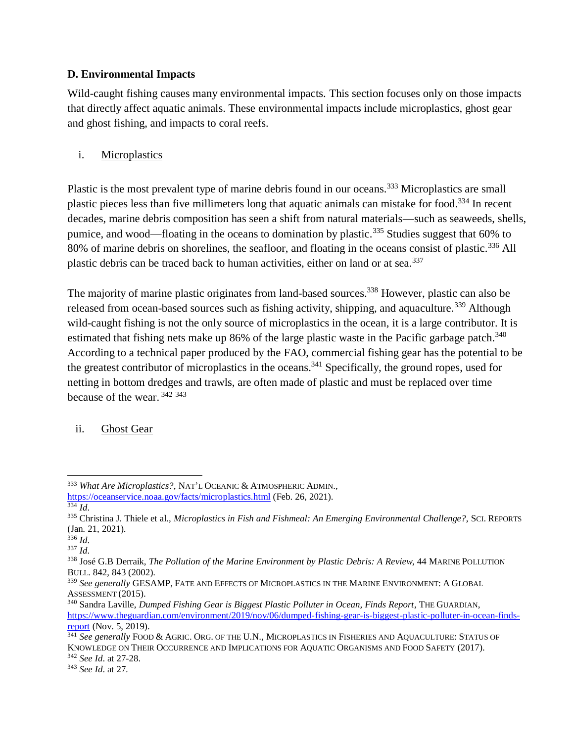### D. Environmental Impacts

Wild-caught fishing causes many environmental impacts. This section focuses only on those impacts that directly affect aquatic animals. These environmental impacts include microplastics, ghost gear and ghost fishing, and impacts to coral reefs.

i. Microplastics

Plastic is the most prevalent type of marine debris found in our oceans.[333] Microplastics are small plastic pieces less than five millimeters long that aquatic animals can mistake for food.[334] In recent decades, marine debris composition has seen a shift from natural materials—such as seaweeds, shells, pumice, and wood—floating in the oceans to domination by plastic.[335] Studies suggest that 60% to 80% of marine debris on shorelines, the seafloor, and floating in the oceans consist of plastic.[336] All plastic debris can be traced back to human activities, either on land or at sea.[337]

The majority of marine plastic originates from land-based sources.[338] However, plastic can also be released from ocean-based sources such as fishing activity, shipping, and aquaculture.[339] Although wild-caught fishing is not the only source of microplastics in the ocean, it is a large contributor. It is estimated that fishing nets make up 86% of the large plastic waste in the Pacific garbage patch.[340] According to a technical paper produced by the FAO, commercial fishing gear has the potential to be the greatest contributor of microplastics in the oceans.[341] Specifically, the ground ropes, used for netting in bottom dredges and trawls, are often made of plastic and must be replaced over time because of the wear. [342] [343]

ii. Ghost Gear

---

[333] *What Are Microplastics?*, NAT'L OCEANIC & ATMOSPHERIC ADMIN., https://oceanservice.noaa.gov/facts/microplastics.html (Feb. 26, 2021).

[334] *Id*.

[335] Christina J. Thiele et al., *Microplastics in Fish and Fishmeal: An Emerging Environmental Challenge?*, SCI. REPORTS (Jan. 21, 2021).

[336] *Id*.

[337] *Id*.

[338] José G.B Derraik, *The Pollution of the Marine Environment by Plastic Debris: A Review*, 44 MARINE POLLUTION BULL. 842, 843 (2002).

[339] *See generally* GESAMP, FATE AND EFFECTS OF MICROPLASTICS IN THE MARINE ENVIRONMENT: A GLOBAL ASSESSMENT (2015).

[340] Sandra Laville, *Dumped Fishing Gear is Biggest Plastic Polluter in Ocean, Finds Report*, THE GUARDIAN, https://www.theguardian.com/environment/2019/nov/06/dumped-fishing-gear-is-biggest-plastic-polluter-in-ocean-finds-report (Nov. 5, 2019).

[341] *See generally* FOOD & AGRIC. ORG. OF THE U.N., MICROPLASTICS IN FISHERIES AND AQUACULTURE: STATUS OF KNOWLEDGE ON THEIR OCCURRENCE AND IMPLICATIONS FOR AQUATIC ORGANISMS AND FOOD SAFETY (2017).

[342] *See Id*. at 27-28.

[343] *See Id*. at 27.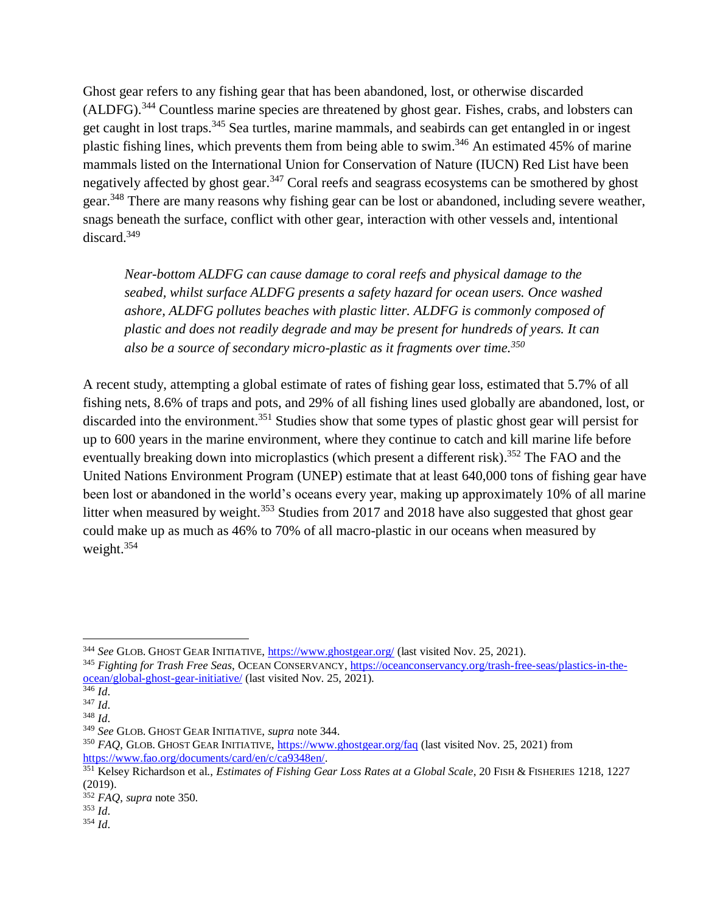Ghost gear refers to any fishing gear that has been abandoned, lost, or otherwise discarded (ALDFG).[344] Countless marine species are threatened by ghost gear. Fishes, crabs, and lobsters can get caught in lost traps.[345] Sea turtles, marine mammals, and seabirds can get entangled in or ingest plastic fishing lines, which prevents them from being able to swim.[346] An estimated 45% of marine mammals listed on the International Union for Conservation of Nature (IUCN) Red List have been negatively affected by ghost gear.[347] Coral reefs and seagrass ecosystems can be smothered by ghost gear.[348] There are many reasons why fishing gear can be lost or abandoned, including severe weather, snags beneath the surface, conflict with other gear, interaction with other vessels and, intentional discard.[349]

> *Near-bottom ALDFG can cause damage to coral reefs and physical damage to the seabed, whilst surface ALDFG presents a safety hazard for ocean users. Once washed ashore, ALDFG pollutes beaches with plastic litter. ALDFG is commonly composed of plastic and does not readily degrade and may be present for hundreds of years. It can also be a source of secondary micro-plastic as it fragments over time.*[350]

A recent study, attempting a global estimate of rates of fishing gear loss, estimated that 5.7% of all fishing nets, 8.6% of traps and pots, and 29% of all fishing lines used globally are abandoned, lost, or discarded into the environment.[351] Studies show that some types of plastic ghost gear will persist for up to 600 years in the marine environment, where they continue to catch and kill marine life before eventually breaking down into microplastics (which present a different risk).[352] The FAO and the United Nations Environment Program (UNEP) estimate that at least 640,000 tons of fishing gear have been lost or abandoned in the world's oceans every year, making up approximately 10% of all marine litter when measured by weight.[353] Studies from 2017 and 2018 have also suggested that ghost gear could make up as much as 46% to 70% of all macro-plastic in our oceans when measured by weight.[354]

---

[344] *See* GLOB. GHOST GEAR INITIATIVE, https://www.ghostgear.org/ (last visited Nov. 25, 2021).

[345] *Fighting for Trash Free Seas*, OCEAN CONSERVANCY, https://oceanconservancy.org/trash-free-seas/plastics-in-the-ocean/global-ghost-gear-initiative/ (last visited Nov. 25, 2021).

[346] *Id*.

[347] *Id*.

[348] *Id*.

[349] *See* GLOB. GHOST GEAR INITIATIVE, *supra* note 344.

[350] *FAQ*, GLOB. GHOST GEAR INITIATIVE, https://www.ghostgear.org/faq (last visited Nov. 25, 2021) from https://www.fao.org/documents/card/en/c/ca9348en/.

[351] Kelsey Richardson et al., *Estimates of Fishing Gear Loss Rates at a Global Scale*, 20 FISH & FISHERIES 1218, 1227 (2019).

[352] *FAQ*, *supra* note 350.

[353] *Id*.

[354] *Id*.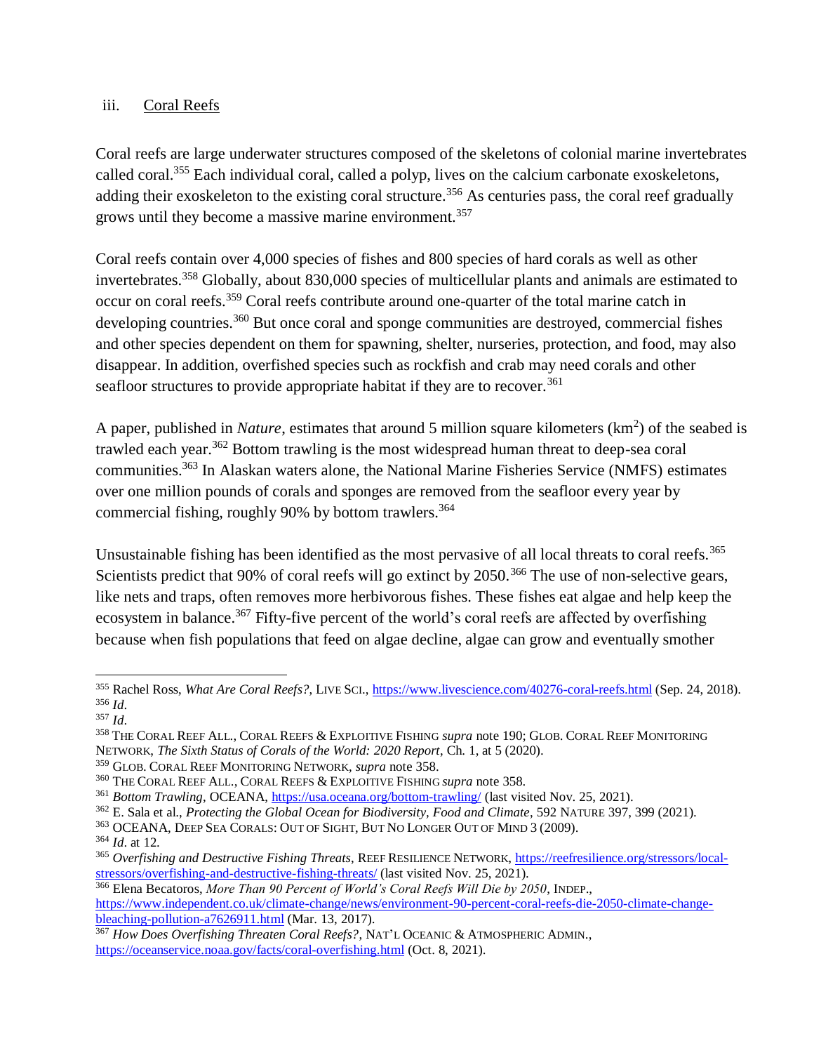### iii. Coral Reefs

Coral reefs are large underwater structures composed of the skeletons of colonial marine invertebrates called coral.[355] Each individual coral, called a polyp, lives on the calcium carbonate exoskeletons, adding their exoskeleton to the existing coral structure.[356] As centuries pass, the coral reef gradually grows until they become a massive marine environment.[357]

Coral reefs contain over 4,000 species of fishes and 800 species of hard corals as well as other invertebrates.[358] Globally, about 830,000 species of multicellular plants and animals are estimated to occur on coral reefs.[359] Coral reefs contribute around one-quarter of the total marine catch in developing countries.[360] But once coral and sponge communities are destroyed, commercial fishes and other species dependent on them for spawning, shelter, nurseries, protection, and food, may also disappear. In addition, overfished species such as rockfish and crab may need corals and other seafloor structures to provide appropriate habitat if they are to recover.[361]

A paper, published in *Nature*, estimates that around 5 million square kilometers ($km^2$) of the seabed is trawled each year.[362] Bottom trawling is the most widespread human threat to deep-sea coral communities.[363] In Alaskan waters alone, the National Marine Fisheries Service (NMFS) estimates over one million pounds of corals and sponges are removed from the seafloor every year by commercial fishing, roughly 90% by bottom trawlers.[364]

Unsustainable fishing has been identified as the most pervasive of all local threats to coral reefs.[365] Scientists predict that 90% of coral reefs will go extinct by 2050.[366] The use of non-selective gears, like nets and traps, often removes more herbivorous fishes. These fishes eat algae and help keep the ecosystem in balance.[367] Fifty-five percent of the world's coral reefs are affected by overfishing because when fish populations that feed on algae decline, algae can grow and eventually smother

---

[355] Rachel Ross, *What Are Coral Reefs?*, LIVE SCI., https://www.livescience.com/40276-coral-reefs.html (Sep. 24, 2018).

[356] *Id*.

[357] *Id*.

[358] THE CORAL REEF ALL., CORAL REEFS & EXPLOITIVE FISHING *supra* note 190; GLOB. CORAL REEF MONITORING NETWORK, *The Sixth Status of Corals of the World: 2020 Report*, Ch. 1, at 5 (2020).

[359] GLOB. CORAL REEF MONITORING NETWORK, *supra* note 358.

[360] THE CORAL REEF ALL., CORAL REEFS & EXPLOITIVE FISHING *supra* note 358.

[361] *Bottom Trawling*, OCEANA, https://usa.oceana.org/bottom-trawling/ (last visited Nov. 25, 2021).

[362] E. Sala et al., *Protecting the Global Ocean for Biodiversity, Food and Climate*, 592 NATURE 397, 399 (2021).

[363] OCEANA, DEEP SEA CORALS: OUT OF SIGHT, BUT NO LONGER OUT OF MIND 3 (2009).

[364] *Id*. at 12.

[365] *Overfishing and Destructive Fishing Threats*, REEF RESILIENCE NETWORK, https://reefresilience.org/stressors/local-stressors/overfishing-and-destructive-fishing-threats/ (last visited Nov. 25, 2021).

[366] Elena Becatoros, *More Than 90 Percent of World's Coral Reefs Will Die by 2050*, INDEP., https://www.independent.co.uk/climate-change/news/environment-90-percent-coral-reefs-die-2050-climate-change-bleaching-pollution-a7626911.html (Mar. 13, 2017).

[367] *How Does Overfishing Threaten Coral Reefs?*, NAT'L OCEANIC & ATMOSPHERIC ADMIN., https://oceanservice.noaa.gov/facts/coral-overfishing.html (Oct. 8, 2021).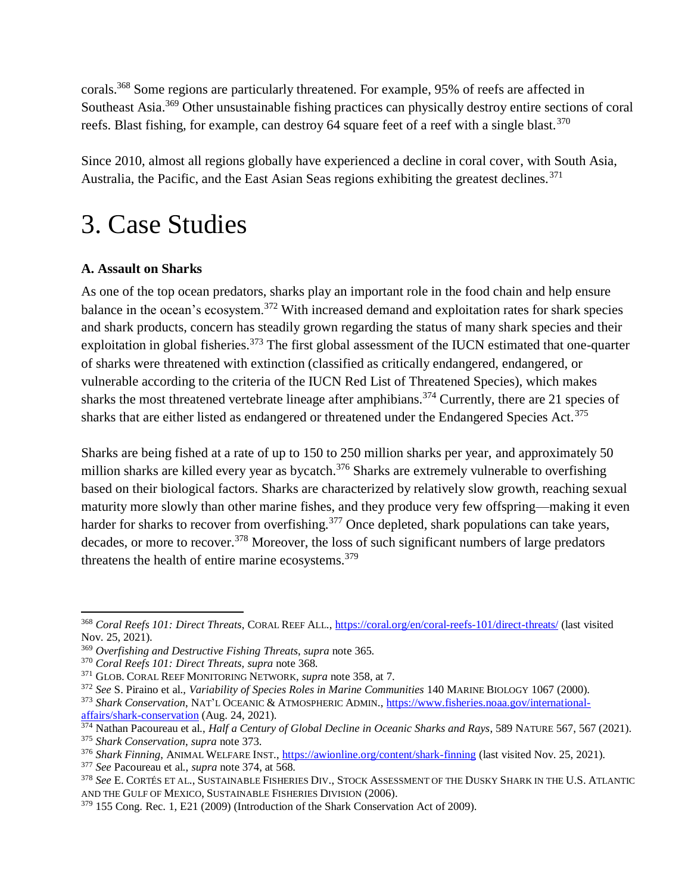corals.[368] Some regions are particularly threatened. For example, 95% of reefs are affected in Southeast Asia.[369] Other unsustainable fishing practices can physically destroy entire sections of coral reefs. Blast fishing, for example, can destroy 64 square feet of a reef with a single blast.[370]

Since 2010, almost all regions globally have experienced a decline in coral cover, with South Asia, Australia, the Pacific, and the East Asian Seas regions exhibiting the greatest declines.[371]

# 3. Case Studies

**A. Assault on Sharks**

As one of the top ocean predators, sharks play an important role in the food chain and help ensure balance in the ocean's ecosystem.[372] With increased demand and exploitation rates for shark species and shark products, concern has steadily grown regarding the status of many shark species and their exploitation in global fisheries.[373] The first global assessment of the IUCN estimated that one-quarter of sharks were threatened with extinction (classified as critically endangered, endangered, or vulnerable according to the criteria of the IUCN Red List of Threatened Species), which makes sharks the most threatened vertebrate lineage after amphibians.[374] Currently, there are 21 species of sharks that are either listed as endangered or threatened under the Endangered Species Act.[375]

Sharks are being fished at a rate of up to 150 to 250 million sharks per year, and approximately 50 million sharks are killed every year as bycatch.[376] Sharks are extremely vulnerable to overfishing based on their biological factors. Sharks are characterized by relatively slow growth, reaching sexual maturity more slowly than other marine fishes, and they produce very few offspring—making it even harder for sharks to recover from overfishing.[377] Once depleted, shark populations can take years, decades, or more to recover.[378] Moreover, the loss of such significant numbers of large predators threatens the health of entire marine ecosystems.[379]

---

[368] *Coral Reefs 101: Direct Threats*, CORAL REEF ALL., https://coral.org/en/coral-reefs-101/direct-threats/ (last visited Nov. 25, 2021).
[369] *Overfishing and Destructive Fishing Threats*, *supra* note 365.
[370] *Coral Reefs 101: Direct Threats*, *supra* note 368.
[371] GLOB. CORAL REEF MONITORING NETWORK, *supra* note 358, at 7.
[372] *See* S. Piraino et al., *Variability of Species Roles in Marine Communities* 140 MARINE BIOLOGY 1067 (2000).
[373] *Shark Conservation*, NAT'L OCEANIC & ATMOSPHERIC ADMIN., https://www.fisheries.noaa.gov/international-affairs/shark-conservation (Aug. 24, 2021).
[374] Nathan Pacoureau et al., *Half a Century of Global Decline in Oceanic Sharks and Rays*, 589 NATURE 567, 567 (2021).
[375] *Shark Conservation*, *supra* note 373.
[376] *Shark Finning*, ANIMAL WELFARE INST., https://awionline.org/content/shark-finning (last visited Nov. 25, 2021).
[377] *See* Pacoureau et al., *supra* note 374, at 568.
[378] *See* E. CORTÉS ET AL., SUSTAINABLE FISHERIES DIV., STOCK ASSESSMENT OF THE DUSKY SHARK IN THE U.S. ATLANTIC AND THE GULF OF MEXICO, SUSTAINABLE FISHERIES DIVISION (2006).
[379] 155 Cong. Rec. 1, E21 (2009) (Introduction of the Shark Conservation Act of 2009).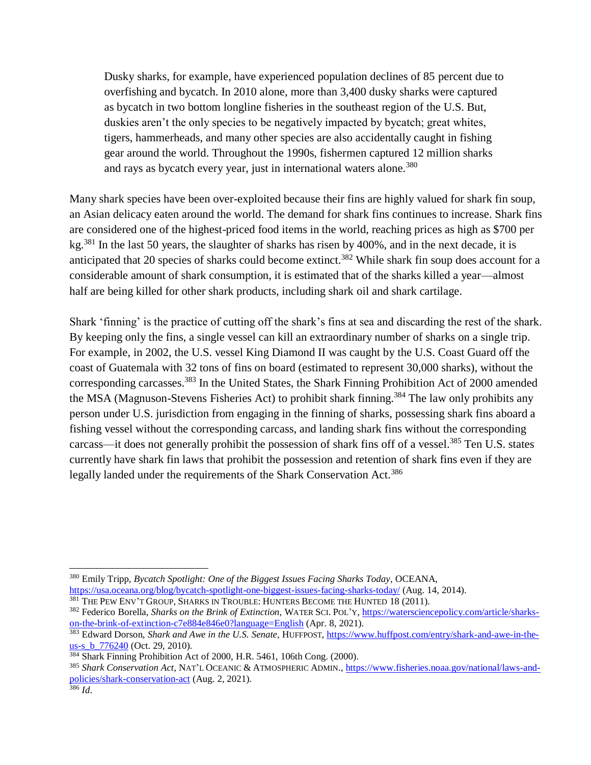> Dusky sharks, for example, have experienced population declines of 85 percent due to overfishing and bycatch. In 2010 alone, more than 3,400 dusky sharks were captured as bycatch in two bottom longline fisheries in the southeast region of the U.S. But, duskies aren't the only species to be negatively impacted by bycatch; great whites, tigers, hammerheads, and many other species are also accidentally caught in fishing gear around the world. Throughout the 1990s, fishermen captured 12 million sharks and rays as bycatch every year, just in international waters alone.[380]

Many shark species have been over-exploited because their fins are highly valued for shark fin soup, an Asian delicacy eaten around the world. The demand for shark fins continues to increase. Shark fins are considered one of the highest-priced food items in the world, reaching prices as high as $700 per kg.[381] In the last 50 years, the slaughter of sharks has risen by 400%, and in the next decade, it is anticipated that 20 species of sharks could become extinct.[382] While shark fin soup does account for a considerable amount of shark consumption, it is estimated that of the sharks killed a year—almost half are being killed for other shark products, including shark oil and shark cartilage.

Shark 'finning' is the practice of cutting off the shark's fins at sea and discarding the rest of the shark. By keeping only the fins, a single vessel can kill an extraordinary number of sharks on a single trip. For example, in 2002, the U.S. vessel King Diamond II was caught by the U.S. Coast Guard off the coast of Guatemala with 32 tons of fins on board (estimated to represent 30,000 sharks), without the corresponding carcasses.[383] In the United States, the Shark Finning Prohibition Act of 2000 amended the MSA (Magnuson-Stevens Fisheries Act) to prohibit shark finning.[384] The law only prohibits any person under U.S. jurisdiction from engaging in the finning of sharks, possessing shark fins aboard a fishing vessel without the corresponding carcass, and landing shark fins without the corresponding carcass—it does not generally prohibit the possession of shark fins off of a vessel.[385] Ten U.S. states currently have shark fin laws that prohibit the possession and retention of shark fins even if they are legally landed under the requirements of the Shark Conservation Act.[386]

---

[380] Emily Tripp, *Bycatch Spotlight: One of the Biggest Issues Facing Sharks Today*, OCEANA, https://usa.oceana.org/blog/bycatch-spotlight-one-biggest-issues-facing-sharks-today/ (Aug. 14, 2014).

[381] THE PEW ENV'T GROUP, SHARKS IN TROUBLE: HUNTERS BECOME THE HUNTED 18 (2011).

[382] Federico Borella, *Sharks on the Brink of Extinction*, WATER SCI. POL'Y, https://watersciencepolicy.com/article/sharks-on-the-brink-of-extinction-c7e884e846e0?language=English (Apr. 8, 2021).

[383] Edward Dorson, *Shark and Awe in the U.S. Senate*, HUFFPOST, https://www.huffpost.com/entry/shark-and-awe-in-the-us-s_b_776240 (Oct. 29, 2010).

[384] Shark Finning Prohibition Act of 2000, H.R. 5461, 106th Cong. (2000).

[385] *Shark Conservation Act*, NAT'L OCEANIC & ATMOSPHERIC ADMIN., https://www.fisheries.noaa.gov/national/laws-and-policies/shark-conservation-act (Aug. 2, 2021).

[386] *Id*.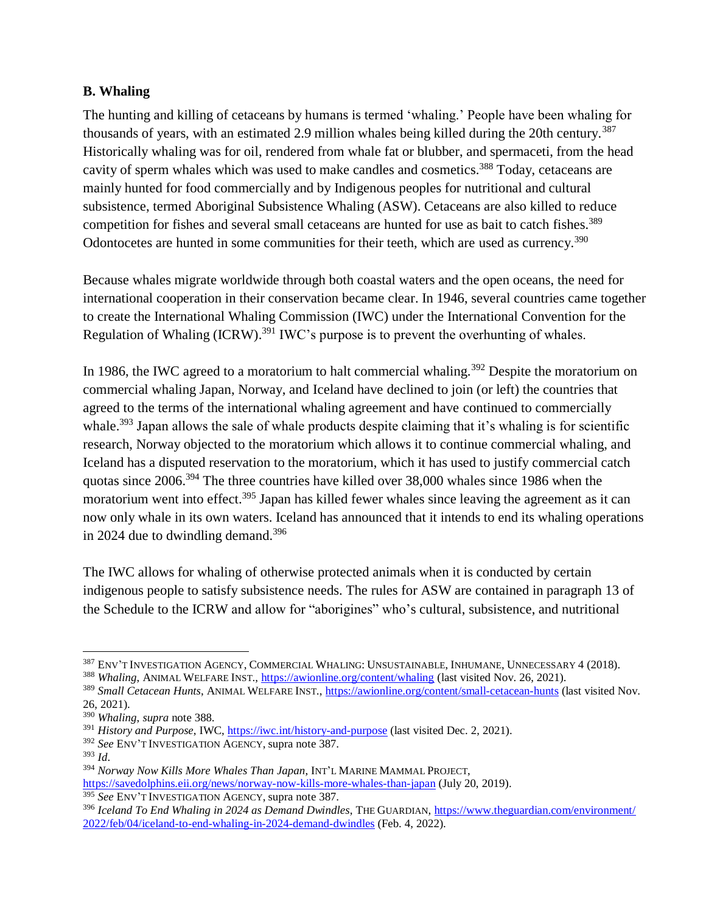### B. Whaling

The hunting and killing of cetaceans by humans is termed 'whaling.' People have been whaling for thousands of years, with an estimated 2.9 million whales being killed during the 20th century.[387] Historically whaling was for oil, rendered from whale fat or blubber, and spermaceti, from the head cavity of sperm whales which was used to make candles and cosmetics.[388] Today, cetaceans are mainly hunted for food commercially and by Indigenous peoples for nutritional and cultural subsistence, termed Aboriginal Subsistence Whaling (ASW). Cetaceans are also killed to reduce competition for fishes and several small cetaceans are hunted for use as bait to catch fishes.[389] Odontocetes are hunted in some communities for their teeth, which are used as currency.[390]

Because whales migrate worldwide through both coastal waters and the open oceans, the need for international cooperation in their conservation became clear. In 1946, several countries came together to create the International Whaling Commission (IWC) under the International Convention for the Regulation of Whaling (ICRW).[391] IWC's purpose is to prevent the overhunting of whales.

In 1986, the IWC agreed to a moratorium to halt commercial whaling.[392] Despite the moratorium on commercial whaling Japan, Norway, and Iceland have declined to join (or left) the countries that agreed to the terms of the international whaling agreement and have continued to commercially whale.[393] Japan allows the sale of whale products despite claiming that it's whaling is for scientific research, Norway objected to the moratorium which allows it to continue commercial whaling, and Iceland has a disputed reservation to the moratorium, which it has used to justify commercial catch quotas since 2006.[394] The three countries have killed over 38,000 whales since 1986 when the moratorium went into effect.[395] Japan has killed fewer whales since leaving the agreement as it can now only whale in its own waters. Iceland has announced that it intends to end its whaling operations in 2024 due to dwindling demand.[396]

The IWC allows for whaling of otherwise protected animals when it is conducted by certain indigenous people to satisfy subsistence needs. The rules for ASW are contained in paragraph 13 of the Schedule to the ICRW and allow for "aborigines" who's cultural, subsistence, and nutritional

---

[387] ENV'T INVESTIGATION AGENCY, COMMERCIAL WHALING: UNSUSTAINABLE, INHUMANE, UNNECESSARY 4 (2018).

[388] *Whaling*, ANIMAL WELFARE INST., https://awionline.org/content/whaling (last visited Nov. 26, 2021).

[389] *Small Cetacean Hunts*, ANIMAL WELFARE INST., https://awionline.org/content/small-cetacean-hunts (last visited Nov. 26, 2021).

[390] *Whaling*, *supra* note 388.

[391] *History and Purpose*, IWC, https://iwc.int/history-and-purpose (last visited Dec. 2, 2021).

[392] *See* ENV'T INVESTIGATION AGENCY, supra note 387.

[393] *Id*.

[394] *Norway Now Kills More Whales Than Japan*, INT'L MARINE MAMMAL PROJECT, https://savedolphins.eii.org/news/norway-now-kills-more-whales-than-japan (July 20, 2019).

[395] *See* ENV'T INVESTIGATION AGENCY, supra note 387.

[396] *Iceland To End Whaling in 2024 as Demand Dwindles*, THE GUARDIAN, https://www.theguardian.com/environment/2022/feb/04/iceland-to-end-whaling-in-2024-demand-dwindles (Feb. 4, 2022).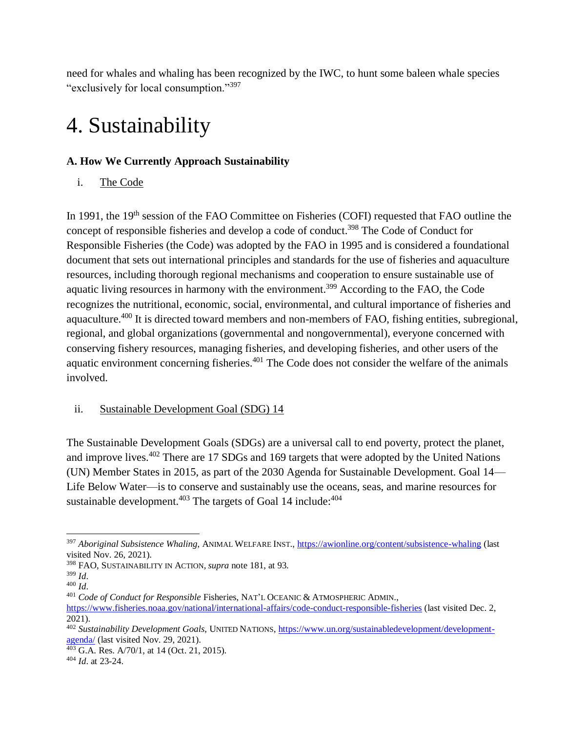need for whales and whaling has been recognized by the IWC, to hunt some baleen whale species "exclusively for local consumption."[397]

# 4. Sustainability

### A. How We Currently Approach Sustainability

i. The Code

In 1991, the 19th session of the FAO Committee on Fisheries (COFI) requested that FAO outline the concept of responsible fisheries and develop a code of conduct.[398] The Code of Conduct for Responsible Fisheries (the Code) was adopted by the FAO in 1995 and is considered a foundational document that sets out international principles and standards for the use of fisheries and aquaculture resources, including thorough regional mechanisms and cooperation to ensure sustainable use of aquatic living resources in harmony with the environment.[399] According to the FAO, the Code recognizes the nutritional, economic, social, environmental, and cultural importance of fisheries and aquaculture.[400] It is directed toward members and non-members of FAO, fishing entities, subregional, regional, and global organizations (governmental and nongovernmental), everyone concerned with conserving fishery resources, managing fisheries, and developing fisheries, and other users of the aquatic environment concerning fisheries.[401] The Code does not consider the welfare of the animals involved.

ii. Sustainable Development Goal (SDG) 14

The Sustainable Development Goals (SDGs) are a universal call to end poverty, protect the planet, and improve lives.[402] There are 17 SDGs and 169 targets that were adopted by the United Nations (UN) Member States in 2015, as part of the 2030 Agenda for Sustainable Development. Goal 14—Life Below Water—is to conserve and sustainably use the oceans, seas, and marine resources for sustainable development.[403] The targets of Goal 14 include:[404]

---

[397] *Aboriginal Subsistence Whaling*, ANIMAL WELFARE INST., https://awionline.org/content/subsistence-whaling (last visited Nov. 26, 2021).

[398] FAO, SUSTAINABILITY IN ACTION, *supra* note 181, at 93.

[399] *Id*.

[400] *Id*.

[401] *Code of Conduct for Responsible* Fisheries, NAT'L OCEANIC & ATMOSPHERIC ADMIN., https://www.fisheries.noaa.gov/national/international-affairs/code-conduct-responsible-fisheries (last visited Dec. 2, 2021).

[402] *Sustainability Development Goals*, UNITED NATIONS, https://www.un.org/sustainabledevelopment/development-agenda/ (last visited Nov. 29, 2021).

[403] G.A. Res. A/70/1, at 14 (Oct. 21, 2015).

[404] *Id*. at 23-24.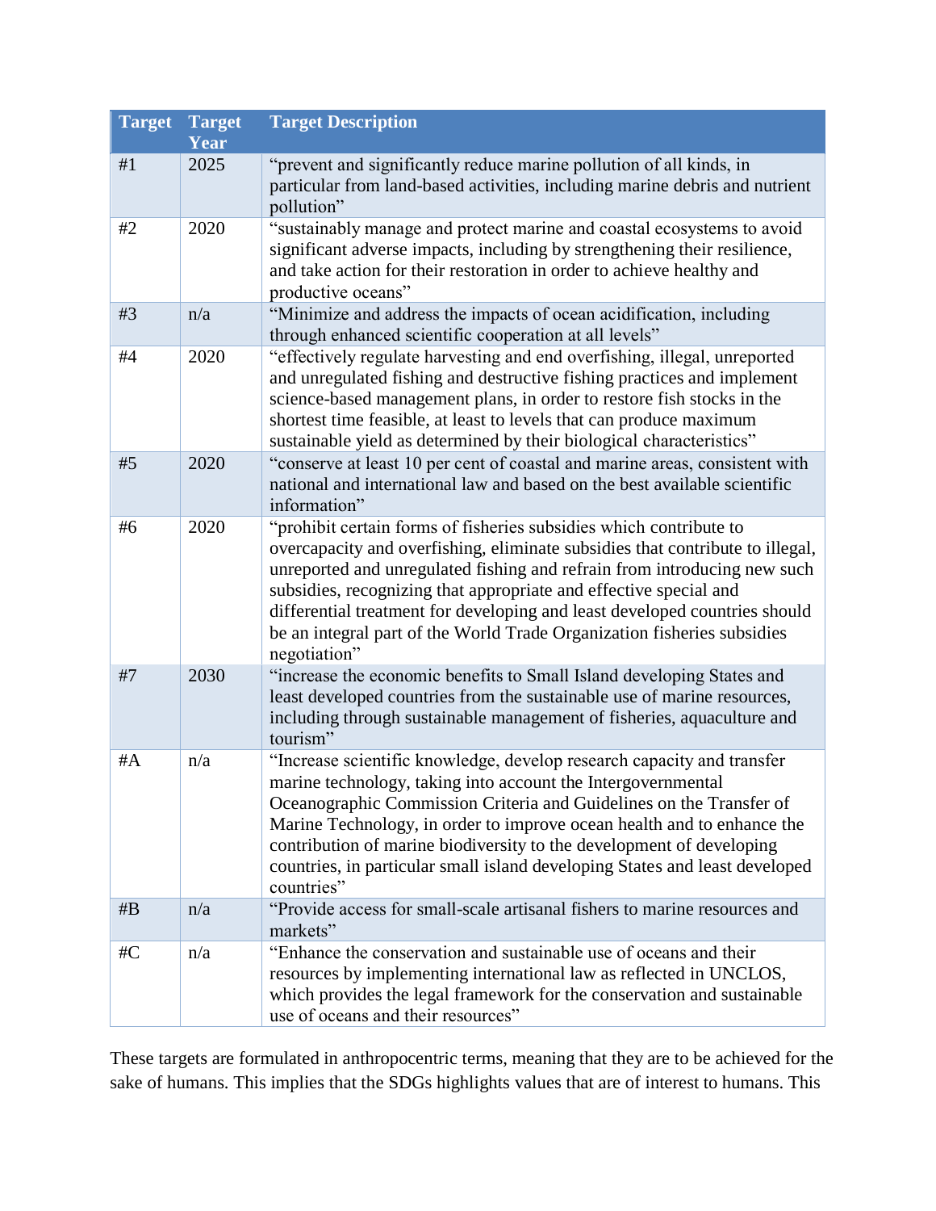| Target | Target Year | Target Description |
|---|---|---|
| #1 | 2025 | "prevent and significantly reduce marine pollution of all kinds, in particular from land-based activities, including marine debris and nutrient pollution" |
| #2 | 2020 | "sustainably manage and protect marine and coastal ecosystems to avoid significant adverse impacts, including by strengthening their resilience, and take action for their restoration in order to achieve healthy and productive oceans" |
| #3 | n/a | "Minimize and address the impacts of ocean acidification, including through enhanced scientific cooperation at all levels" |
| #4 | 2020 | "effectively regulate harvesting and end overfishing, illegal, unreported and unregulated fishing and destructive fishing practices and implement science-based management plans, in order to restore fish stocks in the shortest time feasible, at least to levels that can produce maximum sustainable yield as determined by their biological characteristics" |
| #5 | 2020 | "conserve at least 10 per cent of coastal and marine areas, consistent with national and international law and based on the best available scientific information" |
| #6 | 2020 | "prohibit certain forms of fisheries subsidies which contribute to overcapacity and overfishing, eliminate subsidies that contribute to illegal, unreported and unregulated fishing and refrain from introducing new such subsidies, recognizing that appropriate and effective special and differential treatment for developing and least developed countries should be an integral part of the World Trade Organization fisheries subsidies negotiation" |
| #7 | 2030 | "increase the economic benefits to Small Island developing States and least developed countries from the sustainable use of marine resources, including through sustainable management of fisheries, aquaculture and tourism" |
| #A | n/a | "Increase scientific knowledge, develop research capacity and transfer marine technology, taking into account the Intergovernmental Oceanographic Commission Criteria and Guidelines on the Transfer of Marine Technology, in order to improve ocean health and to enhance the contribution of marine biodiversity to the development of developing countries, in particular small island developing States and least developed countries" |
| #B | n/a | "Provide access for small-scale artisanal fishers to marine resources and markets" |
| #C | n/a | "Enhance the conservation and sustainable use of oceans and their resources by implementing international law as reflected in UNCLOS, which provides the legal framework for the conservation and sustainable use of oceans and their resources" |

These targets are formulated in anthropocentric terms, meaning that they are to be achieved for the sake of humans. This implies that the SDGs highlights values that are of interest to humans. This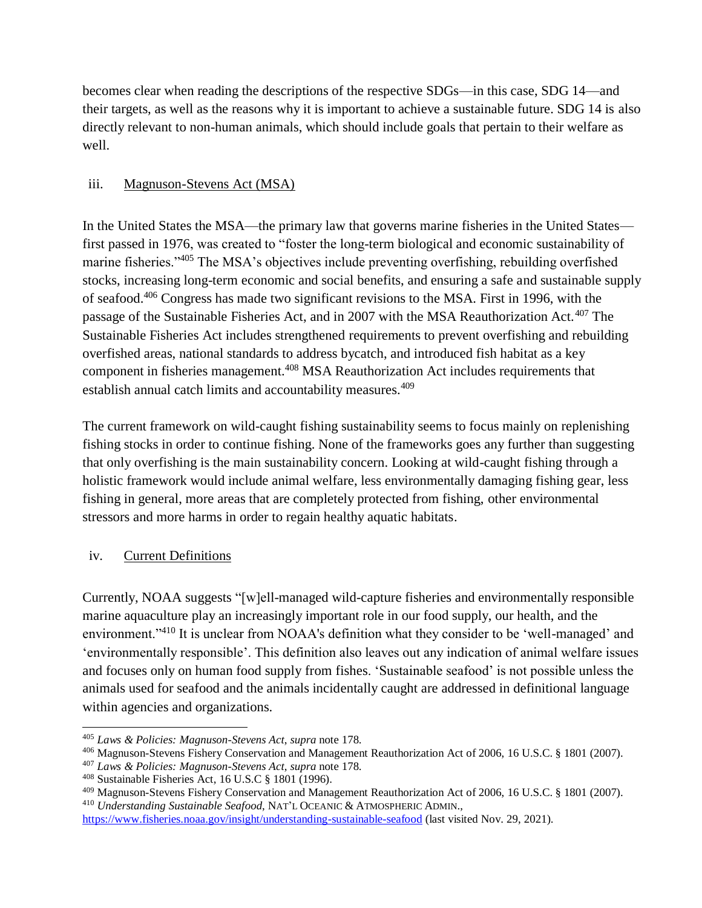becomes clear when reading the descriptions of the respective SDGs—in this case, SDG 14—and their targets, as well as the reasons why it is important to achieve a sustainable future. SDG 14 is also directly relevant to non-human animals, which should include goals that pertain to their welfare as well.

### iii. Magnuson-Stevens Act (MSA)

In the United States the MSA—the primary law that governs marine fisheries in the United States—first passed in 1976, was created to "foster the long-term biological and economic sustainability of marine fisheries."[405] The MSA's objectives include preventing overfishing, rebuilding overfished stocks, increasing long-term economic and social benefits, and ensuring a safe and sustainable supply of seafood.[406] Congress has made two significant revisions to the MSA. First in 1996, with the passage of the Sustainable Fisheries Act, and in 2007 with the MSA Reauthorization Act.[407] The Sustainable Fisheries Act includes strengthened requirements to prevent overfishing and rebuilding overfished areas, national standards to address bycatch, and introduced fish habitat as a key component in fisheries management.[408] MSA Reauthorization Act includes requirements that establish annual catch limits and accountability measures.[409]

The current framework on wild-caught fishing sustainability seems to focus mainly on replenishing fishing stocks in order to continue fishing. None of the frameworks goes any further than suggesting that only overfishing is the main sustainability concern. Looking at wild-caught fishing through a holistic framework would include animal welfare, less environmentally damaging fishing gear, less fishing in general, more areas that are completely protected from fishing, other environmental stressors and more harms in order to regain healthy aquatic habitats.

### iv. Current Definitions

Currently, NOAA suggests "[w]ell-managed wild-capture fisheries and environmentally responsible marine aquaculture play an increasingly important role in our food supply, our health, and the environment."[410] It is unclear from NOAA's definition what they consider to be 'well-managed' and 'environmentally responsible'. This definition also leaves out any indication of animal welfare issues and focuses only on human food supply from fishes. 'Sustainable seafood' is not possible unless the animals used for seafood and the animals incidentally caught are addressed in definitional language within agencies and organizations.

---

[405] *Laws & Policies: Magnuson-Stevens Act*, *supra* note 178.

[406] Magnuson-Stevens Fishery Conservation and Management Reauthorization Act of 2006, 16 U.S.C. § 1801 (2007).

[407] *Laws & Policies: Magnuson-Stevens Act*, *supra* note 178.

[408] Sustainable Fisheries Act, 16 U.S.C § 1801 (1996).

[409] Magnuson-Stevens Fishery Conservation and Management Reauthorization Act of 2006, 16 U.S.C. § 1801 (2007).

[410] *Understanding Sustainable Seafood*, NAT'L OCEANIC & ATMOSPHERIC ADMIN., https://www.fisheries.noaa.gov/insight/understanding-sustainable-seafood (last visited Nov. 29, 2021).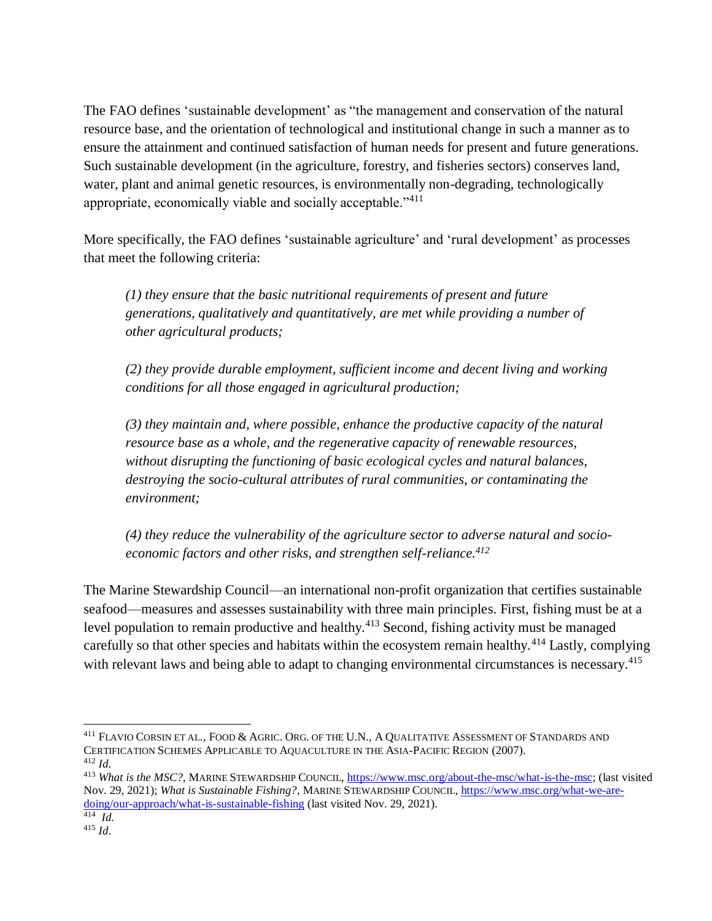The FAO defines 'sustainable development' as "the management and conservation of the natural resource base, and the orientation of technological and institutional change in such a manner as to ensure the attainment and continued satisfaction of human needs for present and future generations. Such sustainable development (in the agriculture, forestry, and fisheries sectors) conserves land, water, plant and animal genetic resources, is environmentally non-degrading, technologically appropriate, economically viable and socially acceptable."[411]

More specifically, the FAO defines 'sustainable agriculture' and 'rural development' as processes that meet the following criteria:

> *(1) they ensure that the basic nutritional requirements of present and future generations, qualitatively and quantitatively, are met while providing a number of other agricultural products;*
>
> *(2) they provide durable employment, sufficient income and decent living and working conditions for all those engaged in agricultural production;*
>
> *(3) they maintain and, where possible, enhance the productive capacity of the natural resource base as a whole, and the regenerative capacity of renewable resources, without disrupting the functioning of basic ecological cycles and natural balances, destroying the socio-cultural attributes of rural communities, or contaminating the environment;*
>
> *(4) they reduce the vulnerability of the agriculture sector to adverse natural and socio-economic factors and other risks, and strengthen self-reliance.*[412]

The Marine Stewardship Council—an international non-profit organization that certifies sustainable seafood—measures and assesses sustainability with three main principles. First, fishing must be at a level population to remain productive and healthy.[413] Second, fishing activity must be managed carefully so that other species and habitats within the ecosystem remain healthy.[414] Lastly, complying with relevant laws and being able to adapt to changing environmental circumstances is necessary.[415]

---

[411] FLAVIO CORSIN ET AL., FOOD & AGRIC. ORG. OF THE U.N., A QUALITATIVE ASSESSMENT OF STANDARDS AND CERTIFICATION SCHEMES APPLICABLE TO AQUACULTURE IN THE ASIA-PACIFIC REGION (2007).

[412] *Id.*

[413] *What is the MSC?*, MARINE STEWARDSHIP COUNCIL, https://www.msc.org/about-the-msc/what-is-the-msc; (last visited Nov. 29, 2021); *What is Sustainable Fishing?*, MARINE STEWARDSHIP COUNCIL, https://www.msc.org/what-we-are-doing/our-approach/what-is-sustainable-fishing (last visited Nov. 29, 2021).

[414] *Id.*

[415] *Id.*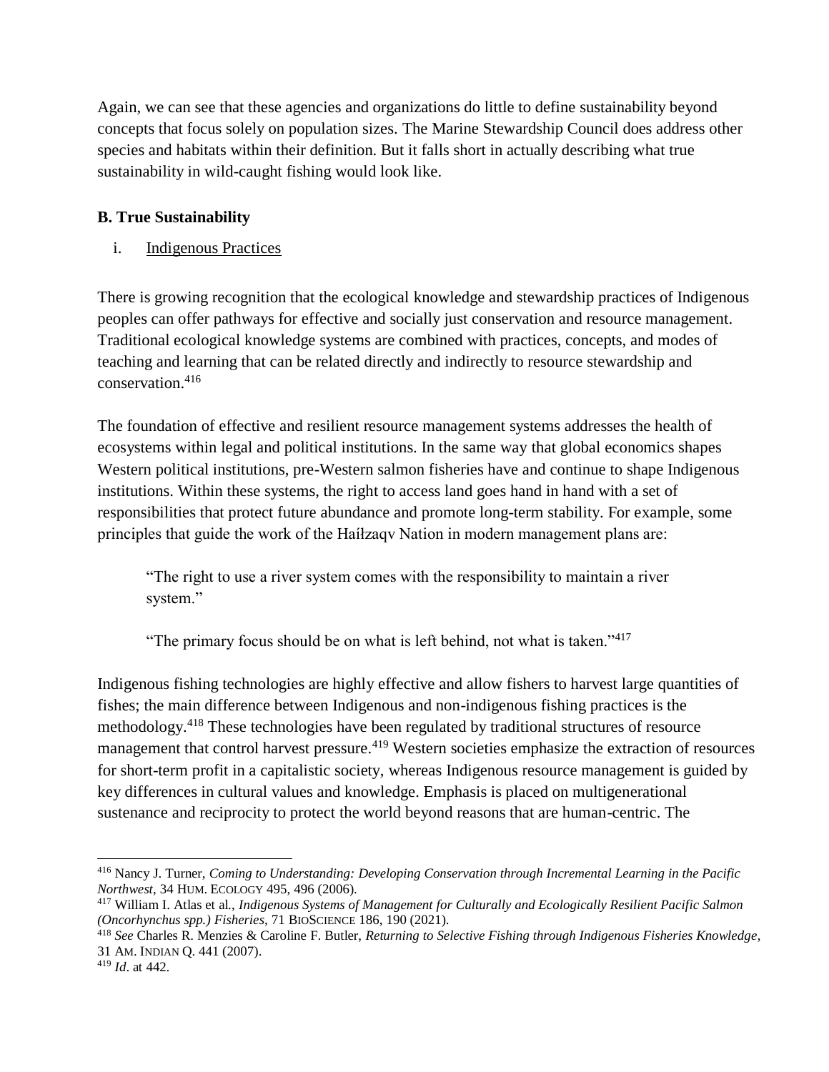Again, we can see that these agencies and organizations do little to define sustainability beyond concepts that focus solely on population sizes. The Marine Stewardship Council does address other species and habitats within their definition. But it falls short in actually describing what true sustainability in wild-caught fishing would look like.

**B. True Sustainability**

i. Indigenous Practices

There is growing recognition that the ecological knowledge and stewardship practices of Indigenous peoples can offer pathways for effective and socially just conservation and resource management. Traditional ecological knowledge systems are combined with practices, concepts, and modes of teaching and learning that can be related directly and indirectly to resource stewardship and conservation.[416]

The foundation of effective and resilient resource management systems addresses the health of ecosystems within legal and political institutions. In the same way that global economics shapes Western political institutions, pre-Western salmon fisheries have and continue to shape Indigenous institutions. Within these systems, the right to access land goes hand in hand with a set of responsibilities that protect future abundance and promote long-term stability. For example, some principles that guide the work of the Haíłzaqv Nation in modern management plans are:

> "The right to use a river system comes with the responsibility to maintain a river system."
>
> "The primary focus should be on what is left behind, not what is taken."[417]

Indigenous fishing technologies are highly effective and allow fishers to harvest large quantities of fishes; the main difference between Indigenous and non-indigenous fishing practices is the methodology.[418] These technologies have been regulated by traditional structures of resource management that control harvest pressure.[419] Western societies emphasize the extraction of resources for short-term profit in a capitalistic society, whereas Indigenous resource management is guided by key differences in cultural values and knowledge. Emphasis is placed on multigenerational sustenance and reciprocity to protect the world beyond reasons that are human-centric. The

---

[416] Nancy J. Turner, *Coming to Understanding: Developing Conservation through Incremental Learning in the Pacific Northwest*, 34 HUM. ECOLOGY 495, 496 (2006).

[417] William I. Atlas et al., *Indigenous Systems of Management for Culturally and Ecologically Resilient Pacific Salmon (Oncorhynchus spp.) Fisheries*, 71 BIOSCIENCE 186, 190 (2021).

[418] *See* Charles R. Menzies & Caroline F. Butler, *Returning to Selective Fishing through Indigenous Fisheries Knowledge*, 31 AM. INDIAN Q. 441 (2007).

[419] *Id*. at 442.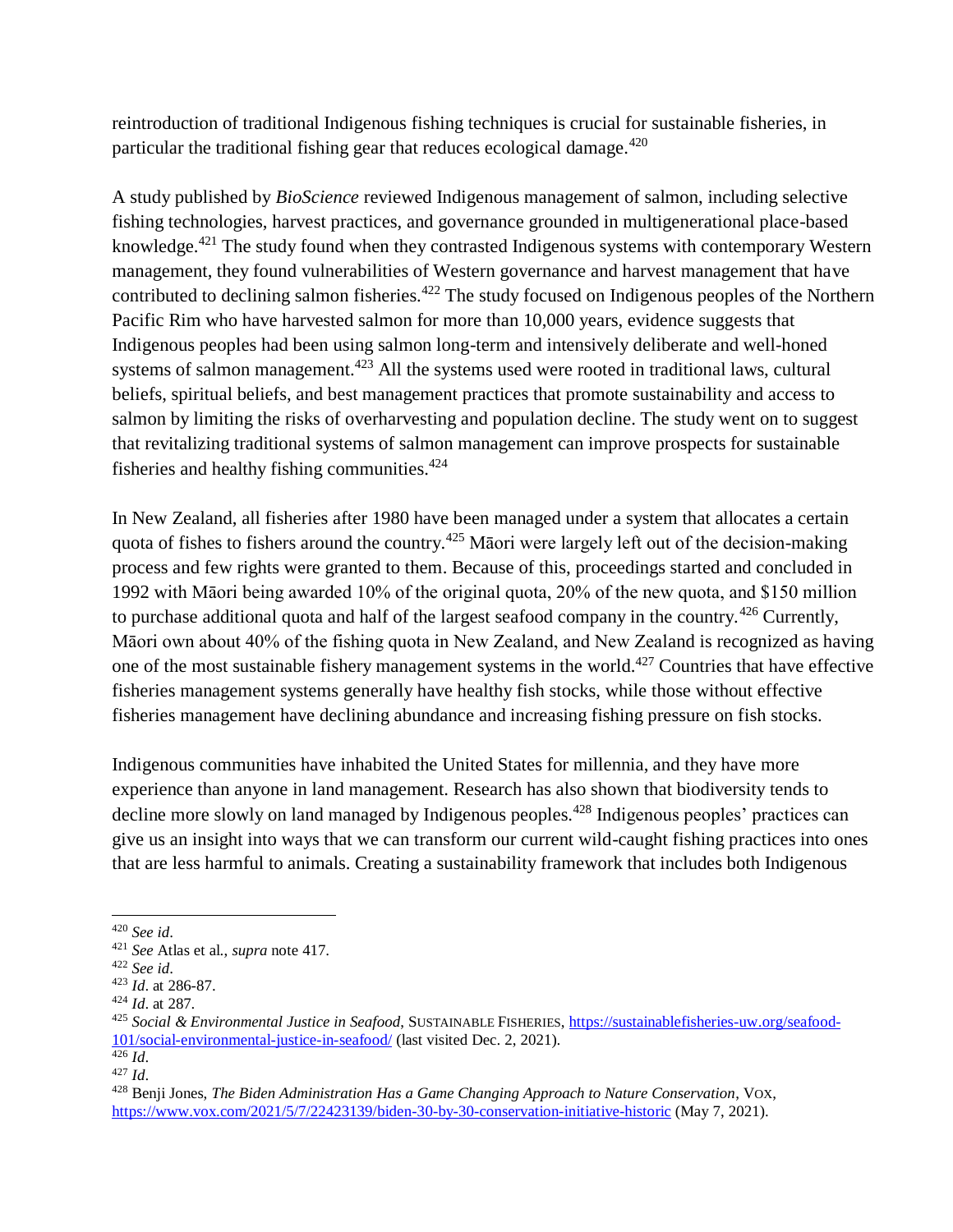reintroduction of traditional Indigenous fishing techniques is crucial for sustainable fisheries, in particular the traditional fishing gear that reduces ecological damage.[420]

A study published by *BioScience* reviewed Indigenous management of salmon, including selective fishing technologies, harvest practices, and governance grounded in multigenerational place-based knowledge.[421] The study found when they contrasted Indigenous systems with contemporary Western management, they found vulnerabilities of Western governance and harvest management that have contributed to declining salmon fisheries.[422] The study focused on Indigenous peoples of the Northern Pacific Rim who have harvested salmon for more than 10,000 years, evidence suggests that Indigenous peoples had been using salmon long-term and intensively deliberate and well-honed systems of salmon management.[423] All the systems used were rooted in traditional laws, cultural beliefs, spiritual beliefs, and best management practices that promote sustainability and access to salmon by limiting the risks of overharvesting and population decline. The study went on to suggest that revitalizing traditional systems of salmon management can improve prospects for sustainable fisheries and healthy fishing communities.[424]

In New Zealand, all fisheries after 1980 have been managed under a system that allocates a certain quota of fishes to fishers around the country.[425] Māori were largely left out of the decision-making process and few rights were granted to them. Because of this, proceedings started and concluded in 1992 with Māori being awarded 10% of the original quota, 20% of the new quota, and $150 million to purchase additional quota and half of the largest seafood company in the country.[426] Currently, Māori own about 40% of the fishing quota in New Zealand, and New Zealand is recognized as having one of the most sustainable fishery management systems in the world.[427] Countries that have effective fisheries management systems generally have healthy fish stocks, while those without effective fisheries management have declining abundance and increasing fishing pressure on fish stocks.

Indigenous communities have inhabited the United States for millennia, and they have more experience than anyone in land management. Research has also shown that biodiversity tends to decline more slowly on land managed by Indigenous peoples.[428] Indigenous peoples' practices can give us an insight into ways that we can transform our current wild-caught fishing practices into ones that are less harmful to animals. Creating a sustainability framework that includes both Indigenous

---

[420] *See id*.

[421] *See* Atlas et al., *supra* note 417.

[422] *See id*.

[423] *Id*. at 286-87.

[424] *Id*. at 287.

[425] *Social & Environmental Justice in Seafood*, SUSTAINABLE FISHERIES, https://sustainablefisheries-uw.org/seafood-101/social-environmental-justice-in-seafood/ (last visited Dec. 2, 2021).

[426] *Id*.

[427] *Id*.

[428] Benji Jones, *The Biden Administration Has a Game Changing Approach to Nature Conservation*, VOX, https://www.vox.com/2021/5/7/22423139/biden-30-by-30-conservation-initiative-historic (May 7, 2021).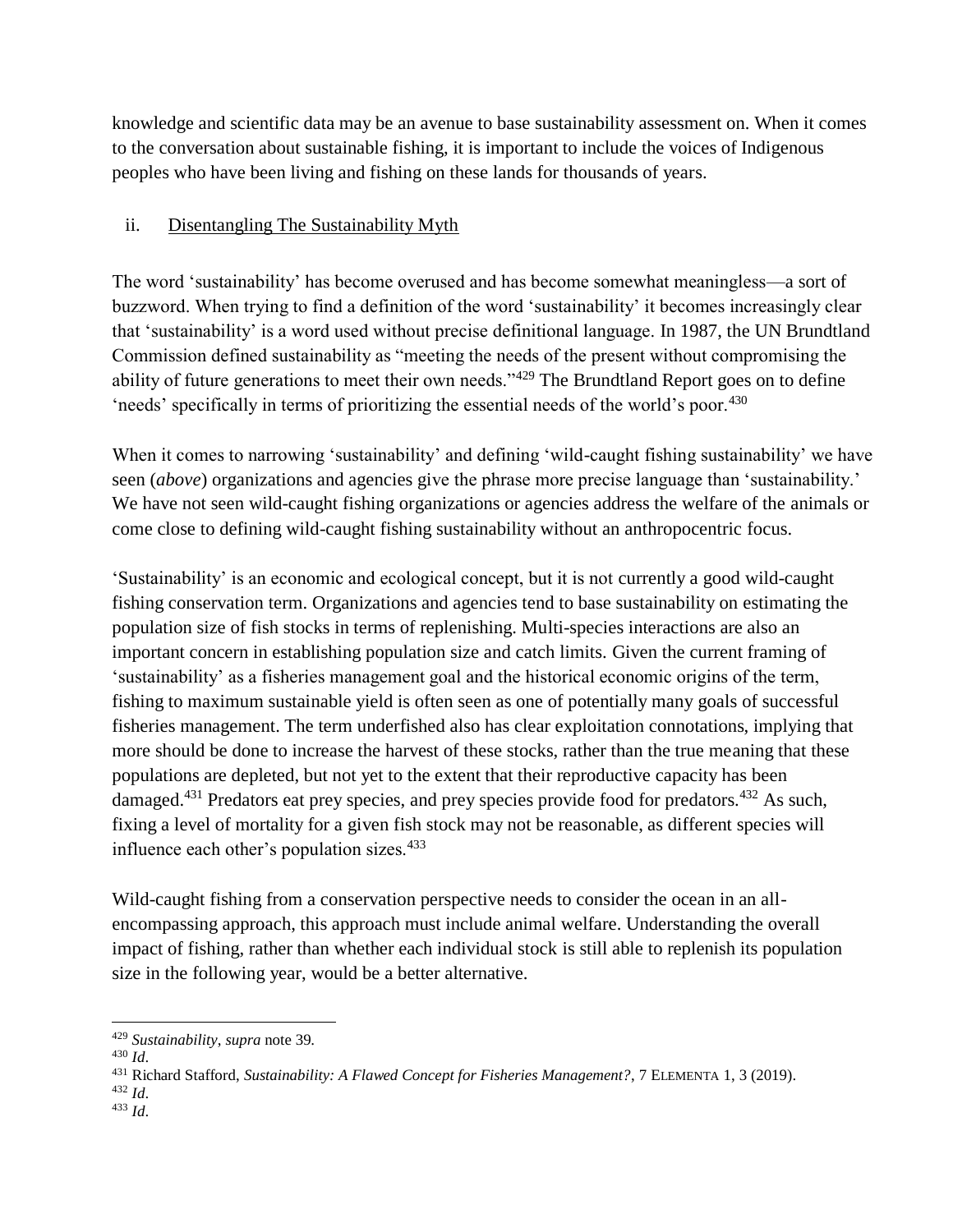knowledge and scientific data may be an avenue to base sustainability assessment on. When it comes to the conversation about sustainable fishing, it is important to include the voices of Indigenous peoples who have been living and fishing on these lands for thousands of years.

### ii. Disentangling The Sustainability Myth

The word 'sustainability' has become overused and has become somewhat meaningless—a sort of buzzword. When trying to find a definition of the word 'sustainability' it becomes increasingly clear that 'sustainability' is a word used without precise definitional language. In 1987, the UN Brundtland Commission defined sustainability as "meeting the needs of the present without compromising the ability of future generations to meet their own needs."[429] The Brundtland Report goes on to define 'needs' specifically in terms of prioritizing the essential needs of the world's poor.[430]

When it comes to narrowing 'sustainability' and defining 'wild-caught fishing sustainability' we have seen (*above*) organizations and agencies give the phrase more precise language than 'sustainability.' We have not seen wild-caught fishing organizations or agencies address the welfare of the animals or come close to defining wild-caught fishing sustainability without an anthropocentric focus.

'Sustainability' is an economic and ecological concept, but it is not currently a good wild-caught fishing conservation term. Organizations and agencies tend to base sustainability on estimating the population size of fish stocks in terms of replenishing. Multi-species interactions are also an important concern in establishing population size and catch limits. Given the current framing of 'sustainability' as a fisheries management goal and the historical economic origins of the term, fishing to maximum sustainable yield is often seen as one of potentially many goals of successful fisheries management. The term underfished also has clear exploitation connotations, implying that more should be done to increase the harvest of these stocks, rather than the true meaning that these populations are depleted, but not yet to the extent that their reproductive capacity has been damaged.[431] Predators eat prey species, and prey species provide food for predators.[432] As such, fixing a level of mortality for a given fish stock may not be reasonable, as different species will influence each other's population sizes.[433]

Wild-caught fishing from a conservation perspective needs to consider the ocean in an all-encompassing approach, this approach must include animal welfare. Understanding the overall impact of fishing, rather than whether each individual stock is still able to replenish its population size in the following year, would be a better alternative.

---

[429] *Sustainability*, *supra* note 39.

[430] *Id*.

[431] Richard Stafford, *Sustainability: A Flawed Concept for Fisheries Management?*, 7 ELEMENTA 1, 3 (2019).

[432] *Id*.

[433] *Id*.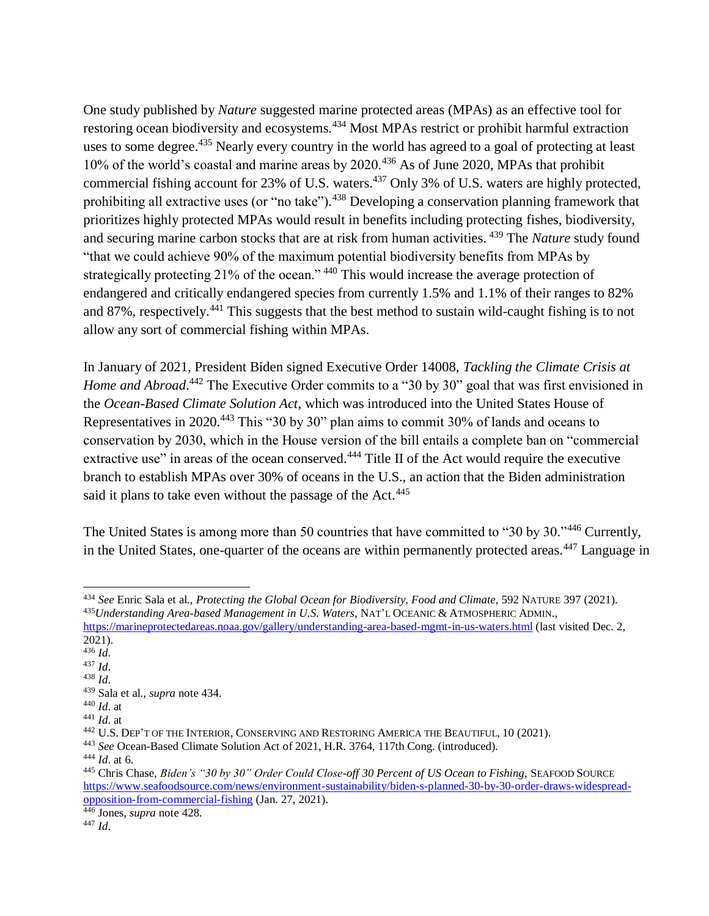One study published by *Nature* suggested marine protected areas (MPAs) as an effective tool for restoring ocean biodiversity and ecosystems.[434] Most MPAs restrict or prohibit harmful extraction uses to some degree.[435] Nearly every country in the world has agreed to a goal of protecting at least 10% of the world's coastal and marine areas by 2020.[436] As of June 2020, MPAs that prohibit commercial fishing account for 23% of U.S. waters.[437] Only 3% of U.S. waters are highly protected, prohibiting all extractive uses (or "no take").[438] Developing a conservation planning framework that prioritizes highly protected MPAs would result in benefits including protecting fishes, biodiversity, and securing marine carbon stocks that are at risk from human activities. [439] The *Nature* study found "that we could achieve 90% of the maximum potential biodiversity benefits from MPAs by strategically protecting 21% of the ocean." [440] This would increase the average protection of endangered and critically endangered species from currently 1.5% and 1.1% of their ranges to 82% and 87%, respectively.[441] This suggests that the best method to sustain wild-caught fishing is to not allow any sort of commercial fishing within MPAs.

In January of 2021, President Biden signed Executive Order 14008, *Tackling the Climate Crisis at Home and Abroad*.[442] The Executive Order commits to a "30 by 30" goal that was first envisioned in the *Ocean-Based Climate Solution Act*, which was introduced into the United States House of Representatives in 2020.[443] This "30 by 30" plan aims to commit 30% of lands and oceans to conservation by 2030, which in the House version of the bill entails a complete ban on "commercial extractive use" in areas of the ocean conserved.[444] Title II of the Act would require the executive branch to establish MPAs over 30% of oceans in the U.S., an action that the Biden administration said it plans to take even without the passage of the Act.[445]

The United States is among more than 50 countries that have committed to "30 by 30."[446] Currently, in the United States, one-quarter of the oceans are within permanently protected areas.[447] Language in

---

[434] *See* Enric Sala et al., *Protecting the Global Ocean for Biodiversity, Food and Climate*, 592 NATURE 397 (2021).

[435] *Understanding Area-based Management in U.S. Waters*, NAT'L OCEANIC & ATMOSPHERIC ADMIN., https://marineprotectedareas.noaa.gov/gallery/understanding-area-based-mgmt-in-us-waters.html (last visited Dec. 2, 2021).

[436] *Id*.

[437] *Id*.

[438] *Id*.

[439] Sala et al., *supra* note 434.

[440] *Id*. at

[441] *Id*. at

[442] U.S. DEP'T OF THE INTERIOR, CONSERVING AND RESTORING AMERICA THE BEAUTIFUL, 10 (2021).

[443] *See* Ocean-Based Climate Solution Act of 2021, H.R. 3764, 117th Cong. (introduced).

[444] *Id*. at 6.

[445] Chris Chase, *Biden's "30 by 30" Order Could Close-off 30 Percent of US Ocean to Fishing*, SEAFOOD SOURCE https://www.seafoodsource.com/news/environment-sustainability/biden-s-planned-30-by-30-order-draws-widespread-opposition-from-commercial-fishing (Jan. 27, 2021).

[446] Jones, *supra* note 428.

[447] *Id*.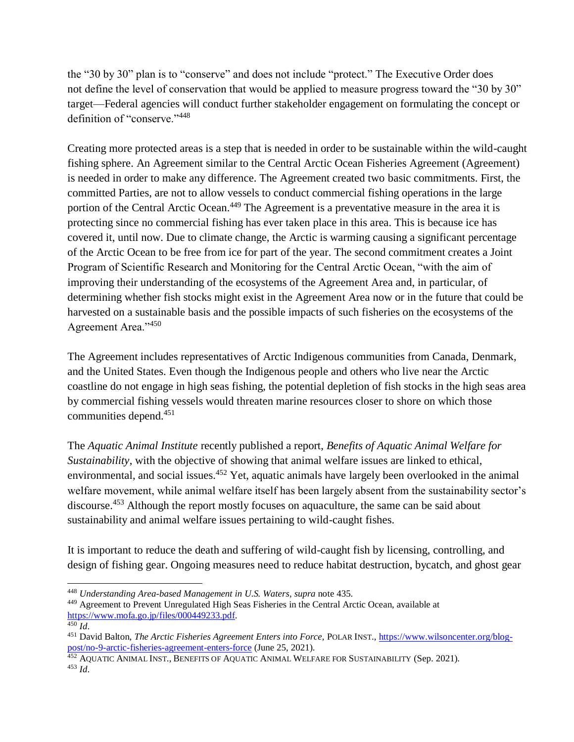the "30 by 30" plan is to "conserve" and does not include "protect." The Executive Order does not define the level of conservation that would be applied to measure progress toward the "30 by 30" target—Federal agencies will conduct further stakeholder engagement on formulating the concept or definition of "conserve."[448]

Creating more protected areas is a step that is needed in order to be sustainable within the wild-caught fishing sphere. An Agreement similar to the Central Arctic Ocean Fisheries Agreement (Agreement) is needed in order to make any difference. The Agreement created two basic commitments. First, the committed Parties, are not to allow vessels to conduct commercial fishing operations in the large portion of the Central Arctic Ocean.[449] The Agreement is a preventative measure in the area it is protecting since no commercial fishing has ever taken place in this area. This is because ice has covered it, until now. Due to climate change, the Arctic is warming causing a significant percentage of the Arctic Ocean to be free from ice for part of the year. The second commitment creates a Joint Program of Scientific Research and Monitoring for the Central Arctic Ocean, "with the aim of improving their understanding of the ecosystems of the Agreement Area and, in particular, of determining whether fish stocks might exist in the Agreement Area now or in the future that could be harvested on a sustainable basis and the possible impacts of such fisheries on the ecosystems of the Agreement Area."[450]

The Agreement includes representatives of Arctic Indigenous communities from Canada, Denmark, and the United States. Even though the Indigenous people and others who live near the Arctic coastline do not engage in high seas fishing, the potential depletion of fish stocks in the high seas area by commercial fishing vessels would threaten marine resources closer to shore on which those communities depend.[451]

The *Aquatic Animal Institute* recently published a report, *Benefits of Aquatic Animal Welfare for Sustainability*, with the objective of showing that animal welfare issues are linked to ethical, environmental, and social issues.[452] Yet, aquatic animals have largely been overlooked in the animal welfare movement, while animal welfare itself has been largely absent from the sustainability sector's discourse.[453] Although the report mostly focuses on aquaculture, the same can be said about sustainability and animal welfare issues pertaining to wild-caught fishes.

It is important to reduce the death and suffering of wild-caught fish by licensing, controlling, and design of fishing gear. Ongoing measures need to reduce habitat destruction, bycatch, and ghost gear

---

[448] *Understanding Area-based Management in U.S. Waters*, *supra* note 435.

[449] Agreement to Prevent Unregulated High Seas Fisheries in the Central Arctic Ocean, available at https://www.mofa.go.jp/files/000449233.pdf.

[450] *Id*.

[451] David Balton, *The Arctic Fisheries Agreement Enters into Force*, POLAR INST., https://www.wilsoncenter.org/blog-post/no-9-arctic-fisheries-agreement-enters-force (June 25, 2021).

[452] AQUATIC ANIMAL INST., BENEFITS OF AQUATIC ANIMAL WELFARE FOR SUSTAINABILITY (Sep. 2021).

[453] *Id*.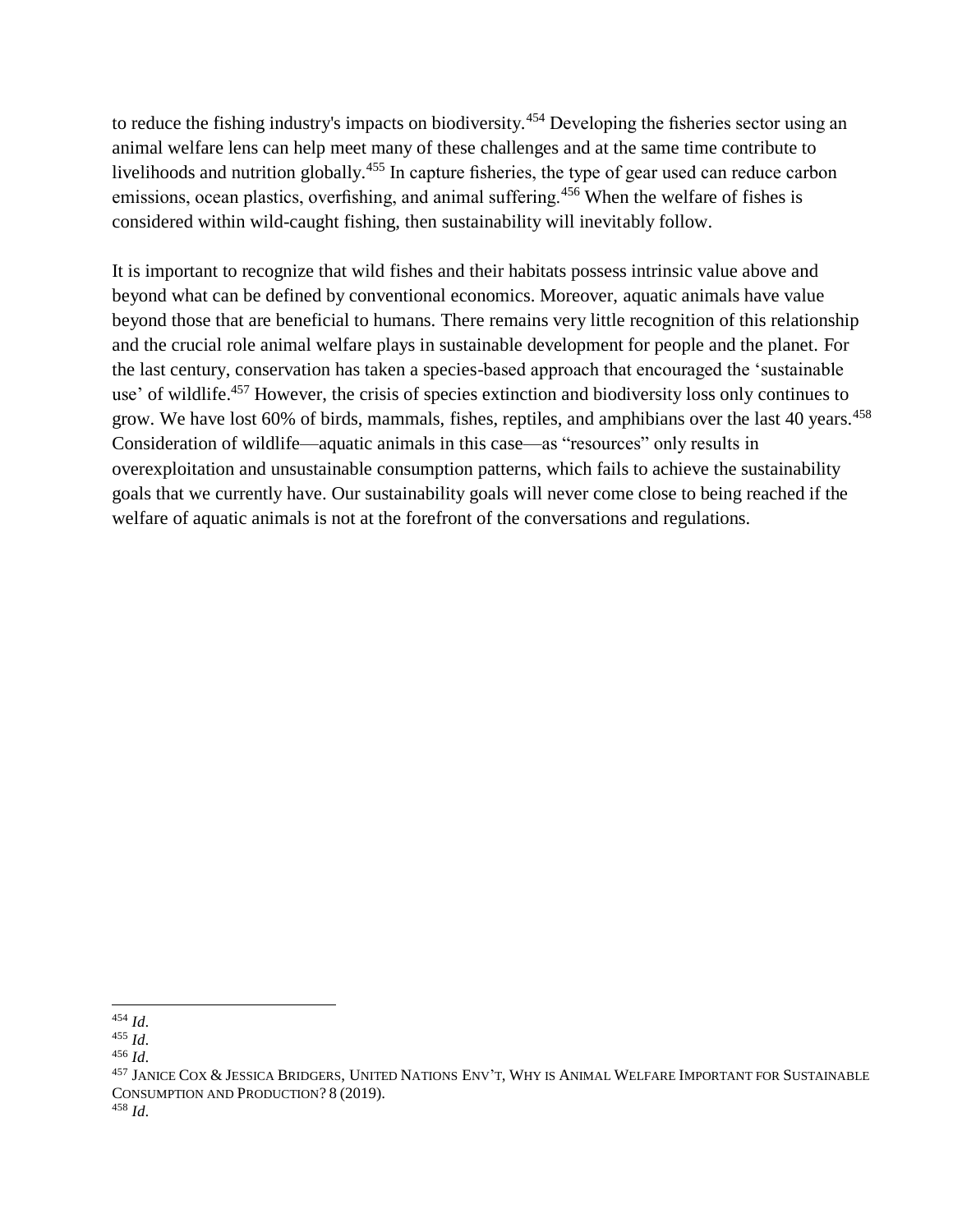to reduce the fishing industry's impacts on biodiversity.[454] Developing the fisheries sector using an animal welfare lens can help meet many of these challenges and at the same time contribute to livelihoods and nutrition globally.[455] In capture fisheries, the type of gear used can reduce carbon emissions, ocean plastics, overfishing, and animal suffering.[456] When the welfare of fishes is considered within wild-caught fishing, then sustainability will inevitably follow.

It is important to recognize that wild fishes and their habitats possess intrinsic value above and beyond what can be defined by conventional economics. Moreover, aquatic animals have value beyond those that are beneficial to humans. There remains very little recognition of this relationship and the crucial role animal welfare plays in sustainable development for people and the planet. For the last century, conservation has taken a species-based approach that encouraged the 'sustainable use' of wildlife.[457] However, the crisis of species extinction and biodiversity loss only continues to grow. We have lost 60% of birds, mammals, fishes, reptiles, and amphibians over the last 40 years.[458] Consideration of wildlife—aquatic animals in this case—as "resources" only results in overexploitation and unsustainable consumption patterns, which fails to achieve the sustainability goals that we currently have. Our sustainability goals will never come close to being reached if the welfare of aquatic animals is not at the forefront of the conversations and regulations.

---

[454] *Id*.

[455] *Id*.

[456] *Id*.

[457] JANICE COX & JESSICA BRIDGERS, UNITED NATIONS ENV'T, WHY IS ANIMAL WELFARE IMPORTANT FOR SUSTAINABLE CONSUMPTION AND PRODUCTION? 8 (2019).

[458] *Id*.